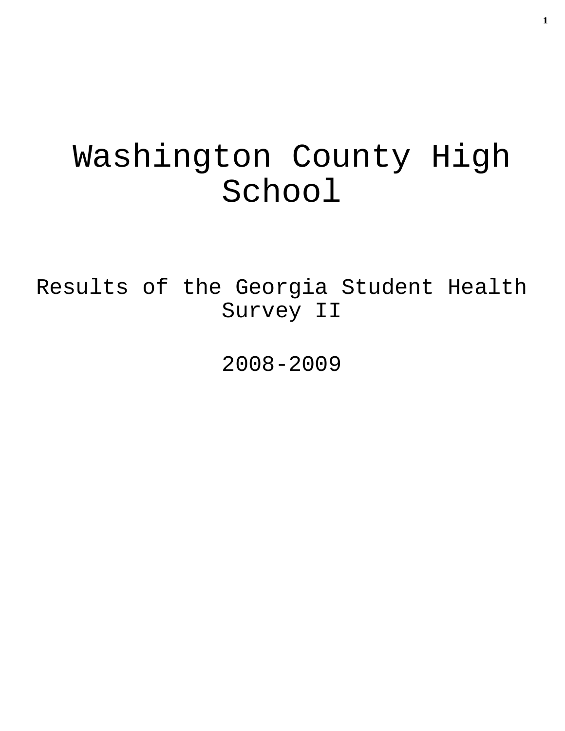# Washington County High School

## Results of the Georgia Student Health Survey II

## 2008-2009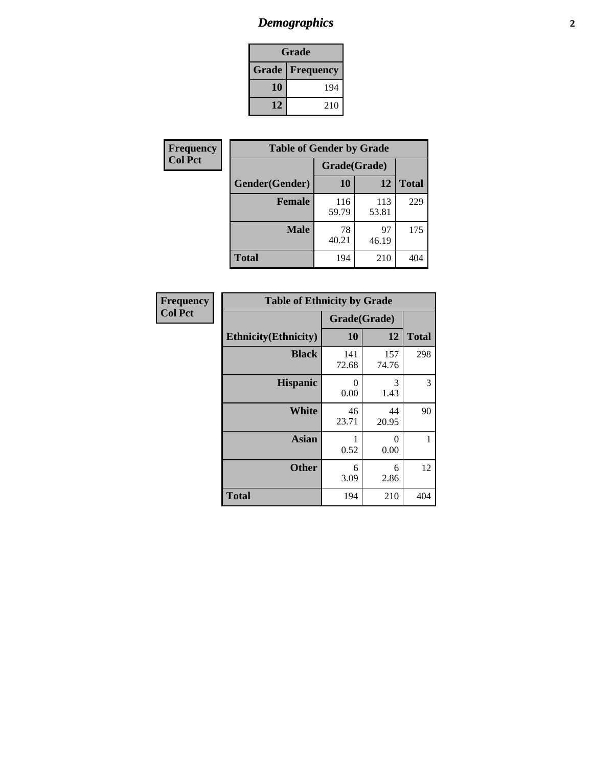# Demographics

| Grade | |
|---|---|
| **Grade** | **Frequency** |
| **10** | 194 |
| **12** | 210 |

**Frequency**
**Col Pct**

| Table of Gender by Grade | | | |
|---|---|---|---|
| | Grade(Grade) | | |
| **Gender(Gender)** | **10** | **12** | **Total** |
| **Female** | 116<br>59.79 | 113<br>53.81 | 229 |
| **Male** | 78<br>40.21 | 97<br>46.19 | 175 |
| **Total** | 194 | 210 | 404 |

**Frequency**
**Col Pct**

| Table of Ethnicity by Grade | | | |
|---|---|---|---|
| | Grade(Grade) | | |
| **Ethnicity(Ethnicity)** | **10** | **12** | **Total** |
| **Black** | 141<br>72.68 | 157<br>74.76 | 298 |
| **Hispanic** | 0<br>0.00 | 3<br>1.43 | 3 |
| **White** | 46<br>23.71 | 44<br>20.95 | 90 |
| **Asian** | 1<br>0.52 | 0<br>0.00 | 1 |
| **Other** | 6<br>3.09 | 6<br>2.86 | 12 |
| **Total** | 194 | 210 | 404 |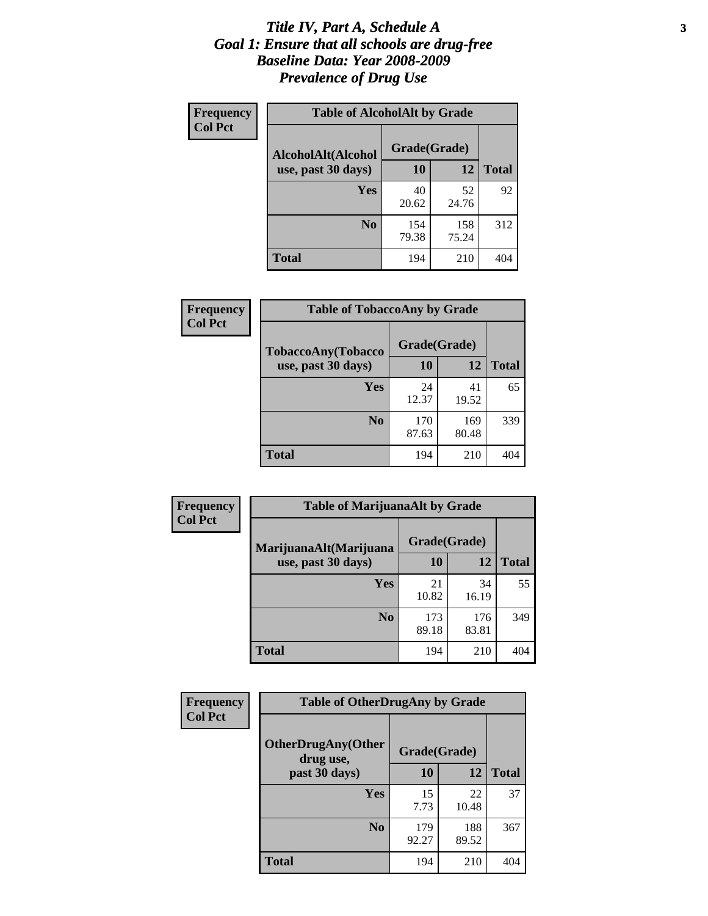# *Title IV, Part A, Schedule A*
# *Goal 1: Ensure that all schools are drug-free*
# *Baseline Data: Year 2008-2009*
# *Prevalence of Drug Use*

**Frequency**
**Col Pct**

**Table of AlcoholAlt by Grade**

| AlcoholAlt(Alcohol use, past 30 days) | Grade(Grade) | | Total |
|---|---|---|---|
| | 10 | 12 | |
| Yes | 40<br>20.62 | 52<br>24.76 | 92 |
| No | 154<br>79.38 | 158<br>75.24 | 312 |
| Total | 194 | 210 | 404 |

**Frequency**
**Col Pct**

**Table of TobaccoAny by Grade**

| TobaccoAny(Tobacco use, past 30 days) | Grade(Grade) | | Total |
|---|---|---|---|
| | 10 | 12 | |
| Yes | 24<br>12.37 | 41<br>19.52 | 65 |
| No | 170<br>87.63 | 169<br>80.48 | 339 |
| Total | 194 | 210 | 404 |

**Frequency**
**Col Pct**

**Table of MarijuanaAlt by Grade**

| MarijuanaAlt(Marijuana use, past 30 days) | Grade(Grade) | | Total |
|---|---|---|---|
| | 10 | 12 | |
| Yes | 21<br>10.82 | 34<br>16.19 | 55 |
| No | 173<br>89.18 | 176<br>83.81 | 349 |
| Total | 194 | 210 | 404 |

**Frequency**
**Col Pct**

**Table of OtherDrugAny by Grade**

| OtherDrugAny(Other drug use, past 30 days) | Grade(Grade) | | Total |
|---|---|---|---|
| | 10 | 12 | |
| Yes | 15<br>7.73 | 22<br>10.48 | 37 |
| No | 179<br>92.27 | 188<br>89.52 | 367 |
| Total | 194 | 210 | 404 |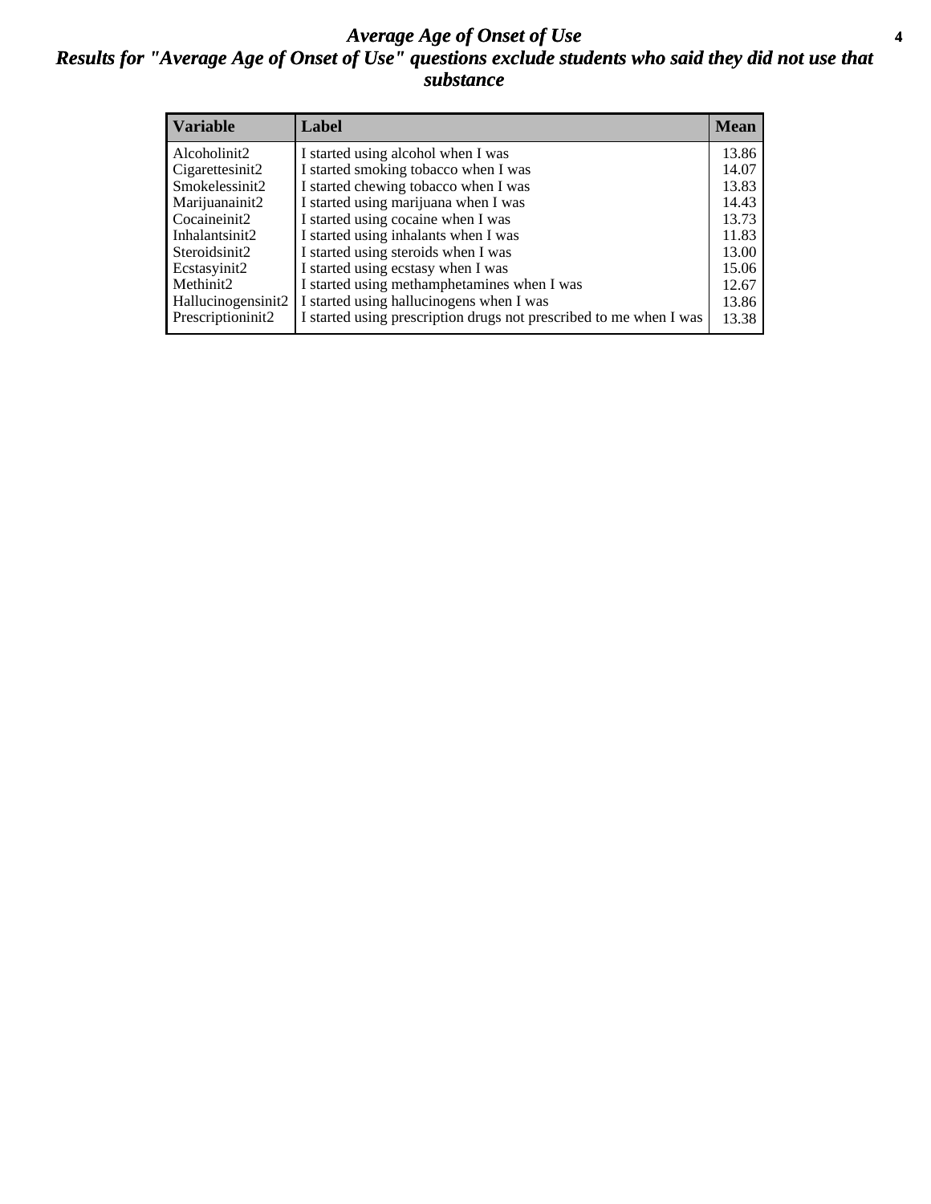# Average Age of Onset of Use

## Results for "Average Age of Onset of Use" questions exclude students who said they did not use that substance

| Variable | Label | Mean |
| --- | --- | --- |
| Alcoholinit2 | I started using alcohol when I was | 13.86 |
| Cigarettesinit2 | I started smoking tobacco when I was | 14.07 |
| Smokelessinit2 | I started chewing tobacco when I was | 13.83 |
| Marijuanainit2 | I started using marijuana when I was | 14.43 |
| Cocaineinit2 | I started using cocaine when I was | 13.73 |
| Inhalantsinit2 | I started using inhalants when I was | 11.83 |
| Steroidsinit2 | I started using steroids when I was | 13.00 |
| Ecstasyinit2 | I started using ecstasy when I was | 15.06 |
| Methinit2 | I started using methamphetamines when I was | 12.67 |
| Hallucinogensinit2 | I started using hallucinogens when I was | 13.86 |
| Prescriptioninit2 | I started using prescription drugs not prescribed to me when I was | 13.38 |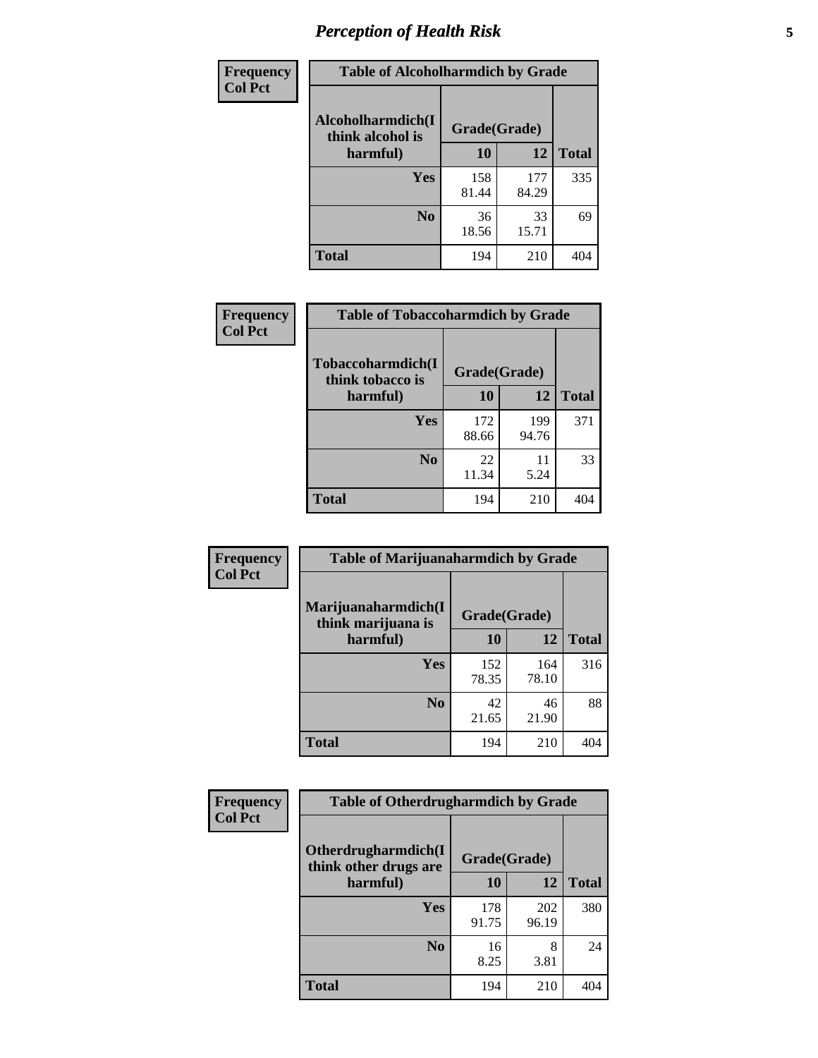# *Perception of Health Risk*

**Frequency**
**Col Pct**

| Table of Alcoholharmdich by Grade | | | |
|---|---|---|---|
| **Alcoholharmdich(I think alcohol is harmful)** | **Grade(Grade)** | | **Total** |
| | **10** | **12** | |
| **Yes** | 158<br>81.44 | 177<br>84.29 | 335 |
| **No** | 36<br>18.56 | 33<br>15.71 | 69 |
| **Total** | 194 | 210 | 404 |

**Frequency**
**Col Pct**

| Table of Tobaccoharmdich by Grade | | | |
|---|---|---|---|
| **Tobaccoharmdich(I think tobacco is harmful)** | **Grade(Grade)** | | **Total** |
| | **10** | **12** | |
| **Yes** | 172<br>88.66 | 199<br>94.76 | 371 |
| **No** | 22<br>11.34 | 11<br>5.24 | 33 |
| **Total** | 194 | 210 | 404 |

**Frequency**
**Col Pct**

| Table of Marijuanaharmdich by Grade | | | |
|---|---|---|---|
| **Marijuanaharmdich(I think marijuana is harmful)** | **Grade(Grade)** | | **Total** |
| | **10** | **12** | |
| **Yes** | 152<br>78.35 | 164<br>78.10 | 316 |
| **No** | 42<br>21.65 | 46<br>21.90 | 88 |
| **Total** | 194 | 210 | 404 |

**Frequency**
**Col Pct**

| Table of Otherdrugharmdich by Grade | | | |
|---|---|---|---|
| **Otherdrugharmdich(I think other drugs are harmful)** | **Grade(Grade)** | | **Total** |
| | **10** | **12** | |
| **Yes** | 178<br>91.75 | 202<br>96.19 | 380 |
| **No** | 16<br>8.25 | 8<br>3.81 | 24 |
| **Total** | 194 | 210 | 404 |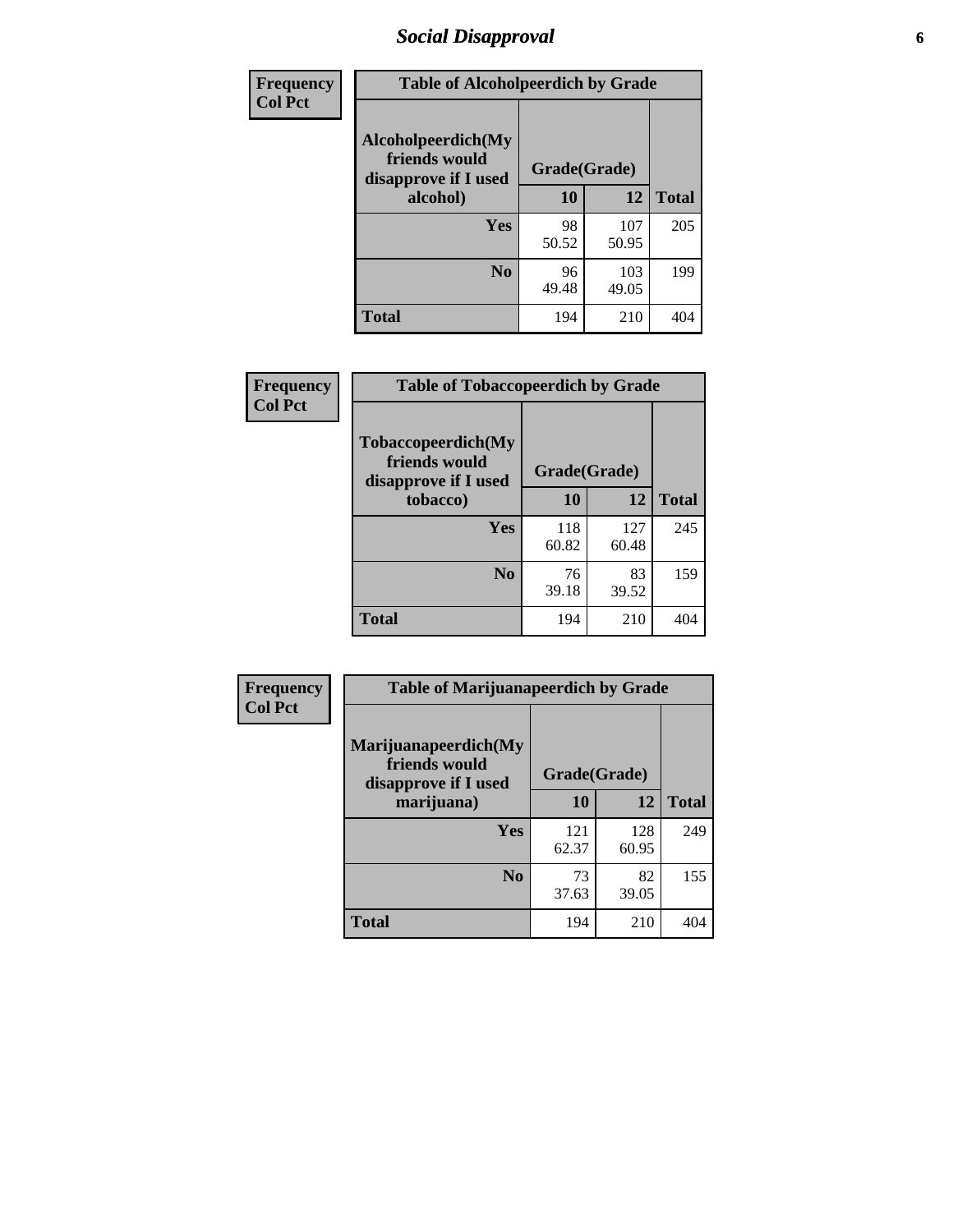# Social Disapproval

| Frequency<br>Col Pct | | | |
|---|---|---|---|
| **Table of Alcoholpeerdich by Grade** | | | |
| **Alcoholpeerdich(My friends would disapprove if I used alcohol)** | **Grade(Grade)** | | |
| | **10** | **12** | **Total** |
| **Yes** | 98<br>50.52 | 107<br>50.95 | 205 |
| **No** | 96<br>49.48 | 103<br>49.05 | 199 |
| **Total** | 194 | 210 | 404 |

| Frequency<br>Col Pct | | | |
|---|---|---|---|
| **Table of Tobaccopeerdich by Grade** | | | |
| **Tobaccopeerdich(My friends would disapprove if I used tobacco)** | **Grade(Grade)** | | |
| | **10** | **12** | **Total** |
| **Yes** | 118<br>60.82 | 127<br>60.48 | 245 |
| **No** | 76<br>39.18 | 83<br>39.52 | 159 |
| **Total** | 194 | 210 | 404 |

| Frequency<br>Col Pct | | | |
|---|---|---|---|
| **Table of Marijuanapeerdich by Grade** | | | |
| **Marijuanapeerdich(My friends would disapprove if I used marijuana)** | **Grade(Grade)** | | |
| | **10** | **12** | **Total** |
| **Yes** | 121<br>62.37 | 128<br>60.95 | 249 |
| **No** | 73<br>37.63 | 82<br>39.05 | 155 |
| **Total** | 194 | 210 | 404 |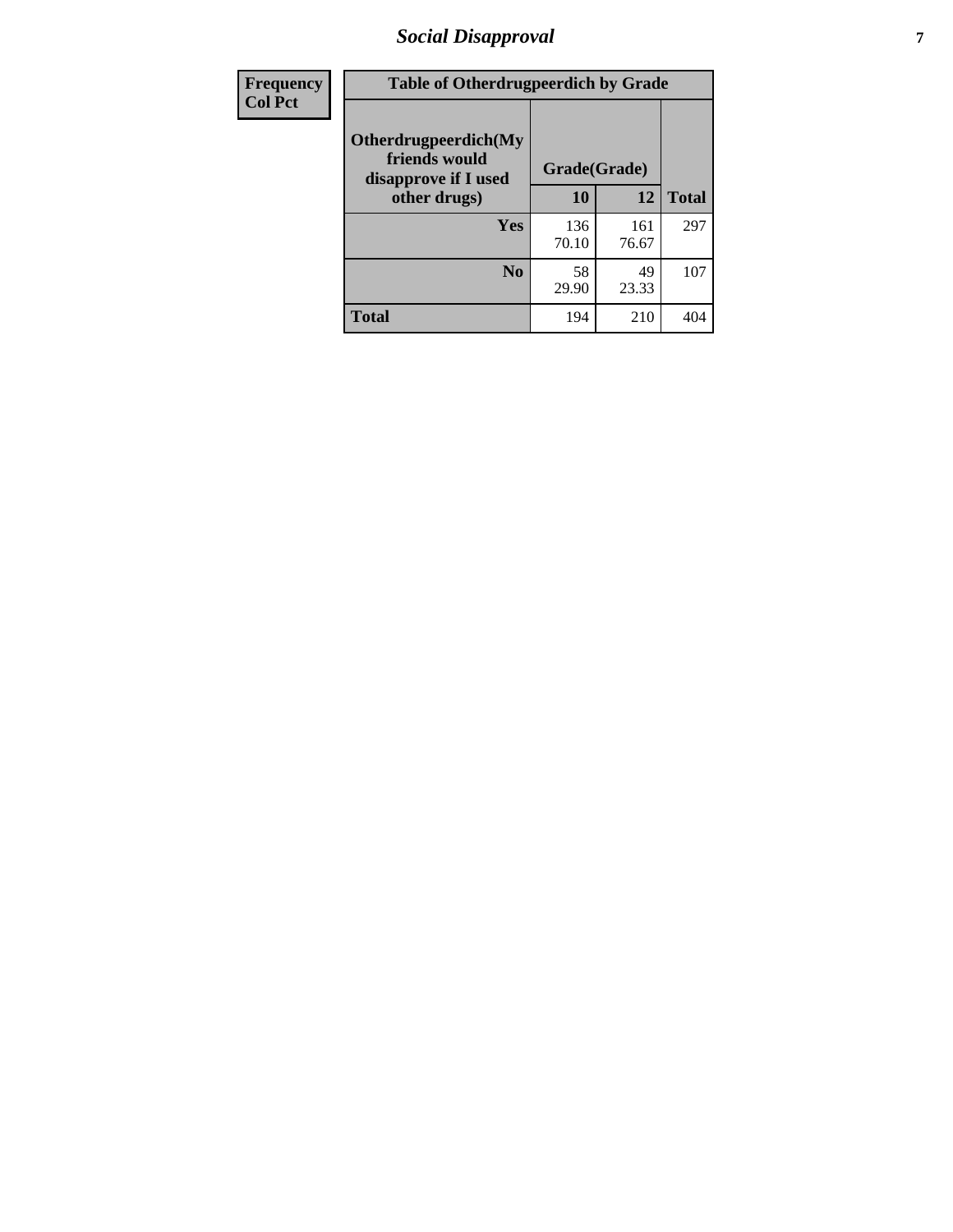| Frequency<br>Col Pct | Table of Otherdrugpeerdich by Grade | | |
|---|---|---|---|
| Otherdrugpeerdich(My friends would disapprove if I used other drugs) | Grade(Grade) | | |
| | 10 | 12 | Total |
| Yes | 136<br>70.10 | 161<br>76.67 | 297 |
| No | 58<br>29.90 | 49<br>23.33 | 107 |
| Total | 194 | 210 | 404 |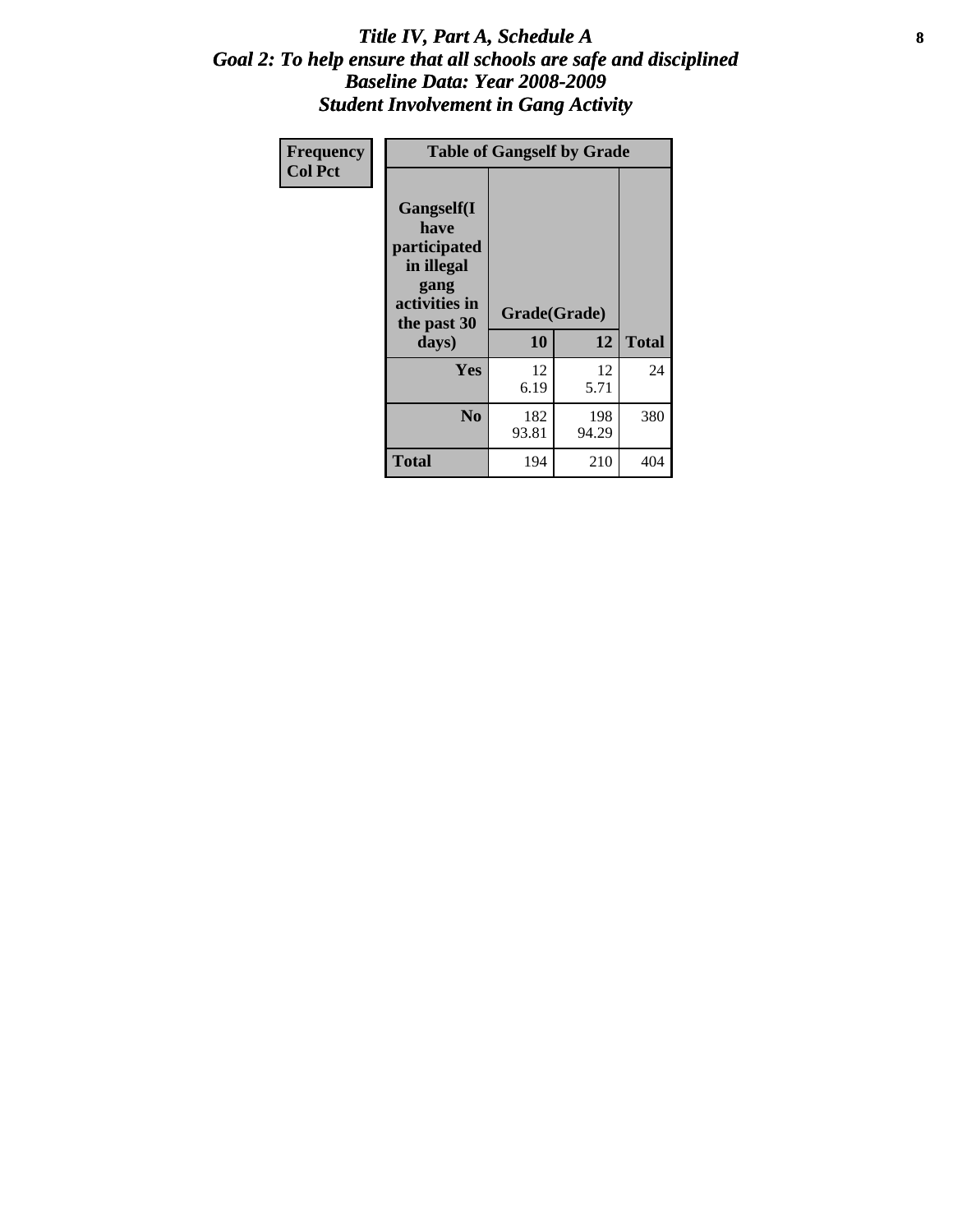# *Title IV, Part A, Schedule A*
## *Goal 2: To help ensure that all schools are safe and disciplined*
## *Baseline Data: Year 2008-2009*
## *Student Involvement in Gang Activity*

| Frequency<br>Col Pct | Table of Gangself by Grade | | |
|---|---|---|---|
| Gangself(I have participated in illegal gang activities in the past 30 days) | Grade(Grade) | | |
| | 10 | 12 | Total |
| Yes | 12<br>6.19 | 12<br>5.71 | 24 |
| No | 182<br>93.81 | 198<br>94.29 | 380 |
| Total | 194 | 210 | 404 |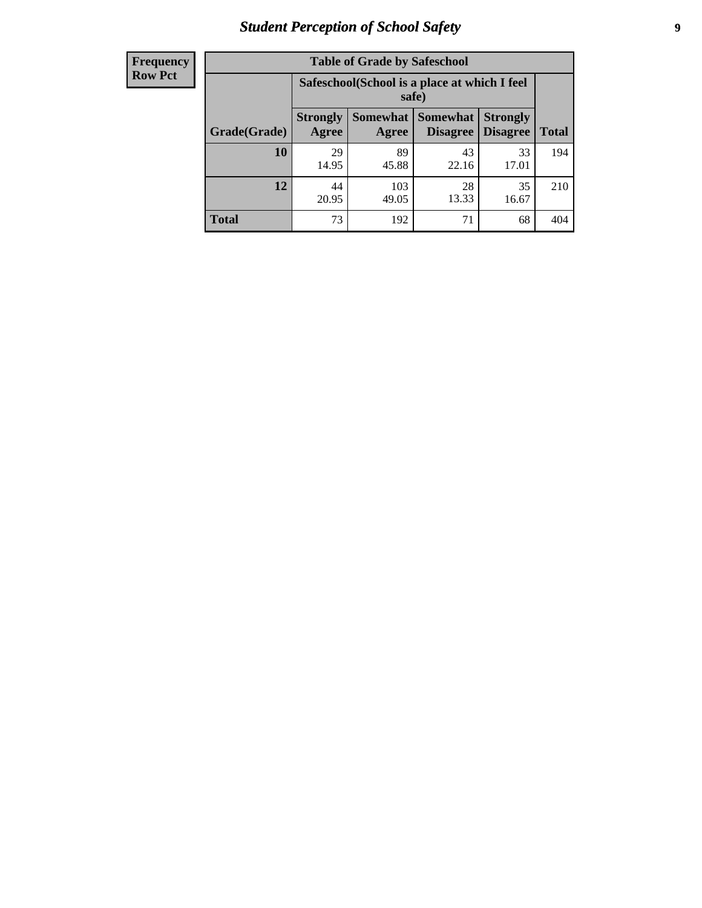## Student Perception of School Safety

| Frequency Row Pct | Table of Grade by Safeschool | | | | |
|---|---|---|---|---|---|
| | Safeschool(School is a place at which I feel safe) | | | | |
| Grade(Grade) | Strongly Agree | Somewhat Agree | Somewhat Disagree | Strongly Disagree | Total |
| 10 | 29<br>14.95 | 89<br>45.88 | 43<br>22.16 | 33<br>17.01 | 194 |
| 12 | 44<br>20.95 | 103<br>49.05 | 28<br>13.33 | 35<br>16.67 | 210 |
| Total | 73 | 192 | 71 | 68 | 404 |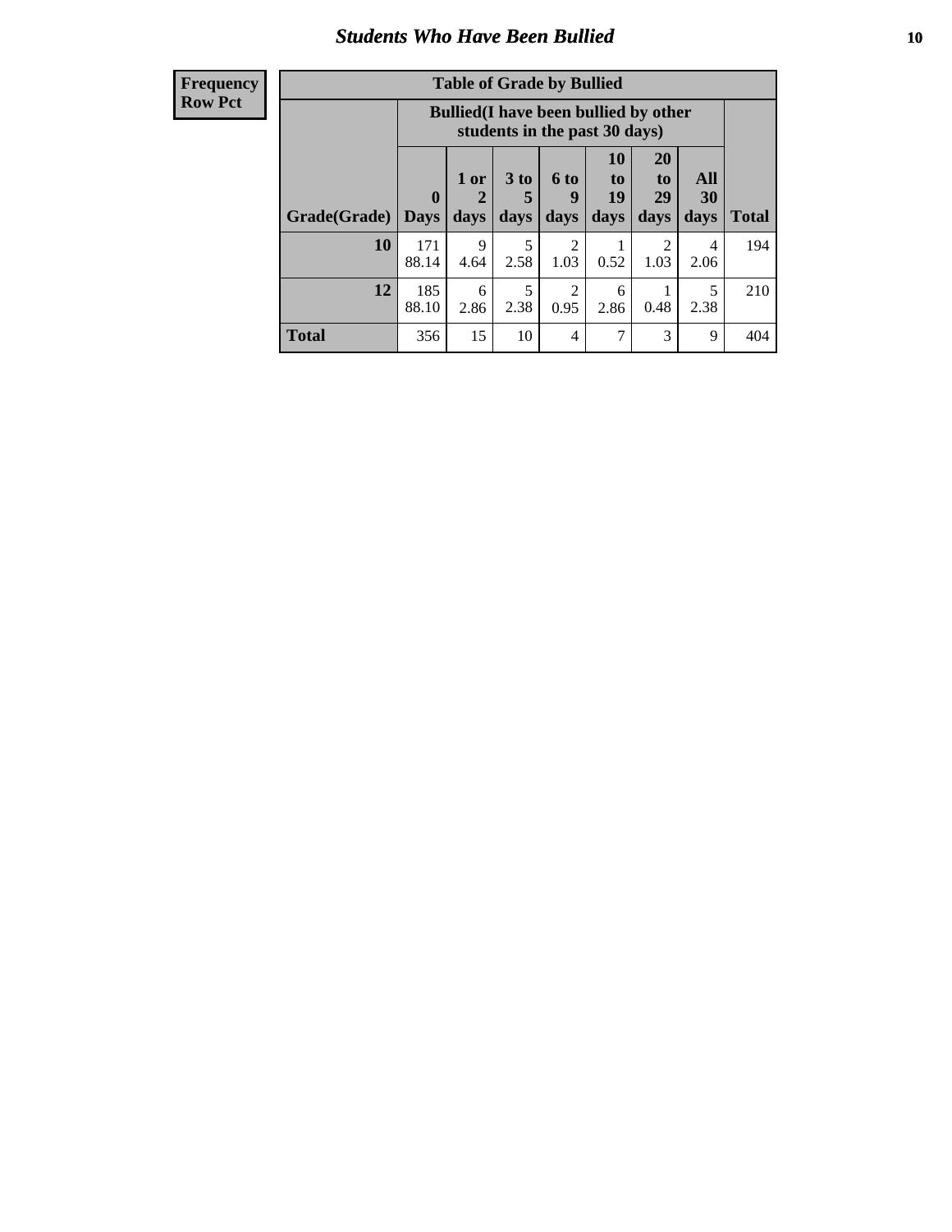# Students Who Have Been Bullied

| Frequency Row Pct |
|---|

| Table of Grade by Bullied | | | | | | | | |
|---|---|---|---|---|---|---|---|---|
| | Bullied(I have been bullied by other students in the past 30 days) | | | | | | | |
| Grade(Grade) | 0 Days | 1 or 2 days | 3 to 5 days | 6 to 9 days | 10 to 19 days | 20 to 29 days | All 30 days | Total |
| 10 | 171<br>88.14 | 9<br>4.64 | 5<br>2.58 | 2<br>1.03 | 1<br>0.52 | 2<br>1.03 | 4<br>2.06 | 194 |
| 12 | 185<br>88.10 | 6<br>2.86 | 5<br>2.38 | 2<br>0.95 | 6<br>2.86 | 1<br>0.48 | 5<br>2.38 | 210 |
| Total | 356 | 15 | 10 | 4 | 7 | 3 | 9 | 404 |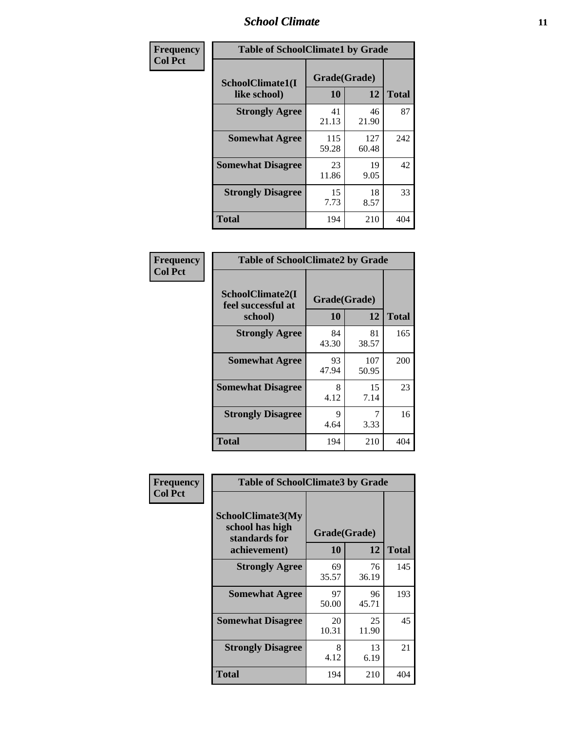| Frequency Col Pct | Table of SchoolClimate1 by Grade | | |
|---|---|---|---|
| SchoolClimate1(I like school) | Grade(Grade) | | |
| | 10 | 12 | Total |
| Strongly Agree | 41<br>21.13 | 46<br>21.90 | 87 |
| Somewhat Agree | 115<br>59.28 | 127<br>60.48 | 242 |
| Somewhat Disagree | 23<br>11.86 | 19<br>9.05 | 42 |
| Strongly Disagree | 15<br>7.73 | 18<br>8.57 | 33 |
| Total | 194 | 210 | 404 |

| Frequency Col Pct | Table of SchoolClimate2 by Grade | | |
|---|---|---|---|
| SchoolClimate2(I feel successful at school) | Grade(Grade) | | |
| | 10 | 12 | Total |
| Strongly Agree | 84<br>43.30 | 81<br>38.57 | 165 |
| Somewhat Agree | 93<br>47.94 | 107<br>50.95 | 200 |
| Somewhat Disagree | 8<br>4.12 | 15<br>7.14 | 23 |
| Strongly Disagree | 9<br>4.64 | 7<br>3.33 | 16 |
| Total | 194 | 210 | 404 |

| Frequency Col Pct | Table of SchoolClimate3 by Grade | | |
|---|---|---|---|
| SchoolClimate3(My school has high standards for achievement) | Grade(Grade) | | |
| | 10 | 12 | Total |
| Strongly Agree | 69<br>35.57 | 76<br>36.19 | 145 |
| Somewhat Agree | 97<br>50.00 | 96<br>45.71 | 193 |
| Somewhat Disagree | 20<br>10.31 | 25<br>11.90 | 45 |
| Strongly Disagree | 8<br>4.12 | 13<br>6.19 | 21 |
| Total | 194 | 210 | 404 |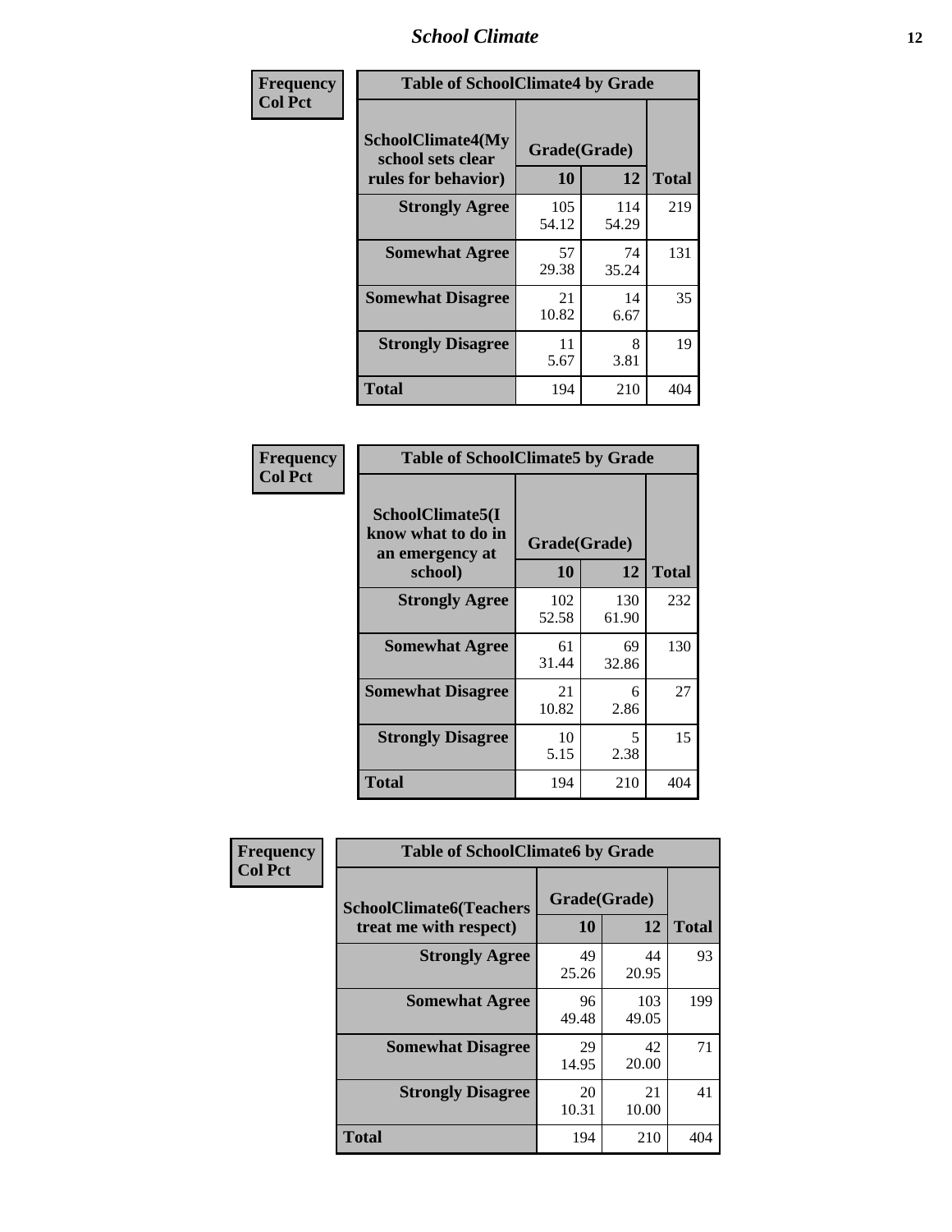| Frequency<br>Col Pct | Table of SchoolClimate4 by Grade | | |
|---|---|---|---|
| SchoolClimate4(My school sets clear rules for behavior) | Grade(Grade) | | |
| | 10 | 12 | Total |
| Strongly Agree | 105<br>54.12 | 114<br>54.29 | 219 |
| Somewhat Agree | 57<br>29.38 | 74<br>35.24 | 131 |
| Somewhat Disagree | 21<br>10.82 | 14<br>6.67 | 35 |
| Strongly Disagree | 11<br>5.67 | 8<br>3.81 | 19 |
| Total | 194 | 210 | 404 |

| Frequency<br>Col Pct | Table of SchoolClimate5 by Grade | | |
|---|---|---|---|
| SchoolClimate5(I know what to do in an emergency at school) | Grade(Grade) | | |
| | 10 | 12 | Total |
| Strongly Agree | 102<br>52.58 | 130<br>61.90 | 232 |
| Somewhat Agree | 61<br>31.44 | 69<br>32.86 | 130 |
| Somewhat Disagree | 21<br>10.82 | 6<br>2.86 | 27 |
| Strongly Disagree | 10<br>5.15 | 5<br>2.38 | 15 |
| Total | 194 | 210 | 404 |

| Frequency<br>Col Pct | Table of SchoolClimate6 by Grade | | |
|---|---|---|---|
| SchoolClimate6(Teachers treat me with respect) | Grade(Grade) | | |
| | 10 | 12 | Total |
| Strongly Agree | 49<br>25.26 | 44<br>20.95 | 93 |
| Somewhat Agree | 96<br>49.48 | 103<br>49.05 | 199 |
| Somewhat Disagree | 29<br>14.95 | 42<br>20.00 | 71 |
| Strongly Disagree | 20<br>10.31 | 21<br>10.00 | 41 |
| Total | 194 | 210 | 404 |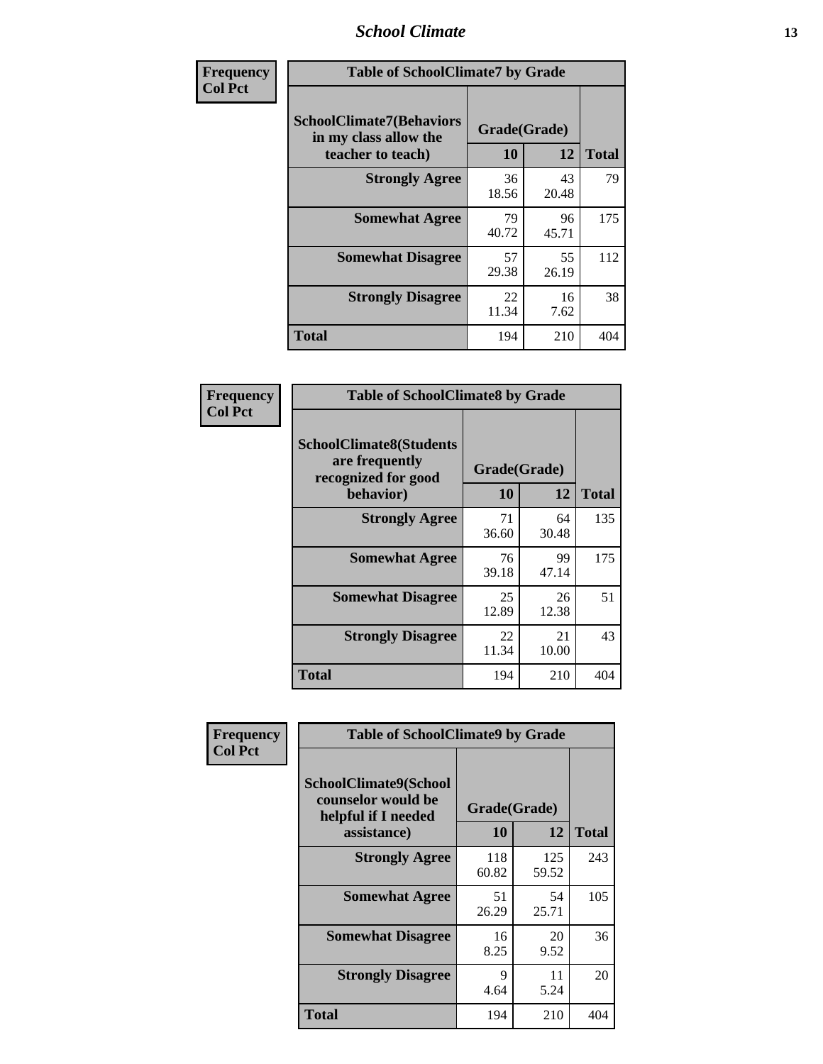| Frequency Col Pct | Table of SchoolClimate7 by Grade | | |
|---|---|---|---|
| SchoolClimate7(Behaviors in my class allow the teacher to teach) | Grade(Grade) | | |
| | 10 | 12 | Total |
| Strongly Agree | 36<br>18.56 | 43<br>20.48 | 79 |
| Somewhat Agree | 79<br>40.72 | 96<br>45.71 | 175 |
| Somewhat Disagree | 57<br>29.38 | 55<br>26.19 | 112 |
| Strongly Disagree | 22<br>11.34 | 16<br>7.62 | 38 |
| Total | 194 | 210 | 404 |

| Frequency Col Pct | Table of SchoolClimate8 by Grade | | |
|---|---|---|---|
| SchoolClimate8(Students are frequently recognized for good behavior) | Grade(Grade) | | |
| | 10 | 12 | Total |
| Strongly Agree | 71<br>36.60 | 64<br>30.48 | 135 |
| Somewhat Agree | 76<br>39.18 | 99<br>47.14 | 175 |
| Somewhat Disagree | 25<br>12.89 | 26<br>12.38 | 51 |
| Strongly Disagree | 22<br>11.34 | 21<br>10.00 | 43 |
| Total | 194 | 210 | 404 |

| Frequency Col Pct | Table of SchoolClimate9 by Grade | | |
|---|---|---|---|
| SchoolClimate9(School counselor would be helpful if I needed assistance) | Grade(Grade) | | |
| | 10 | 12 | Total |
| Strongly Agree | 118<br>60.82 | 125<br>59.52 | 243 |
| Somewhat Agree | 51<br>26.29 | 54<br>25.71 | 105 |
| Somewhat Disagree | 16<br>8.25 | 20<br>9.52 | 36 |
| Strongly Disagree | 9<br>4.64 | 11<br>5.24 | 20 |
| Total | 194 | 210 | 404 |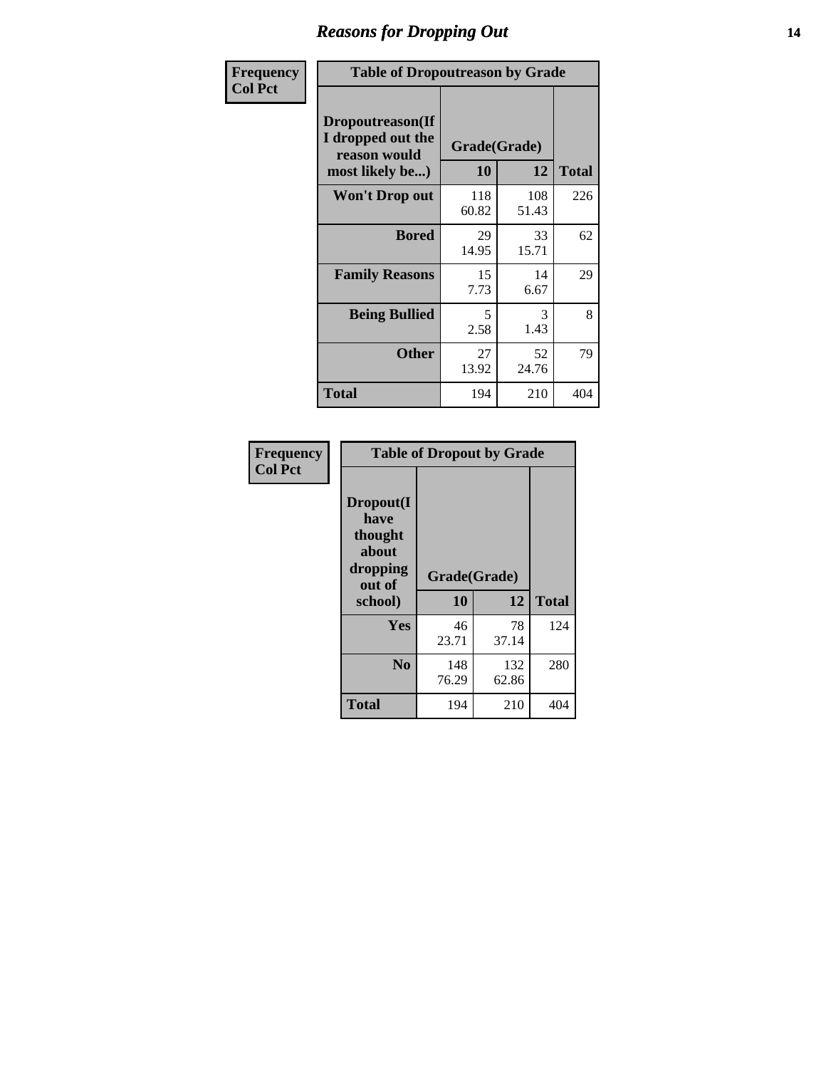# Reasons for Dropping Out

**Frequency**
**Col Pct**

| Table of Dropoutreason by Grade | | | |
|---|---|---|---|
| **Dropoutreason(If I dropped out the reason would most likely be...)** | **Grade(Grade)** | | **Total** |
| | **10** | **12** | |
| **Won't Drop out** | 118<br>60.82 | 108<br>51.43 | 226 |
| **Bored** | 29<br>14.95 | 33<br>15.71 | 62 |
| **Family Reasons** | 15<br>7.73 | 14<br>6.67 | 29 |
| **Being Bullied** | 5<br>2.58 | 3<br>1.43 | 8 |
| **Other** | 27<br>13.92 | 52<br>24.76 | 79 |
| **Total** | 194 | 210 | 404 |

**Frequency**
**Col Pct**

| Table of Dropout by Grade | | | |
|---|---|---|---|
| **Dropout(I have thought about dropping out of school)** | **Grade(Grade)** | | **Total** |
| | **10** | **12** | |
| **Yes** | 46<br>23.71 | 78<br>37.14 | 124 |
| **No** | 148<br>76.29 | 132<br>62.86 | 280 |
| **Total** | 194 | 210 | 404 |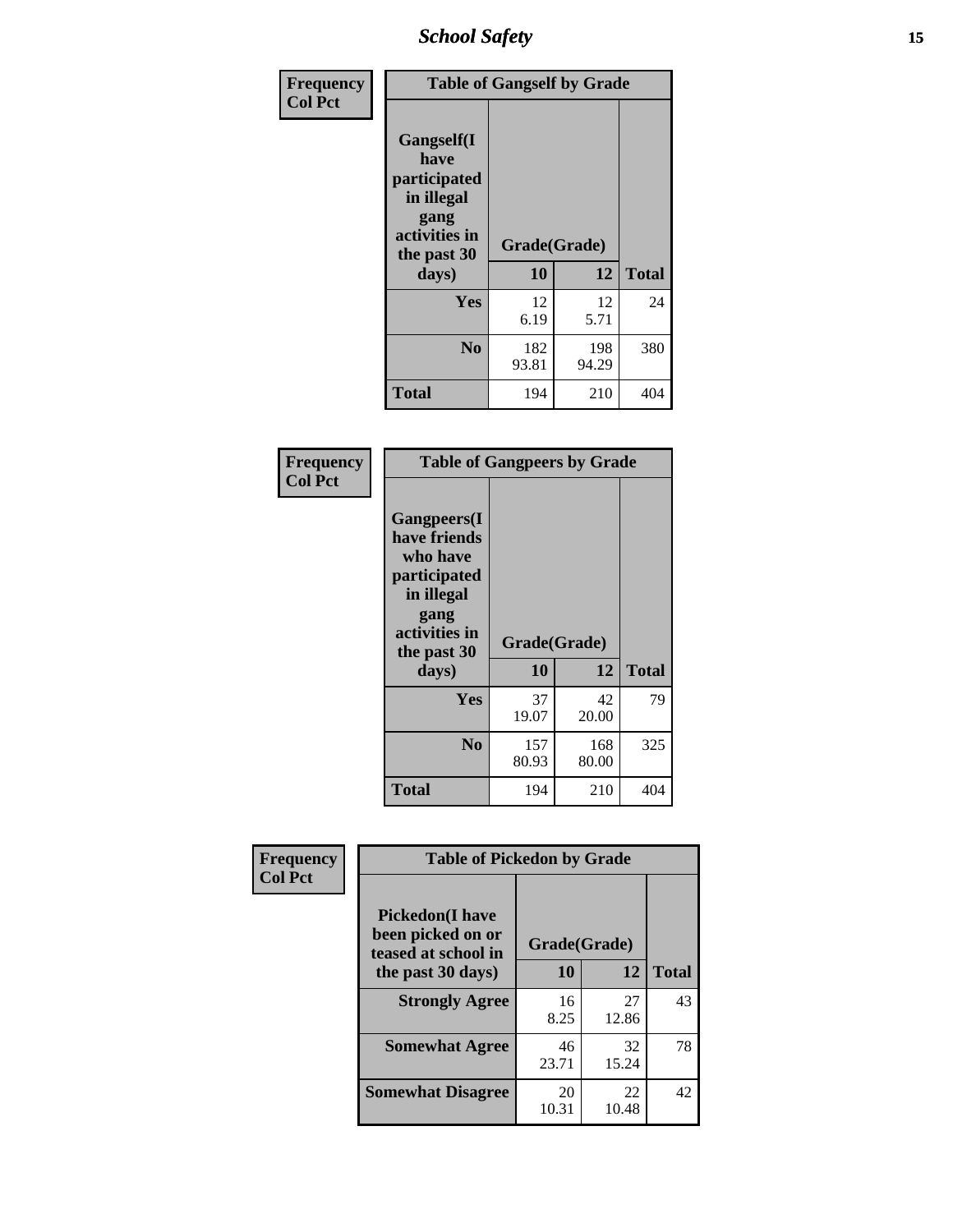| Frequency<br>Col Pct |
|---|

**Table of Gangself by Grade**

| Gangself(I have participated in illegal gang activities in the past 30 days) | Grade(Grade) 10 | 12 | Total |
|---|---|---|---|
| Yes | 12<br>6.19 | 12<br>5.71 | 24 |
| No | 182<br>93.81 | 198<br>94.29 | 380 |
| Total | 194 | 210 | 404 |

| Frequency<br>Col Pct |
|---|

**Table of Gangpeers by Grade**

| Gangpeers(I have friends who have participated in illegal gang activities in the past 30 days) | Grade(Grade) 10 | 12 | Total |
|---|---|---|---|
| Yes | 37<br>19.07 | 42<br>20.00 | 79 |
| No | 157<br>80.93 | 168<br>80.00 | 325 |
| Total | 194 | 210 | 404 |

| Frequency<br>Col Pct |
|---|

**Table of Pickedon by Grade**

| Pickedon(I have been picked on or teased at school in the past 30 days) | Grade(Grade) 10 | 12 | Total |
|---|---|---|---|
| Strongly Agree | 16<br>8.25 | 27<br>12.86 | 43 |
| Somewhat Agree | 46<br>23.71 | 32<br>15.24 | 78 |
| Somewhat Disagree | 20<br>10.31 | 22<br>10.48 | 42 |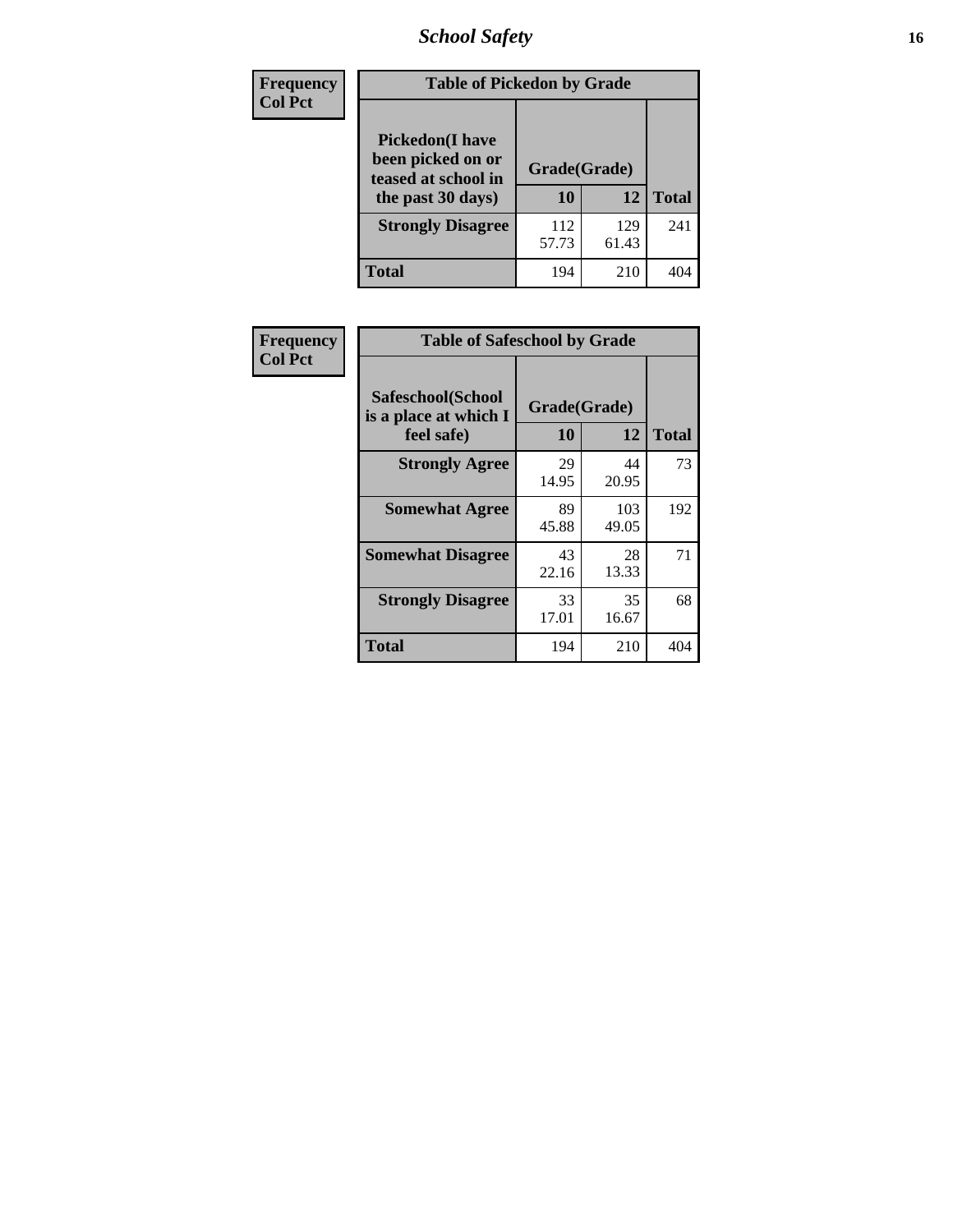| Frequency Col Pct |
|---|

**Table of Pickedon by Grade**

| Pickedon(I have been picked on or teased at school in the past 30 days) | Grade(Grade) | | Total |
|---|---|---|---|
| | 10 | 12 | |
| Strongly Disagree | 112<br>57.73 | 129<br>61.43 | 241 |
| Total | 194 | 210 | 404 |

| Frequency Col Pct |
|---|

**Table of Safeschool by Grade**

| Safeschool(School is a place at which I feel safe) | Grade(Grade) | | Total |
|---|---|---|---|
| | 10 | 12 | |
| Strongly Agree | 29<br>14.95 | 44<br>20.95 | 73 |
| Somewhat Agree | 89<br>45.88 | 103<br>49.05 | 192 |
| Somewhat Disagree | 43<br>22.16 | 28<br>13.33 | 71 |
| Strongly Disagree | 33<br>17.01 | 35<br>16.67 | 68 |
| Total | 194 | 210 | 404 |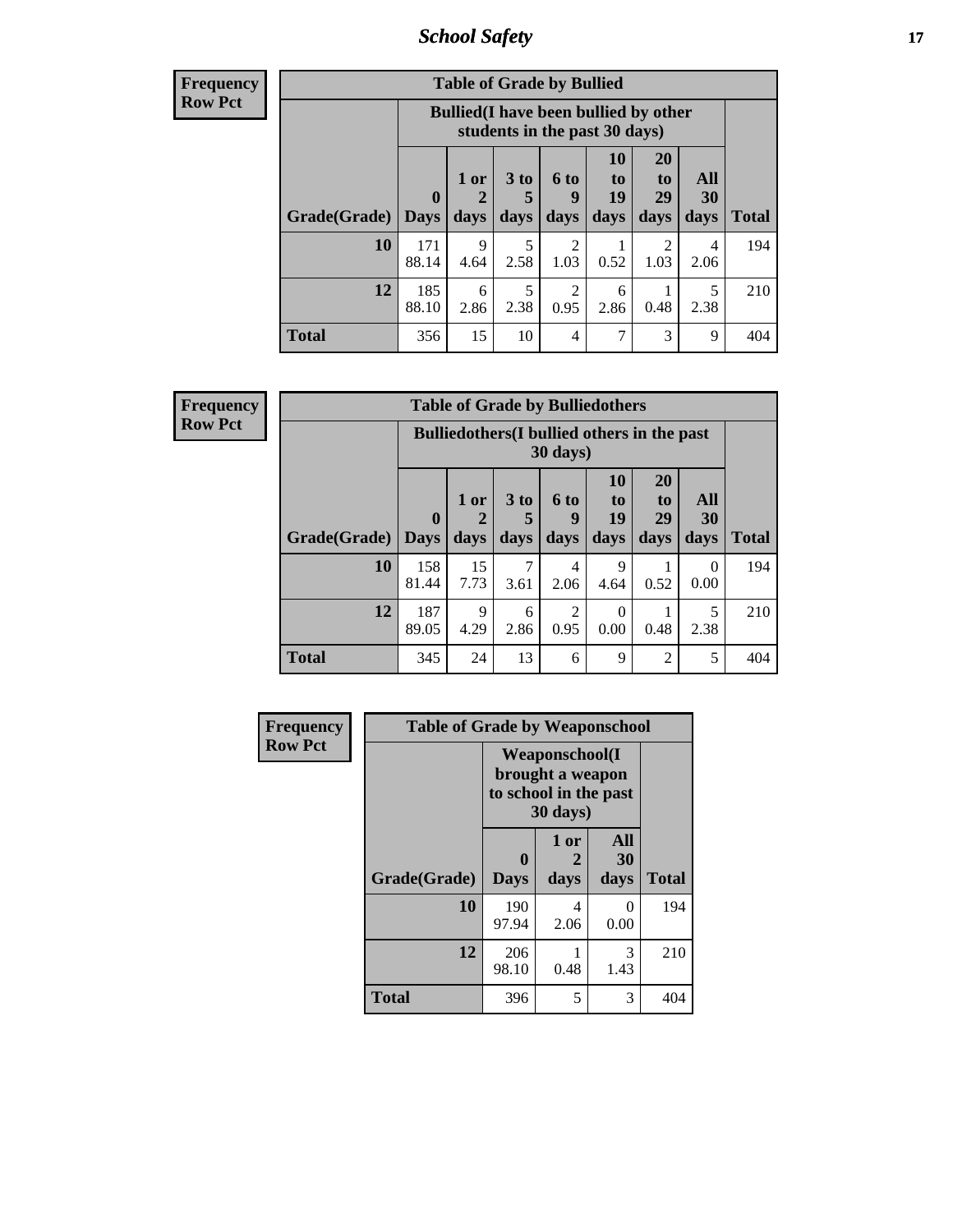| Frequency<br>Row Pct | Table of Grade by Bullied | | | | | | | |
|---|---|---|---|---|---|---|---|---|
| | Bullied(I have been bullied by other students in the past 30 days) | | | | | | | |
| Grade(Grade) | 0 Days | 1 or 2 days | 3 to 5 days | 6 to 9 days | 10 to 19 days | 20 to 29 days | All 30 days | Total |
| 10 | 171<br>88.14 | 9<br>4.64 | 5<br>2.58 | 2<br>1.03 | 1<br>0.52 | 2<br>1.03 | 4<br>2.06 | 194 |
| 12 | 185<br>88.10 | 6<br>2.86 | 5<br>2.38 | 2<br>0.95 | 6<br>2.86 | 1<br>0.48 | 5<br>2.38 | 210 |
| Total | 356 | 15 | 10 | 4 | 7 | 3 | 9 | 404 |

| Frequency<br>Row Pct | Table of Grade by Bulliedothers | | | | | | | |
|---|---|---|---|---|---|---|---|---|
| | Bulliedothers(I bullied others in the past 30 days) | | | | | | | |
| Grade(Grade) | 0 Days | 1 or 2 days | 3 to 5 days | 6 to 9 days | 10 to 19 days | 20 to 29 days | All 30 days | Total |
| 10 | 158<br>81.44 | 15<br>7.73 | 7<br>3.61 | 4<br>2.06 | 9<br>4.64 | 1<br>0.52 | 0<br>0.00 | 194 |
| 12 | 187<br>89.05 | 9<br>4.29 | 6<br>2.86 | 2<br>0.95 | 0<br>0.00 | 1<br>0.48 | 5<br>2.38 | 210 |
| Total | 345 | 24 | 13 | 6 | 9 | 2 | 5 | 404 |

| Frequency<br>Row Pct | Table of Grade by Weaponschool | | | |
|---|---|---|---|---|
| | Weaponschool(I brought a weapon to school in the past 30 days) | | | |
| Grade(Grade) | 0 Days | 1 or 2 days | All 30 days | Total |
| 10 | 190<br>97.94 | 4<br>2.06 | 0<br>0.00 | 194 |
| 12 | 206<br>98.10 | 1<br>0.48 | 3<br>1.43 | 210 |
| Total | 396 | 5 | 3 | 404 |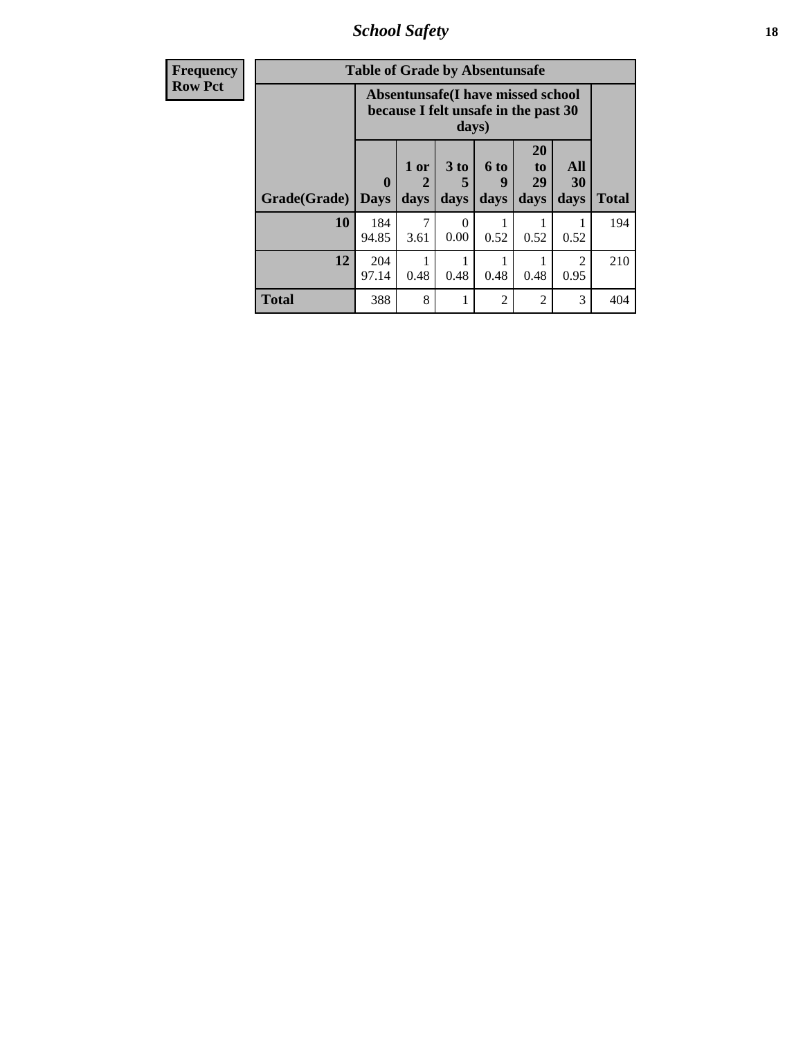| Frequency<br>Row Pct |
|---|

| Table of Grade by Absentunsafe | | | | | | | |
|---|---|---|---|---|---|---|---|
| | Absentunsafe(I have missed school because I felt unsafe in the past 30 days) | | | | | | |
| Grade(Grade) | 0 Days | 1 or 2 days | 3 to 5 days | 6 to 9 days | 20 to 29 days | All 30 days | Total |
| 10 | 184<br>94.85 | 7<br>3.61 | 0<br>0.00 | 1<br>0.52 | 1<br>0.52 | 1<br>0.52 | 194 |
| 12 | 204<br>97.14 | 1<br>0.48 | 1<br>0.48 | 1<br>0.48 | 1<br>0.48 | 2<br>0.95 | 210 |
| Total | 388 | 8 | 1 | 2 | 2 | 3 | 404 |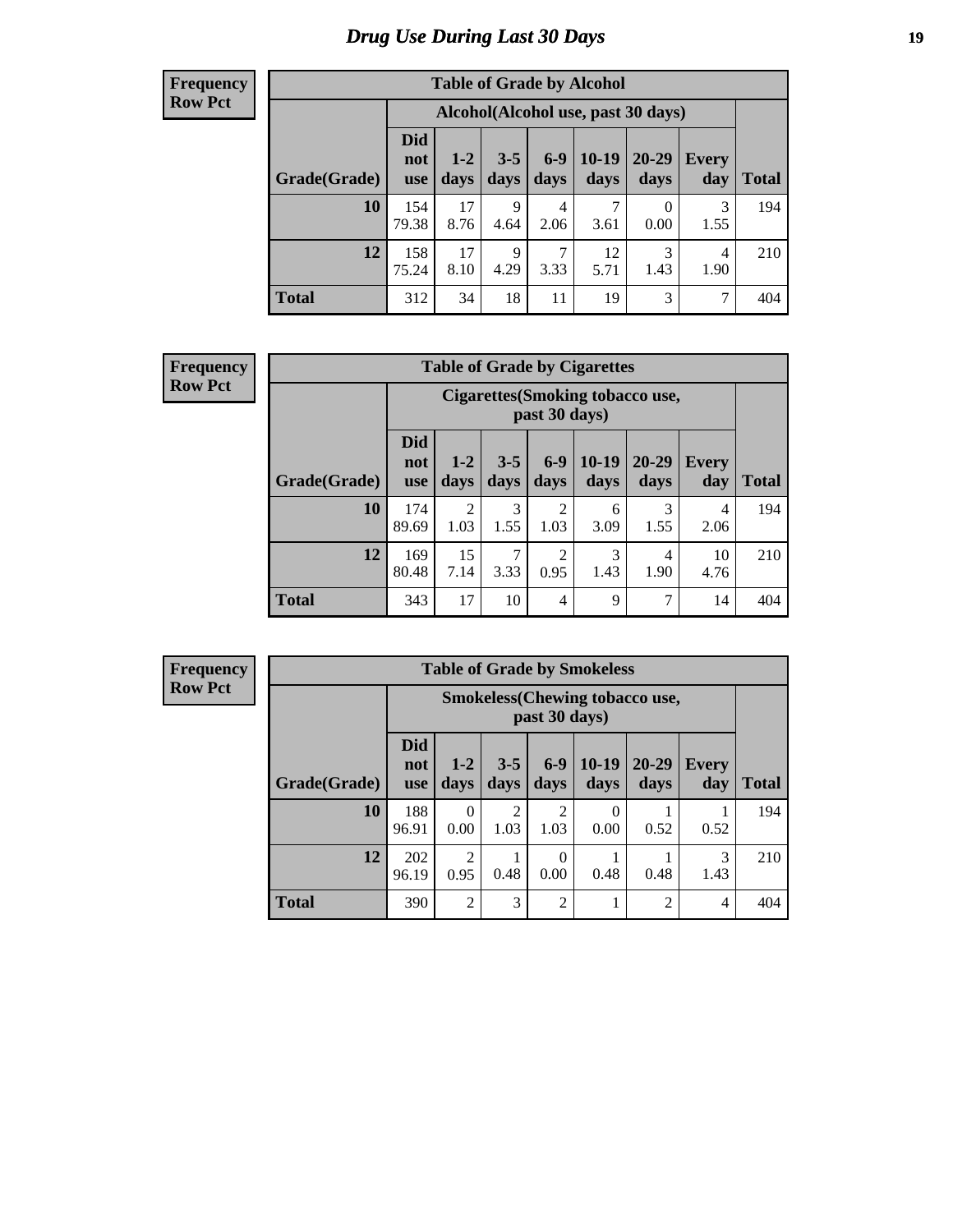# Drug Use During Last 30 Days

**Frequency**
**Row Pct**

| Table of Grade by Alcohol | | | | | | | | |
|---|---|---|---|---|---|---|---|---|
| | Alcohol(Alcohol use, past 30 days) | | | | | | | |
| Grade(Grade) | Did not use | 1-2 days | 3-5 days | 6-9 days | 10-19 days | 20-29 days | Every day | Total |
| **10** | 154<br>79.38 | 17<br>8.76 | 9<br>4.64 | 4<br>2.06 | 7<br>3.61 | 0<br>0.00 | 3<br>1.55 | 194 |
| **12** | 158<br>75.24 | 17<br>8.10 | 9<br>4.29 | 7<br>3.33 | 12<br>5.71 | 3<br>1.43 | 4<br>1.90 | 210 |
| **Total** | 312 | 34 | 18 | 11 | 19 | 3 | 7 | 404 |

**Frequency**
**Row Pct**

| Table of Grade by Cigarettes | | | | | | | | |
|---|---|---|---|---|---|---|---|---|
| | Cigarettes(Smoking tobacco use, past 30 days) | | | | | | | |
| Grade(Grade) | Did not use | 1-2 days | 3-5 days | 6-9 days | 10-19 days | 20-29 days | Every day | Total |
| **10** | 174<br>89.69 | 2<br>1.03 | 3<br>1.55 | 2<br>1.03 | 6<br>3.09 | 3<br>1.55 | 4<br>2.06 | 194 |
| **12** | 169<br>80.48 | 15<br>7.14 | 7<br>3.33 | 2<br>0.95 | 3<br>1.43 | 4<br>1.90 | 10<br>4.76 | 210 |
| **Total** | 343 | 17 | 10 | 4 | 9 | 7 | 14 | 404 |

**Frequency**
**Row Pct**

| Table of Grade by Smokeless | | | | | | | | |
|---|---|---|---|---|---|---|---|---|
| | Smokeless(Chewing tobacco use, past 30 days) | | | | | | | |
| Grade(Grade) | Did not use | 1-2 days | 3-5 days | 6-9 days | 10-19 days | 20-29 days | Every day | Total |
| **10** | 188<br>96.91 | 0<br>0.00 | 2<br>1.03 | 2<br>1.03 | 0<br>0.00 | 1<br>0.52 | 1<br>0.52 | 194 |
| **12** | 202<br>96.19 | 2<br>0.95 | 1<br>0.48 | 0<br>0.00 | 1<br>0.48 | 1<br>0.48 | 3<br>1.43 | 210 |
| **Total** | 390 | 2 | 3 | 2 | 1 | 2 | 4 | 404 |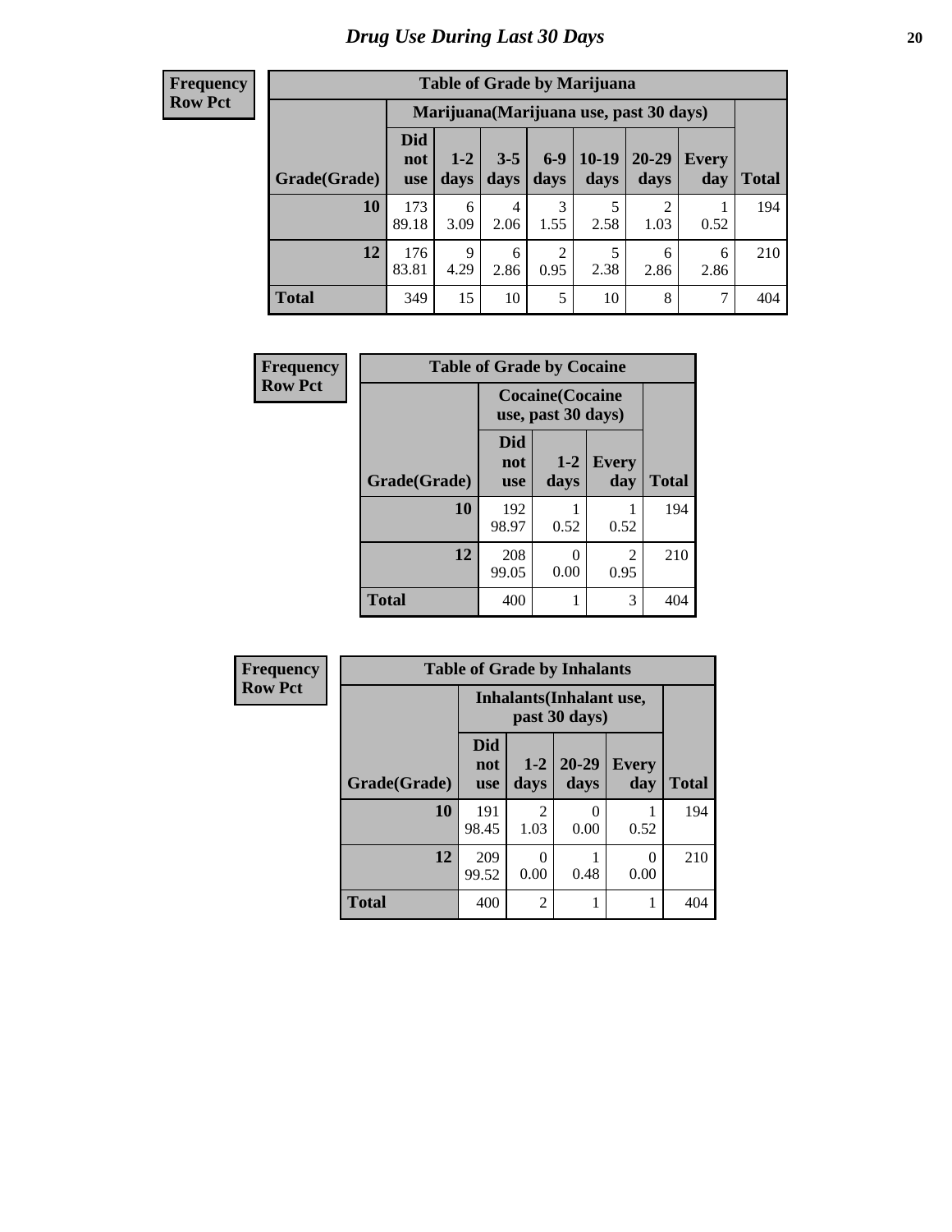# Drug Use During Last 30 Days

| Frequency<br>Row Pct | | | | | | | | |
|---|---|---|---|---|---|---|---|---|
| **Table of Grade by Marijuana** | | | | | | | | |
| | **Marijuana(Marijuana use, past 30 days)** | | | | | | | |
| **Grade(Grade)** | **Did not use** | **1-2 days** | **3-5 days** | **6-9 days** | **10-19 days** | **20-29 days** | **Every day** | **Total** |
| **10** | 173<br>89.18 | 6<br>3.09 | 4<br>2.06 | 3<br>1.55 | 5<br>2.58 | 2<br>1.03 | 1<br>0.52 | 194 |
| **12** | 176<br>83.81 | 9<br>4.29 | 6<br>2.86 | 2<br>0.95 | 5<br>2.38 | 6<br>2.86 | 6<br>2.86 | 210 |
| **Total** | 349 | 15 | 10 | 5 | 10 | 8 | 7 | 404 |

| Frequency<br>Row Pct | | | | |
|---|---|---|---|---|
| **Table of Grade by Cocaine** | | | | |
| | **Cocaine(Cocaine use, past 30 days)** | | | |
| **Grade(Grade)** | **Did not use** | **1-2 days** | **Every day** | **Total** |
| **10** | 192<br>98.97 | 1<br>0.52 | 1<br>0.52 | 194 |
| **12** | 208<br>99.05 | 0<br>0.00 | 2<br>0.95 | 210 |
| **Total** | 400 | 1 | 3 | 404 |

| Frequency<br>Row Pct | | | | | |
|---|---|---|---|---|---|
| **Table of Grade by Inhalants** | | | | | |
| | **Inhalants(Inhalant use, past 30 days)** | | | | |
| **Grade(Grade)** | **Did not use** | **1-2 days** | **20-29 days** | **Every day** | **Total** |
| **10** | 191<br>98.45 | 2<br>1.03 | 0<br>0.00 | 1<br>0.52 | 194 |
| **12** | 209<br>99.52 | 0<br>0.00 | 1<br>0.48 | 0<br>0.00 | 210 |
| **Total** | 400 | 2 | 1 | 1 | 404 |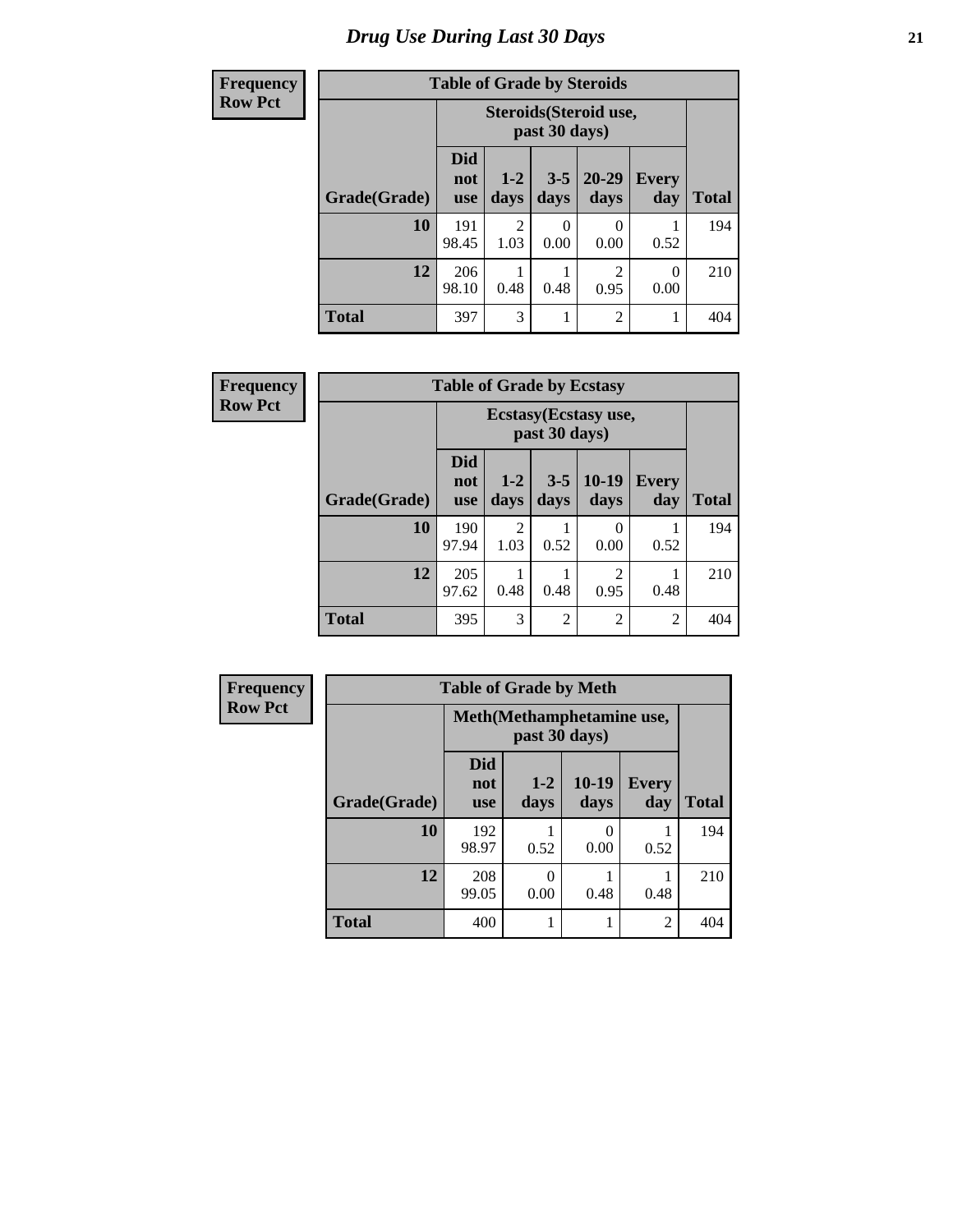# Drug Use During Last 30 Days

**Frequency**
**Row Pct**

**Table of Grade by Steroids**

| Grade(Grade) | Steroids(Steroid use, past 30 days) | | | | | Total |
|---|---|---|---|---|---|---|
| | Did not use | 1-2 days | 3-5 days | 20-29 days | Every day | |
| **10** | 191<br>98.45 | 2<br>1.03 | 0<br>0.00 | 0<br>0.00 | 1<br>0.52 | 194 |
| **12** | 206<br>98.10 | 1<br>0.48 | 1<br>0.48 | 2<br>0.95 | 0<br>0.00 | 210 |
| **Total** | 397 | 3 | 1 | 2 | 1 | 404 |

**Frequency**
**Row Pct**

**Table of Grade by Ecstasy**

| Grade(Grade) | Ecstasy(Ecstasy use, past 30 days) | | | | | Total |
|---|---|---|---|---|---|---|
| | Did not use | 1-2 days | 3-5 days | 10-19 days | Every day | |
| **10** | 190<br>97.94 | 2<br>1.03 | 1<br>0.52 | 0<br>0.00 | 1<br>0.52 | 194 |
| **12** | 205<br>97.62 | 1<br>0.48 | 1<br>0.48 | 2<br>0.95 | 1<br>0.48 | 210 |
| **Total** | 395 | 3 | 2 | 2 | 2 | 404 |

**Frequency**
**Row Pct**

**Table of Grade by Meth**

| Grade(Grade) | Meth(Methamphetamine use, past 30 days) | | | | Total |
|---|---|---|---|---|---|
| | Did not use | 1-2 days | 10-19 days | Every day | |
| **10** | 192<br>98.97 | 1<br>0.52 | 0<br>0.00 | 1<br>0.52 | 194 |
| **12** | 208<br>99.05 | 0<br>0.00 | 1<br>0.48 | 1<br>0.48 | 210 |
| **Total** | 400 | 1 | 1 | 2 | 404 |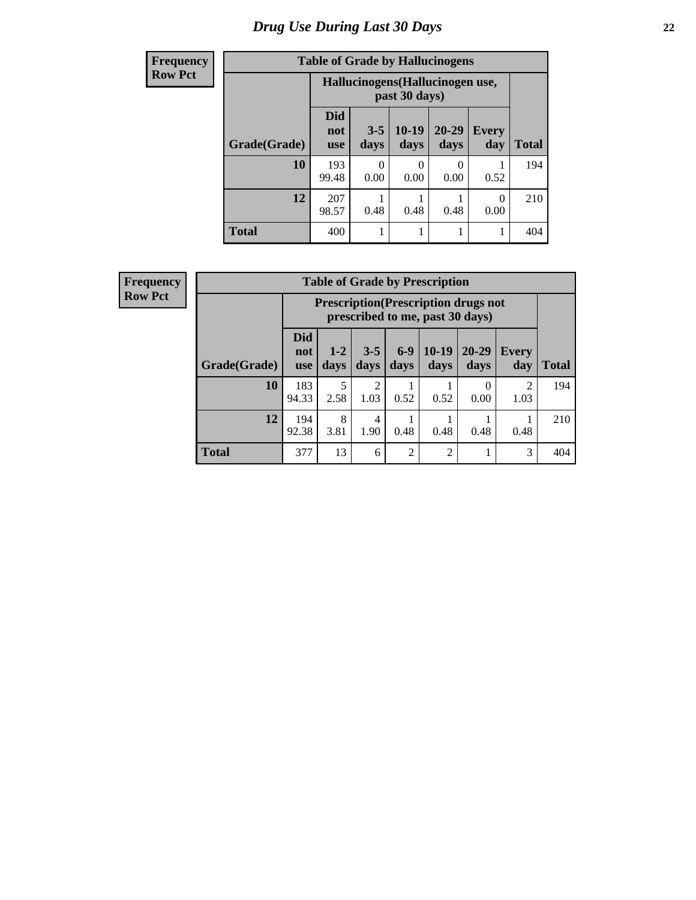# Drug Use During Last 30 Days

| Frequency<br>Row Pct |
|---|

**Table of Grade by Hallucinogens**

| Grade(Grade) | Hallucinogens(Hallucinogen use, past 30 days) | | | | | Total |
|---|---|---|---|---|---|---|
| | Did not use | 3-5 days | 10-19 days | 20-29 days | Every day | |
| 10 | 193<br>99.48 | 0<br>0.00 | 0<br>0.00 | 0<br>0.00 | 1<br>0.52 | 194 |
| 12 | 207<br>98.57 | 1<br>0.48 | 1<br>0.48 | 1<br>0.48 | 0<br>0.00 | 210 |
| Total | 400 | 1 | 1 | 1 | 1 | 404 |

| Frequency<br>Row Pct |
|---|

**Table of Grade by Prescription**

| Grade(Grade) | Prescription(Prescription drugs not prescribed to me, past 30 days) | | | | | | | Total |
|---|---|---|---|---|---|---|---|---|
| | Did not use | 1-2 days | 3-5 days | 6-9 days | 10-19 days | 20-29 days | Every day | |
| 10 | 183<br>94.33 | 5<br>2.58 | 2<br>1.03 | 1<br>0.52 | 1<br>0.52 | 0<br>0.00 | 2<br>1.03 | 194 |
| 12 | 194<br>92.38 | 8<br>3.81 | 4<br>1.90 | 1<br>0.48 | 1<br>0.48 | 1<br>0.48 | 1<br>0.48 | 210 |
| Total | 377 | 13 | 6 | 2 | 2 | 1 | 3 | 404 |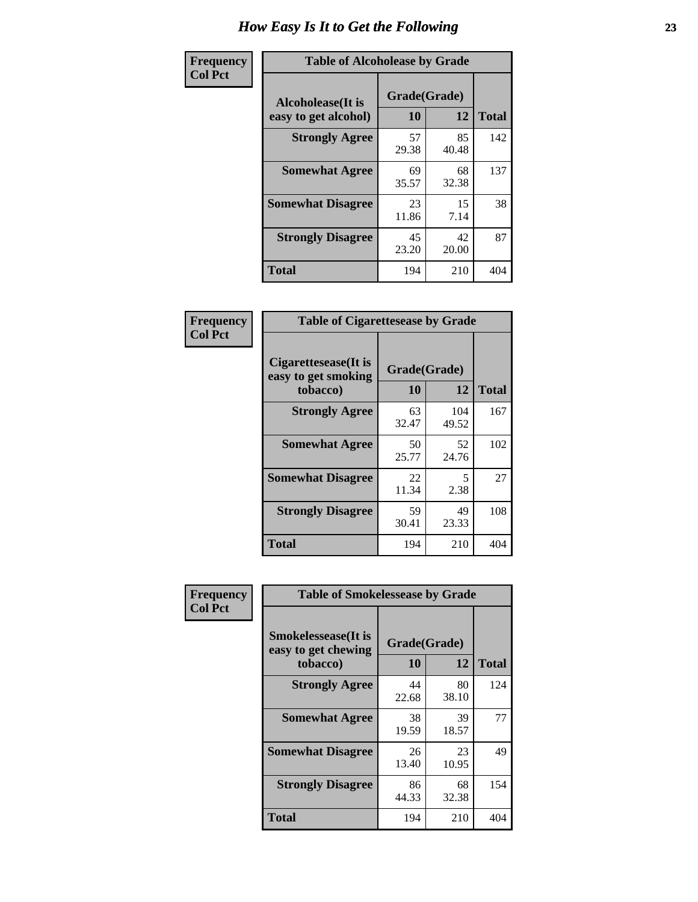# How Easy Is It to Get the Following

**Frequency**
**Col Pct**

**Table of Alcoholease by Grade**

| Alcoholease(It is easy to get alcohol) | Grade(Grade) | | Total |
|---|---|---|---|
| | 10 | 12 | |
| Strongly Agree | 57<br>29.38 | 85<br>40.48 | 142 |
| Somewhat Agree | 69<br>35.57 | 68<br>32.38 | 137 |
| Somewhat Disagree | 23<br>11.86 | 15<br>7.14 | 38 |
| Strongly Disagree | 45<br>23.20 | 42<br>20.00 | 87 |
| Total | 194 | 210 | 404 |

**Frequency**
**Col Pct**

**Table of Cigaretteseasy by Grade**

| Cigaretteseasy(It is easy to get smoking tobacco) | Grade(Grade) | | Total |
|---|---|---|---|
| | 10 | 12 | |
| Strongly Agree | 63<br>32.47 | 104<br>49.52 | 167 |
| Somewhat Agree | 50<br>25.77 | 52<br>24.76 | 102 |
| Somewhat Disagree | 22<br>11.34 | 5<br>2.38 | 27 |
| Strongly Disagree | 59<br>30.41 | 49<br>23.33 | 108 |
| Total | 194 | 210 | 404 |

**Frequency**
**Col Pct**

**Table of Smokelessease by Grade**

| Smokelessease(It is easy to get chewing tobacco) | Grade(Grade) | | Total |
|---|---|---|---|
| | 10 | 12 | |
| Strongly Agree | 44<br>22.68 | 80<br>38.10 | 124 |
| Somewhat Agree | 38<br>19.59 | 39<br>18.57 | 77 |
| Somewhat Disagree | 26<br>13.40 | 23<br>10.95 | 49 |
| Strongly Disagree | 86<br>44.33 | 68<br>32.38 | 154 |
| Total | 194 | 210 | 404 |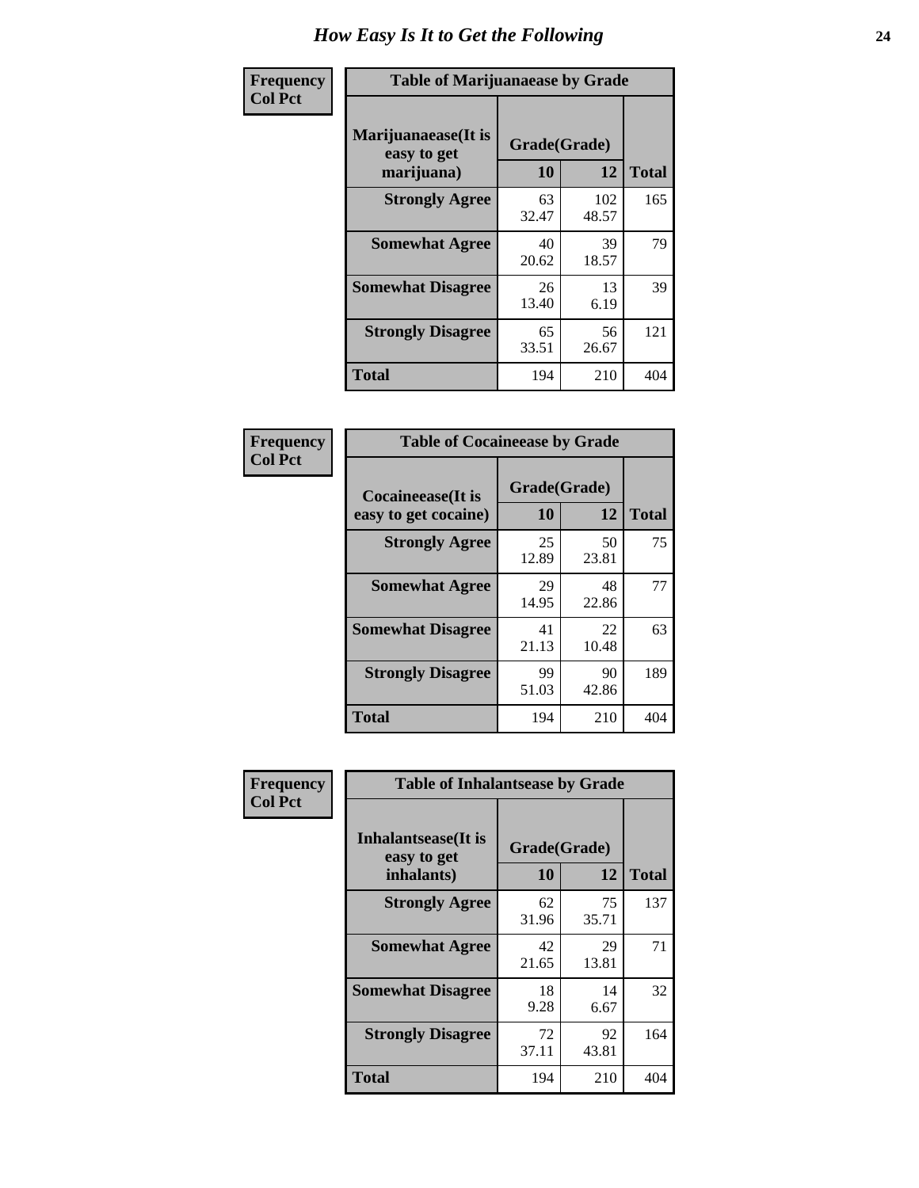# How Easy Is It to Get the Following

**Frequency**
**Col Pct**

| Table of Marijuanaease by Grade | | | |
|---|---|---|---|
| **Marijuanaease(It is easy to get marijuana)** | **Grade(Grade)** | | **Total** |
| | **10** | **12** | |
| **Strongly Agree** | 63<br>32.47 | 102<br>48.57 | 165 |
| **Somewhat Agree** | 40<br>20.62 | 39<br>18.57 | 79 |
| **Somewhat Disagree** | 26<br>13.40 | 13<br>6.19 | 39 |
| **Strongly Disagree** | 65<br>33.51 | 56<br>26.67 | 121 |
| **Total** | 194 | 210 | 404 |

**Frequency**
**Col Pct**

| Table of Cocaineease by Grade | | | |
|---|---|---|---|
| **Cocaineease(It is easy to get cocaine)** | **Grade(Grade)** | | **Total** |
| | **10** | **12** | |
| **Strongly Agree** | 25<br>12.89 | 50<br>23.81 | 75 |
| **Somewhat Agree** | 29<br>14.95 | 48<br>22.86 | 77 |
| **Somewhat Disagree** | 41<br>21.13 | 22<br>10.48 | 63 |
| **Strongly Disagree** | 99<br>51.03 | 90<br>42.86 | 189 |
| **Total** | 194 | 210 | 404 |

**Frequency**
**Col Pct**

| Table of Inhalantsease by Grade | | | |
|---|---|---|---|
| **Inhalantsease(It is easy to get inhalants)** | **Grade(Grade)** | | **Total** |
| | **10** | **12** | |
| **Strongly Agree** | 62<br>31.96 | 75<br>35.71 | 137 |
| **Somewhat Agree** | 42<br>21.65 | 29<br>13.81 | 71 |
| **Somewhat Disagree** | 18<br>9.28 | 14<br>6.67 | 32 |
| **Strongly Disagree** | 72<br>37.11 | 92<br>43.81 | 164 |
| **Total** | 194 | 210 | 404 |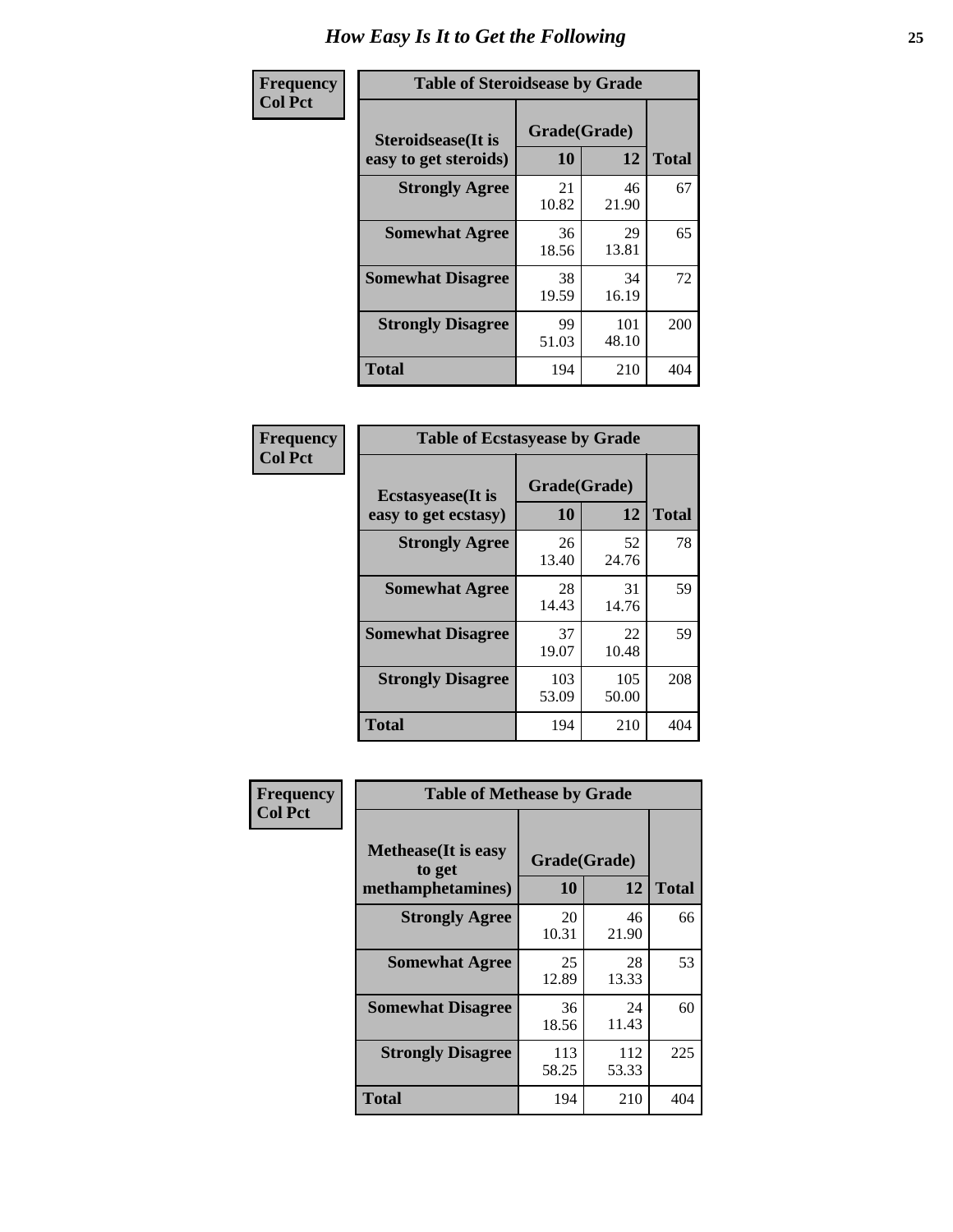# How Easy Is It to Get the Following

**Frequency**
**Col Pct**

| Table of Steroidsease by Grade | | | |
|---|---|---|---|
| **Steroidsease(It is easy to get steroids)** | **Grade(Grade)** | | **Total** |
| | **10** | **12** | |
| **Strongly Agree** | 21<br>10.82 | 46<br>21.90 | 67 |
| **Somewhat Agree** | 36<br>18.56 | 29<br>13.81 | 65 |
| **Somewhat Disagree** | 38<br>19.59 | 34<br>16.19 | 72 |
| **Strongly Disagree** | 99<br>51.03 | 101<br>48.10 | 200 |
| **Total** | 194 | 210 | 404 |

**Frequency**
**Col Pct**

| Table of Ecstasyease by Grade | | | |
|---|---|---|---|
| **Ecstasyease(It is easy to get ecstasy)** | **Grade(Grade)** | | **Total** |
| | **10** | **12** | |
| **Strongly Agree** | 26<br>13.40 | 52<br>24.76 | 78 |
| **Somewhat Agree** | 28<br>14.43 | 31<br>14.76 | 59 |
| **Somewhat Disagree** | 37<br>19.07 | 22<br>10.48 | 59 |
| **Strongly Disagree** | 103<br>53.09 | 105<br>50.00 | 208 |
| **Total** | 194 | 210 | 404 |

**Frequency**
**Col Pct**

| Table of Methease by Grade | | | |
|---|---|---|---|
| **Methease(It is easy to get methamphetamines)** | **Grade(Grade)** | | **Total** |
| | **10** | **12** | |
| **Strongly Agree** | 20<br>10.31 | 46<br>21.90 | 66 |
| **Somewhat Agree** | 25<br>12.89 | 28<br>13.33 | 53 |
| **Somewhat Disagree** | 36<br>18.56 | 24<br>11.43 | 60 |
| **Strongly Disagree** | 113<br>58.25 | 112<br>53.33 | 225 |
| **Total** | 194 | 210 | 404 |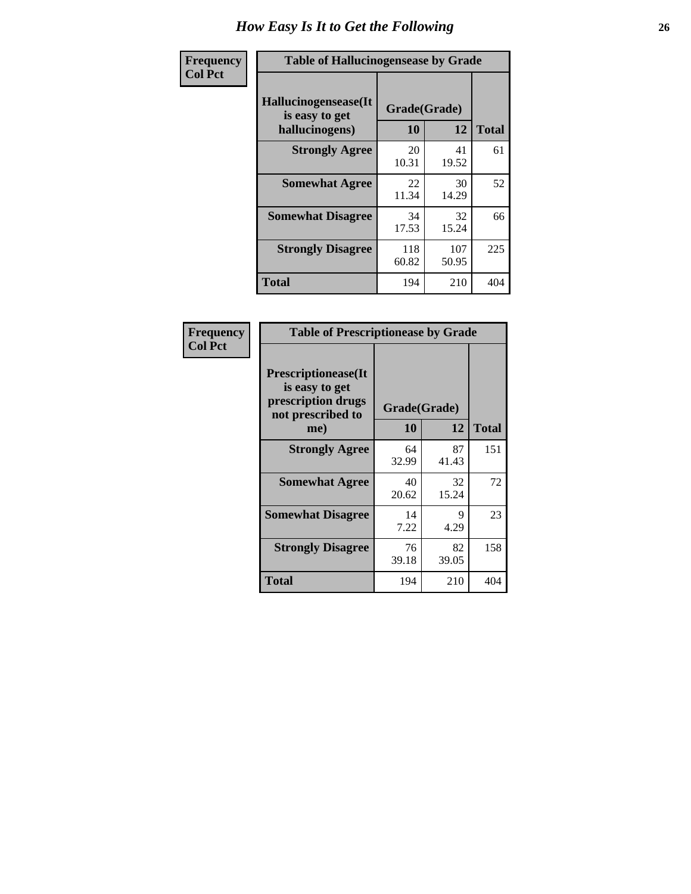# How Easy Is It to Get the Following

**Frequency**
**Col Pct**

**Table of Hallucinogensease by Grade**

| Hallucinogensease(It is easy to get hallucinogens) | Grade(Grade) 10 | 12 | Total |
|---|---|---|---|
| **Strongly Agree** | 20<br>10.31 | 41<br>19.52 | 61 |
| **Somewhat Agree** | 22<br>11.34 | 30<br>14.29 | 52 |
| **Somewhat Disagree** | 34<br>17.53 | 32<br>15.24 | 66 |
| **Strongly Disagree** | 118<br>60.82 | 107<br>50.95 | 225 |
| **Total** | 194 | 210 | 404 |

**Frequency**
**Col Pct**

**Table of Prescriptionease by Grade**

| Prescriptionease(It is easy to get prescription drugs not prescribed to me) | Grade(Grade) 10 | 12 | Total |
|---|---|---|---|
| **Strongly Agree** | 64<br>32.99 | 87<br>41.43 | 151 |
| **Somewhat Agree** | 40<br>20.62 | 32<br>15.24 | 72 |
| **Somewhat Disagree** | 14<br>7.22 | 9<br>4.29 | 23 |
| **Strongly Disagree** | 76<br>39.18 | 82<br>39.05 | 158 |
| **Total** | 194 | 210 | 404 |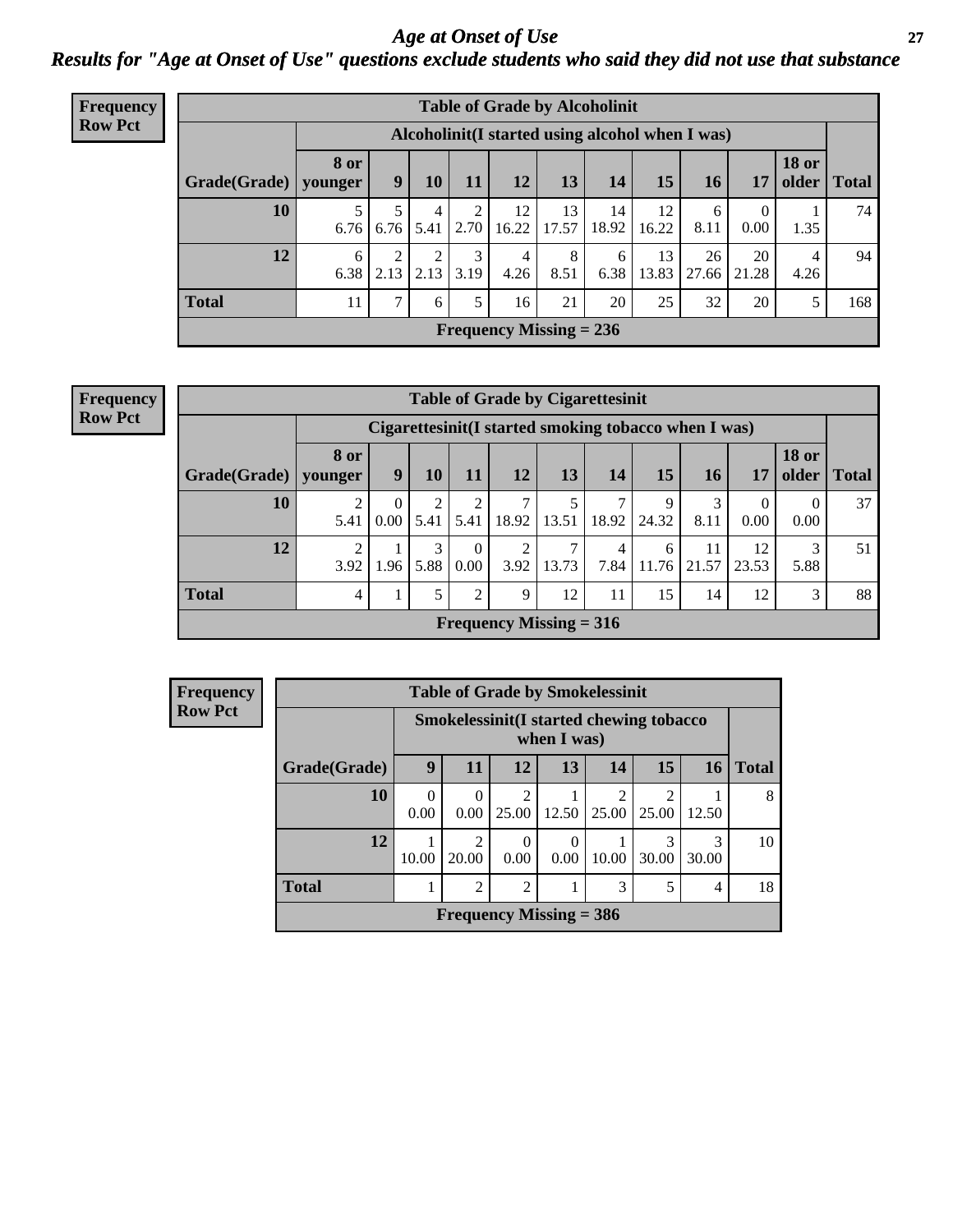## Age at Onset of Use

### Results for "Age at Onset of Use" questions exclude students who said they did not use that substance

**Frequency**
**Row Pct**

**Table of Grade by Alcoholinit**

| Grade(Grade) | Alcoholinit(I started using alcohol when I was) | | | | | | | | | | | Total |
|---|---|---|---|---|---|---|---|---|---|---|---|---|
| | 8 or younger | 9 | 10 | 11 | 12 | 13 | 14 | 15 | 16 | 17 | 18 or older | |
| 10 | 5<br>6.76 | 5<br>6.76 | 4<br>5.41 | 2<br>2.70 | 12<br>16.22 | 13<br>17.57 | 14<br>18.92 | 12<br>16.22 | 6<br>8.11 | 0<br>0.00 | 1<br>1.35 | 74 |
| 12 | 6<br>6.38 | 2<br>2.13 | 2<br>2.13 | 3<br>3.19 | 4<br>4.26 | 8<br>8.51 | 6<br>6.38 | 13<br>13.83 | 26<br>27.66 | 20<br>21.28 | 4<br>4.26 | 94 |
| Total | 11 | 7 | 6 | 5 | 16 | 21 | 20 | 25 | 32 | 20 | 5 | 168 |

Frequency Missing = 236

**Frequency**
**Row Pct**

**Table of Grade by Cigarettesinit**

| Grade(Grade) | Cigarettesinit(I started smoking tobacco when I was) | | | | | | | | | | | Total |
|---|---|---|---|---|---|---|---|---|---|---|---|---|
| | 8 or younger | 9 | 10 | 11 | 12 | 13 | 14 | 15 | 16 | 17 | 18 or older | |
| 10 | 2<br>5.41 | 0<br>0.00 | 2<br>5.41 | 2<br>5.41 | 7<br>18.92 | 5<br>13.51 | 7<br>18.92 | 9<br>24.32 | 3<br>8.11 | 0<br>0.00 | 0<br>0.00 | 37 |
| 12 | 2<br>3.92 | 1<br>1.96 | 3<br>5.88 | 0<br>0.00 | 2<br>3.92 | 7<br>13.73 | 4<br>7.84 | 6<br>11.76 | 11<br>21.57 | 12<br>23.53 | 3<br>5.88 | 51 |
| Total | 4 | 1 | 5 | 2 | 9 | 12 | 11 | 15 | 14 | 12 | 3 | 88 |

Frequency Missing = 316

**Frequency**
**Row Pct**

**Table of Grade by Smokelessinit**

| Grade(Grade) | Smokelessinit(I started chewing tobacco when I was) | | | | | | | Total |
|---|---|---|---|---|---|---|---|---|
| | 9 | 11 | 12 | 13 | 14 | 15 | 16 | |
| 10 | 0<br>0.00 | 0<br>0.00 | 2<br>25.00 | 1<br>12.50 | 2<br>25.00 | 2<br>25.00 | 1<br>12.50 | 8 |
| 12 | 1<br>10.00 | 2<br>20.00 | 0<br>0.00 | 0<br>0.00 | 1<br>10.00 | 3<br>30.00 | 3<br>30.00 | 10 |
| Total | 1 | 2 | 2 | 1 | 3 | 5 | 4 | 18 |

Frequency Missing = 386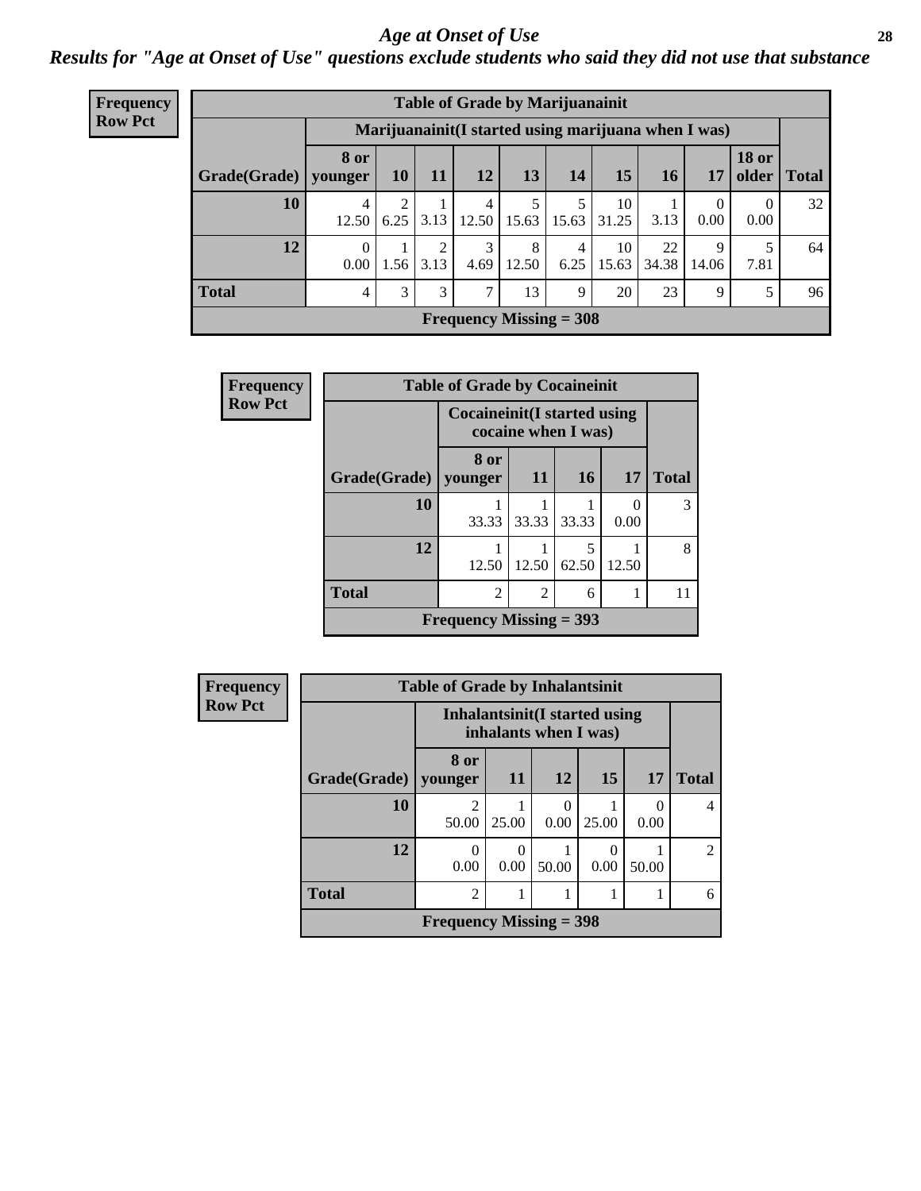# *Age at Onset of Use*

## *Results for "Age at Onset of Use" questions exclude students who said they did not use that substance*

**Frequency**
**Row Pct**

| Table of Grade by Marijuanainit | | | | | | | | | | | |
|---|---|---|---|---|---|---|---|---|---|---|---|
| | Marijuanainit(I started using marijuana when I was) | | | | | | | | | | |
| Grade(Grade) | 8 or younger | 10 | 11 | 12 | 13 | 14 | 15 | 16 | 17 | 18 or older | Total |
| 10 | 4<br>12.50 | 2<br>6.25 | 1<br>3.13 | 4<br>12.50 | 5<br>15.63 | 5<br>15.63 | 10<br>31.25 | 1<br>3.13 | 0<br>0.00 | 0<br>0.00 | 32 |
| 12 | 0<br>0.00 | 1<br>1.56 | 2<br>3.13 | 3<br>4.69 | 8<br>12.50 | 4<br>6.25 | 10<br>15.63 | 22<br>34.38 | 9<br>14.06 | 5<br>7.81 | 64 |
| Total | 4 | 3 | 3 | 7 | 13 | 9 | 20 | 23 | 9 | 5 | 96 |
| Frequency Missing = 308 | | | | | | | | | | | |

**Frequency**
**Row Pct**

| Table of Grade by Cocaineinit | | | | | |
|---|---|---|---|---|---|
| | Cocaineinit(I started using cocaine when I was) | | | | |
| Grade(Grade) | 8 or younger | 11 | 16 | 17 | Total |
| 10 | 1<br>33.33 | 1<br>33.33 | 1<br>33.33 | 0<br>0.00 | 3 |
| 12 | 1<br>12.50 | 1<br>12.50 | 5<br>62.50 | 1<br>12.50 | 8 |
| Total | 2 | 2 | 6 | 1 | 11 |
| Frequency Missing = 393 | | | | | |

**Frequency**
**Row Pct**

| Table of Grade by Inhalantsinit | | | | | | |
|---|---|---|---|---|---|---|
| | Inhalantsinit(I started using inhalants when I was) | | | | | |
| Grade(Grade) | 8 or younger | 11 | 12 | 15 | 17 | Total |
| 10 | 2<br>50.00 | 1<br>25.00 | 0<br>0.00 | 1<br>25.00 | 0<br>0.00 | 4 |
| 12 | 0<br>0.00 | 0<br>0.00 | 1<br>50.00 | 0<br>0.00 | 1<br>50.00 | 2 |
| Total | 2 | 1 | 1 | 1 | 1 | 6 |
| Frequency Missing = 398 | | | | | | |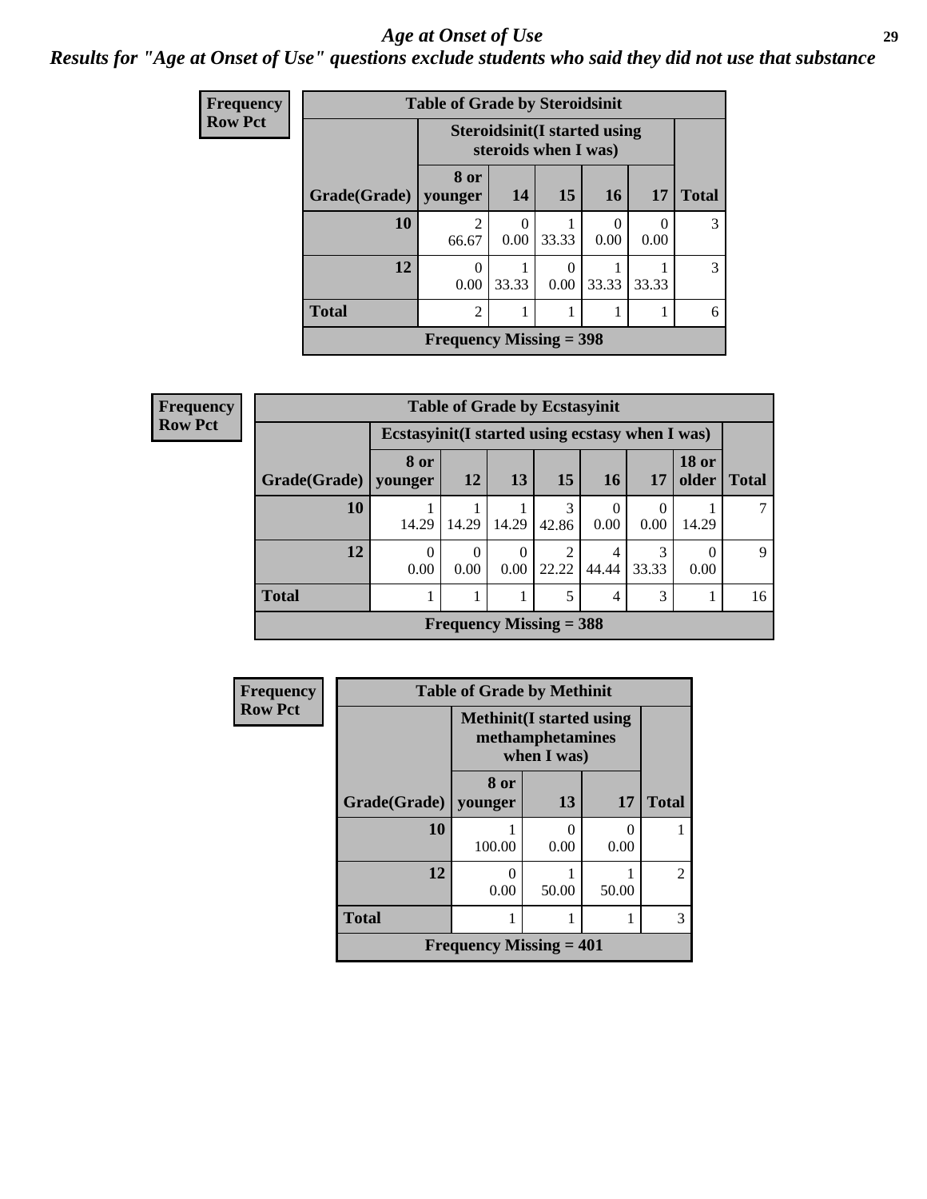# Age at Onset of Use

*Results for "Age at Onset of Use" questions exclude students who said they did not use that substance*

**Frequency / Row Pct**

**Table of Grade by Steroidsinit**

| Grade(Grade) | Steroidsinit(I started using steroids when I was) | | | | | Total |
|---|---|---|---|---|---|---|
| | 8 or younger | 14 | 15 | 16 | 17 | |
| 10 | 2<br>66.67 | 0<br>0.00 | 1<br>33.33 | 0<br>0.00 | 0<br>0.00 | 3 |
| 12 | 0<br>0.00 | 1<br>33.33 | 0<br>0.00 | 1<br>33.33 | 1<br>33.33 | 3 |
| Total | 2 | 1 | 1 | 1 | 1 | 6 |

Frequency Missing = 398

**Frequency / Row Pct**

**Table of Grade by Ecstasyinit**

| Grade(Grade) | Ecstasyinit(I started using ecstasy when I was) | | | | | | | Total |
|---|---|---|---|---|---|---|---|---|
| | 8 or younger | 12 | 13 | 15 | 16 | 17 | 18 or older | |
| 10 | 1<br>14.29 | 1<br>14.29 | 1<br>14.29 | 3<br>42.86 | 0<br>0.00 | 0<br>0.00 | 1<br>14.29 | 7 |
| 12 | 0<br>0.00 | 0<br>0.00 | 0<br>0.00 | 2<br>22.22 | 4<br>44.44 | 3<br>33.33 | 0<br>0.00 | 9 |
| Total | 1 | 1 | 1 | 5 | 4 | 3 | 1 | 16 |

Frequency Missing = 388

**Frequency / Row Pct**

**Table of Grade by Methinit**

| Grade(Grade) | Methinit(I started using methamphetamines when I was) | | | Total |
|---|---|---|---|---|
| | 8 or younger | 13 | 17 | |
| 10 | 1<br>100.00 | 0<br>0.00 | 0<br>0.00 | 1 |
| 12 | 0<br>0.00 | 1<br>50.00 | 1<br>50.00 | 2 |
| Total | 1 | 1 | 1 | 3 |

Frequency Missing = 401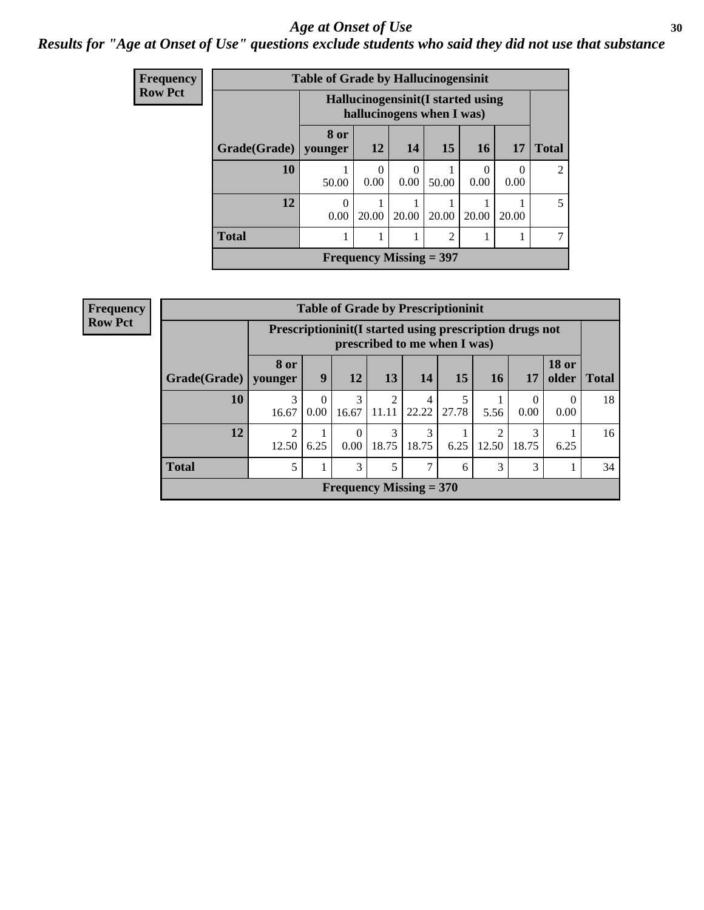# Age at Onset of Use

***Results for "Age at Onset of Use" questions exclude students who said they did not use that substance***

**Frequency**
**Row Pct**

| Table of Grade by Hallucinogensinit | | | | | | | |
|---|---|---|---|---|---|---|---|
| | Hallucinogensinit(I started using hallucinogens when I was) | | | | | | |
| Grade(Grade) | 8 or younger | 12 | 14 | 15 | 16 | 17 | Total |
| 10 | 1<br>50.00 | 0<br>0.00 | 0<br>0.00 | 1<br>50.00 | 0<br>0.00 | 0<br>0.00 | 2 |
| 12 | 0<br>0.00 | 1<br>20.00 | 1<br>20.00 | 1<br>20.00 | 1<br>20.00 | 1<br>20.00 | 5 |
| Total | 1 | 1 | 1 | 2 | 1 | 1 | 7 |
| Frequency Missing = 397 | | | | | | | |

**Frequency**
**Row Pct**

| Table of Grade by Prescriptioninit | | | | | | | | | | |
|---|---|---|---|---|---|---|---|---|---|---|
| | Prescriptioninit(I started using prescription drugs not prescribed to me when I was) | | | | | | | | | |
| Grade(Grade) | 8 or younger | 9 | 12 | 13 | 14 | 15 | 16 | 17 | 18 or older | Total |
| 10 | 3<br>16.67 | 0<br>0.00 | 3<br>16.67 | 2<br>11.11 | 4<br>22.22 | 5<br>27.78 | 1<br>5.56 | 0<br>0.00 | 0<br>0.00 | 18 |
| 12 | 2<br>12.50 | 1<br>6.25 | 0<br>0.00 | 3<br>18.75 | 3<br>18.75 | 1<br>6.25 | 2<br>12.50 | 3<br>18.75 | 1<br>6.25 | 16 |
| Total | 5 | 1 | 3 | 5 | 7 | 6 | 3 | 3 | 1 | 34 |
| Frequency Missing = 370 | | | | | | | | | | |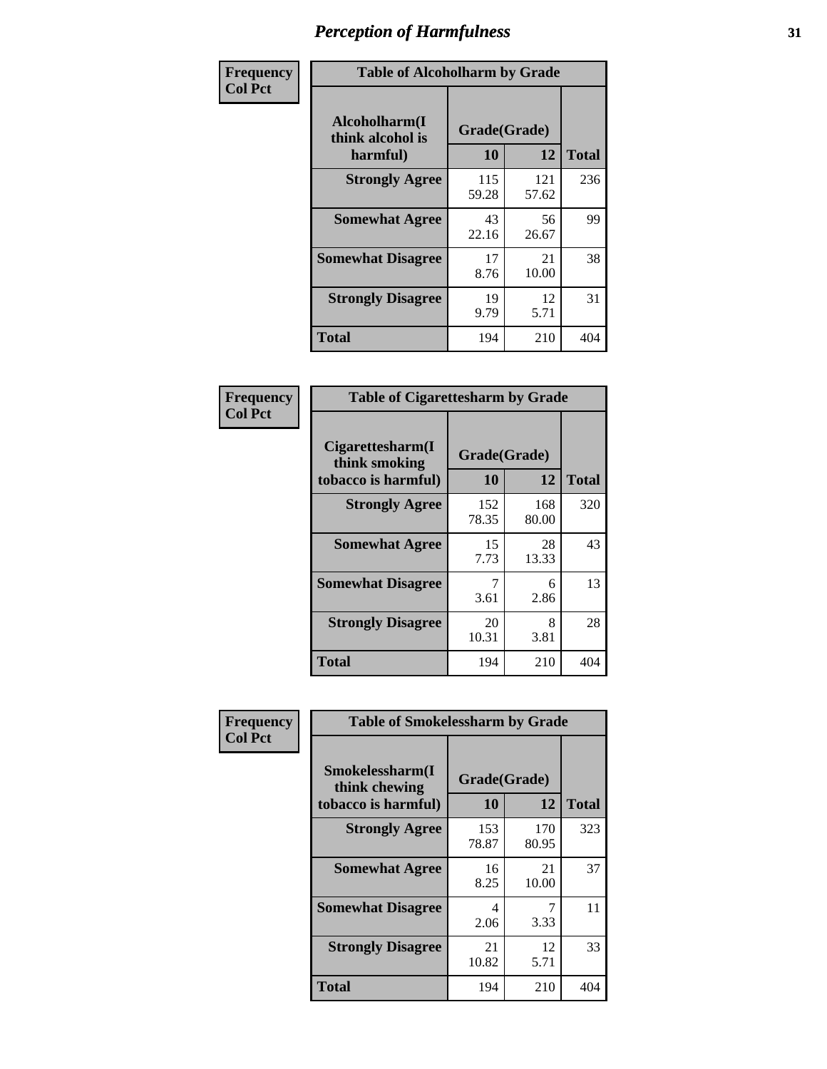# Perception of Harmfulness

**Frequency**
**Col Pct**

| Table of Alcoholharm by Grade | | | |
|---|---|---|---|
| Alcoholharm(I think alcohol is harmful) | Grade(Grade) | | Total |
| | 10 | 12 | |
| **Strongly Agree** | 115<br>59.28 | 121<br>57.62 | 236 |
| **Somewhat Agree** | 43<br>22.16 | 56<br>26.67 | 99 |
| **Somewhat Disagree** | 17<br>8.76 | 21<br>10.00 | 38 |
| **Strongly Disagree** | 19<br>9.79 | 12<br>5.71 | 31 |
| **Total** | 194 | 210 | 404 |

**Frequency**
**Col Pct**

| Table of Cigarettesharm by Grade | | | |
|---|---|---|---|
| Cigarettesharm(I think smoking tobacco is harmful) | Grade(Grade) | | Total |
| | 10 | 12 | |
| **Strongly Agree** | 152<br>78.35 | 168<br>80.00 | 320 |
| **Somewhat Agree** | 15<br>7.73 | 28<br>13.33 | 43 |
| **Somewhat Disagree** | 7<br>3.61 | 6<br>2.86 | 13 |
| **Strongly Disagree** | 20<br>10.31 | 8<br>3.81 | 28 |
| **Total** | 194 | 210 | 404 |

**Frequency**
**Col Pct**

| Table of Smokelessharm by Grade | | | |
|---|---|---|---|
| Smokelessharm(I think chewing tobacco is harmful) | Grade(Grade) | | Total |
| | 10 | 12 | |
| **Strongly Agree** | 153<br>78.87 | 170<br>80.95 | 323 |
| **Somewhat Agree** | 16<br>8.25 | 21<br>10.00 | 37 |
| **Somewhat Disagree** | 4<br>2.06 | 7<br>3.33 | 11 |
| **Strongly Disagree** | 21<br>10.82 | 12<br>5.71 | 33 |
| **Total** | 194 | 210 | 404 |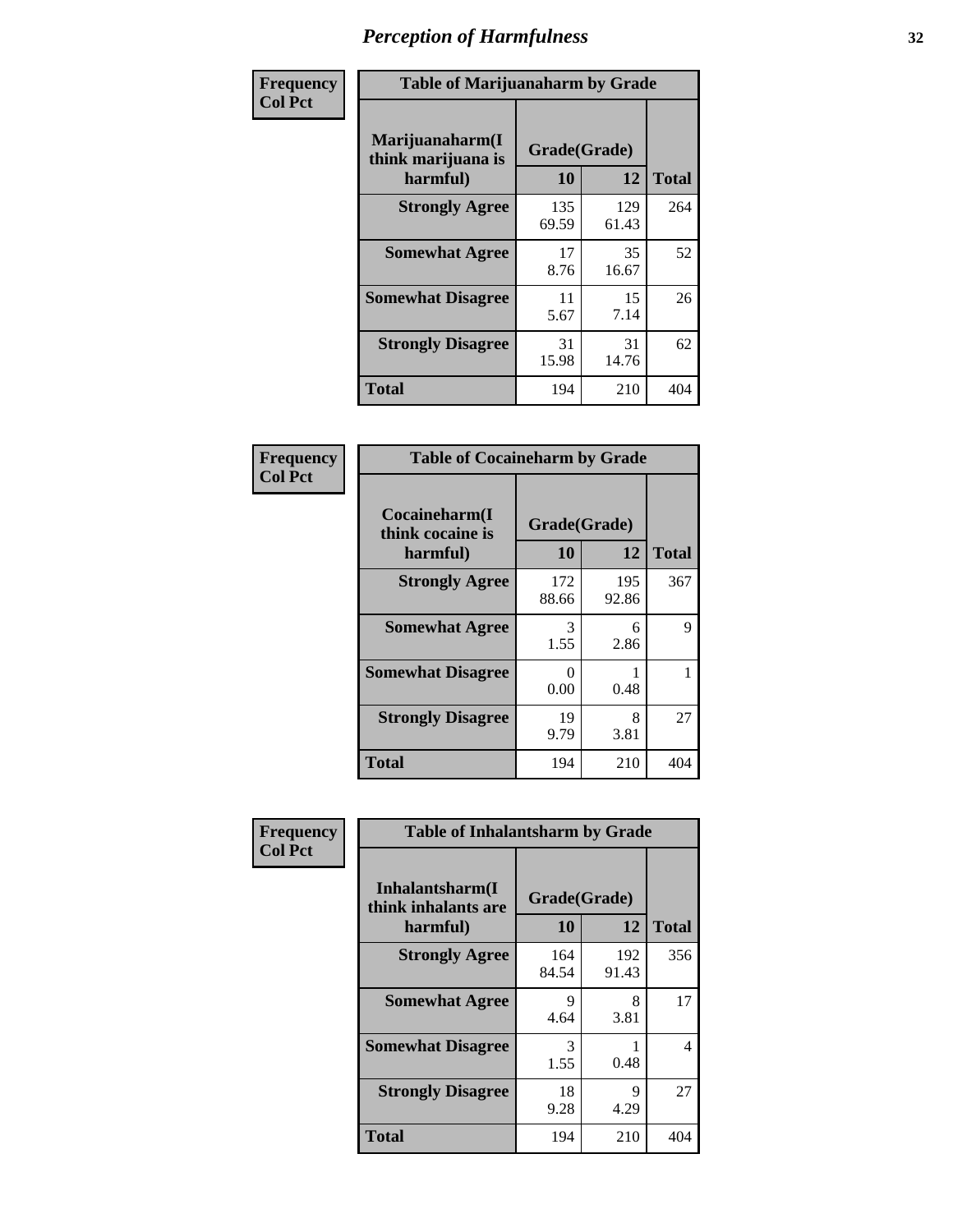# *Perception of Harmfulness*

| Frequency Col Pct | Table of Marijuanaharm by Grade | | |
|---|---|---|---|
| **Marijuanaharm(I think marijuana is harmful)** | **Grade(Grade)** | | |
| | **10** | **12** | **Total** |
| **Strongly Agree** | 135<br>69.59 | 129<br>61.43 | 264 |
| **Somewhat Agree** | 17<br>8.76 | 35<br>16.67 | 52 |
| **Somewhat Disagree** | 11<br>5.67 | 15<br>7.14 | 26 |
| **Strongly Disagree** | 31<br>15.98 | 31<br>14.76 | 62 |
| **Total** | 194 | 210 | 404 |

| Frequency Col Pct | Table of Cocaineharm by Grade | | |
|---|---|---|---|
| **Cocaineharm(I think cocaine is harmful)** | **Grade(Grade)** | | |
| | **10** | **12** | **Total** |
| **Strongly Agree** | 172<br>88.66 | 195<br>92.86 | 367 |
| **Somewhat Agree** | 3<br>1.55 | 6<br>2.86 | 9 |
| **Somewhat Disagree** | 0<br>0.00 | 1<br>0.48 | 1 |
| **Strongly Disagree** | 19<br>9.79 | 8<br>3.81 | 27 |
| **Total** | 194 | 210 | 404 |

| Frequency Col Pct | Table of Inhalantsharm by Grade | | |
|---|---|---|---|
| **Inhalantsharm(I think inhalants are harmful)** | **Grade(Grade)** | | |
| | **10** | **12** | **Total** |
| **Strongly Agree** | 164<br>84.54 | 192<br>91.43 | 356 |
| **Somewhat Agree** | 9<br>4.64 | 8<br>3.81 | 17 |
| **Somewhat Disagree** | 3<br>1.55 | 1<br>0.48 | 4 |
| **Strongly Disagree** | 18<br>9.28 | 9<br>4.29 | 27 |
| **Total** | 194 | 210 | 404 |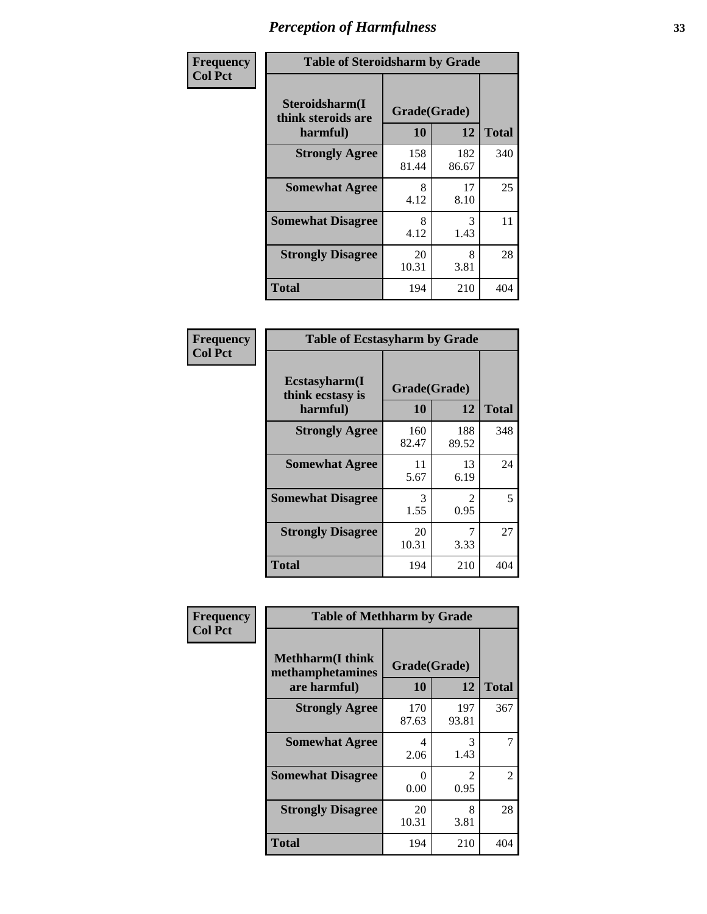# Perception of Harmfulness

**Frequency Col Pct**

| Table of Steroidsharm by Grade | | | |
|---|---|---|---|
| **Steroidsharm(I think steroids are harmful)** | **Grade(Grade)** | | **Total** |
| | **10** | **12** | |
| **Strongly Agree** | 158<br>81.44 | 182<br>86.67 | 340 |
| **Somewhat Agree** | 8<br>4.12 | 17<br>8.10 | 25 |
| **Somewhat Disagree** | 8<br>4.12 | 3<br>1.43 | 11 |
| **Strongly Disagree** | 20<br>10.31 | 8<br>3.81 | 28 |
| **Total** | 194 | 210 | 404 |

**Frequency Col Pct**

| Table of Ecstasyharm by Grade | | | |
|---|---|---|---|
| **Ecstasyharm(I think ecstasy is harmful)** | **Grade(Grade)** | | **Total** |
| | **10** | **12** | |
| **Strongly Agree** | 160<br>82.47 | 188<br>89.52 | 348 |
| **Somewhat Agree** | 11<br>5.67 | 13<br>6.19 | 24 |
| **Somewhat Disagree** | 3<br>1.55 | 2<br>0.95 | 5 |
| **Strongly Disagree** | 20<br>10.31 | 7<br>3.33 | 27 |
| **Total** | 194 | 210 | 404 |

**Frequency Col Pct**

| Table of Methharm by Grade | | | |
|---|---|---|---|
| **Methharm(I think methamphetamines are harmful)** | **Grade(Grade)** | | **Total** |
| | **10** | **12** | |
| **Strongly Agree** | 170<br>87.63 | 197<br>93.81 | 367 |
| **Somewhat Agree** | 4<br>2.06 | 3<br>1.43 | 7 |
| **Somewhat Disagree** | 0<br>0.00 | 2<br>0.95 | 2 |
| **Strongly Disagree** | 20<br>10.31 | 8<br>3.81 | 28 |
| **Total** | 194 | 210 | 404 |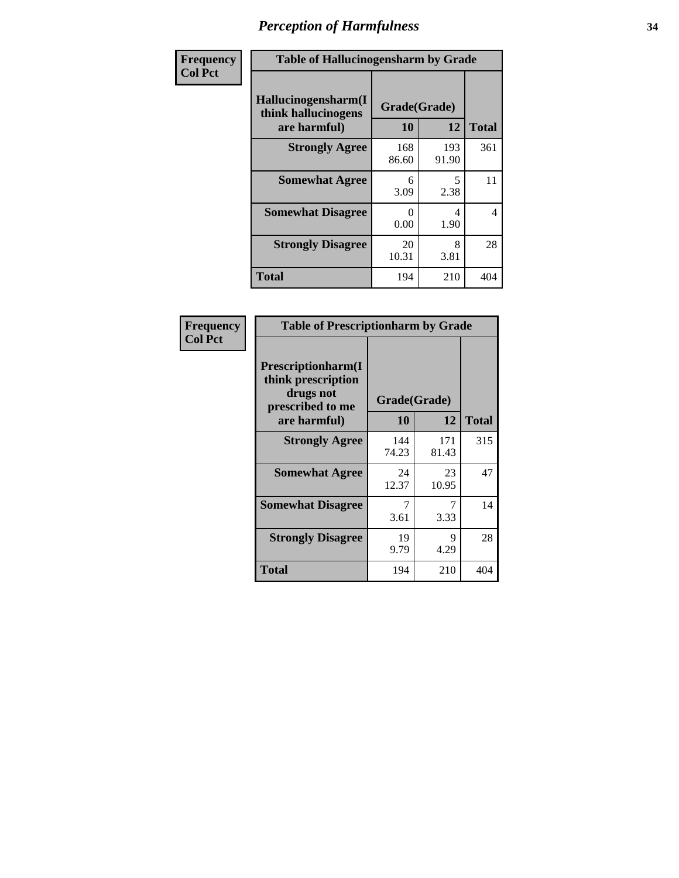# Perception of Harmfulness

| Frequency<br>Col Pct | Table of Hallucinogensharm by Grade | | |
|---|---|---|---|
| **Hallucinogensharm(I think hallucinogens are harmful)** | **Grade(Grade)** | | |
| | **10** | **12** | **Total** |
| **Strongly Agree** | 168<br>86.60 | 193<br>91.90 | 361 |
| **Somewhat Agree** | 6<br>3.09 | 5<br>2.38 | 11 |
| **Somewhat Disagree** | 0<br>0.00 | 4<br>1.90 | 4 |
| **Strongly Disagree** | 20<br>10.31 | 8<br>3.81 | 28 |
| **Total** | 194 | 210 | 404 |

| Frequency<br>Col Pct | Table of Prescriptionharm by Grade | | |
|---|---|---|---|
| **Prescriptionharm(I think prescription drugs not prescribed to me are harmful)** | **Grade(Grade)** | | |
| | **10** | **12** | **Total** |
| **Strongly Agree** | 144<br>74.23 | 171<br>81.43 | 315 |
| **Somewhat Agree** | 24<br>12.37 | 23<br>10.95 | 47 |
| **Somewhat Disagree** | 7<br>3.61 | 7<br>3.33 | 14 |
| **Strongly Disagree** | 19<br>9.79 | 9<br>4.29 | 28 |
| **Total** | 194 | 210 | 404 |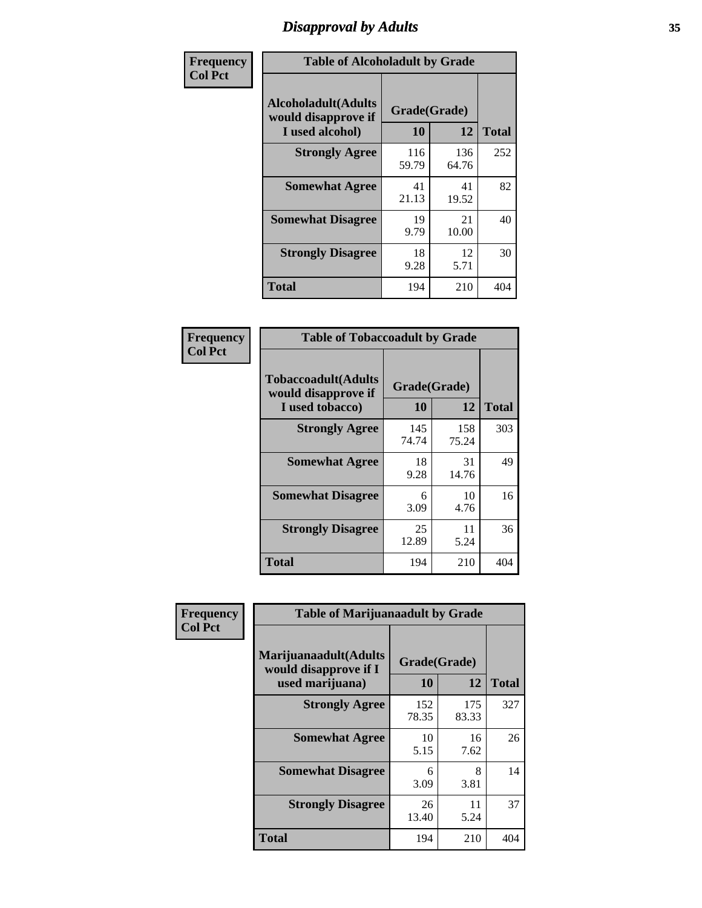# Disapproval by Adults

Frequency
Col Pct

| Table of Alcoholadult by Grade | | | |
|---|---|---|---|
| Alcoholadult(Adults would disapprove if I used alcohol) | Grade(Grade) | | Total |
| | 10 | 12 | |
| Strongly Agree | 116<br>59.79 | 136<br>64.76 | 252 |
| Somewhat Agree | 41<br>21.13 | 41<br>19.52 | 82 |
| Somewhat Disagree | 19<br>9.79 | 21<br>10.00 | 40 |
| Strongly Disagree | 18<br>9.28 | 12<br>5.71 | 30 |
| Total | 194 | 210 | 404 |

Frequency
Col Pct

| Table of Tobaccoadult by Grade | | | |
|---|---|---|---|
| Tobaccoadult(Adults would disapprove if I used tobacco) | Grade(Grade) | | Total |
| | 10 | 12 | |
| Strongly Agree | 145<br>74.74 | 158<br>75.24 | 303 |
| Somewhat Agree | 18<br>9.28 | 31<br>14.76 | 49 |
| Somewhat Disagree | 6<br>3.09 | 10<br>4.76 | 16 |
| Strongly Disagree | 25<br>12.89 | 11<br>5.24 | 36 |
| Total | 194 | 210 | 404 |

Frequency
Col Pct

| Table of Marijuanaadult by Grade | | | |
|---|---|---|---|
| Marijuanaadult(Adults would disapprove if I used marijuana) | Grade(Grade) | | Total |
| | 10 | 12 | |
| Strongly Agree | 152<br>78.35 | 175<br>83.33 | 327 |
| Somewhat Agree | 10<br>5.15 | 16<br>7.62 | 26 |
| Somewhat Disagree | 6<br>3.09 | 8<br>3.81 | 14 |
| Strongly Disagree | 26<br>13.40 | 11<br>5.24 | 37 |
| Total | 194 | 210 | 404 |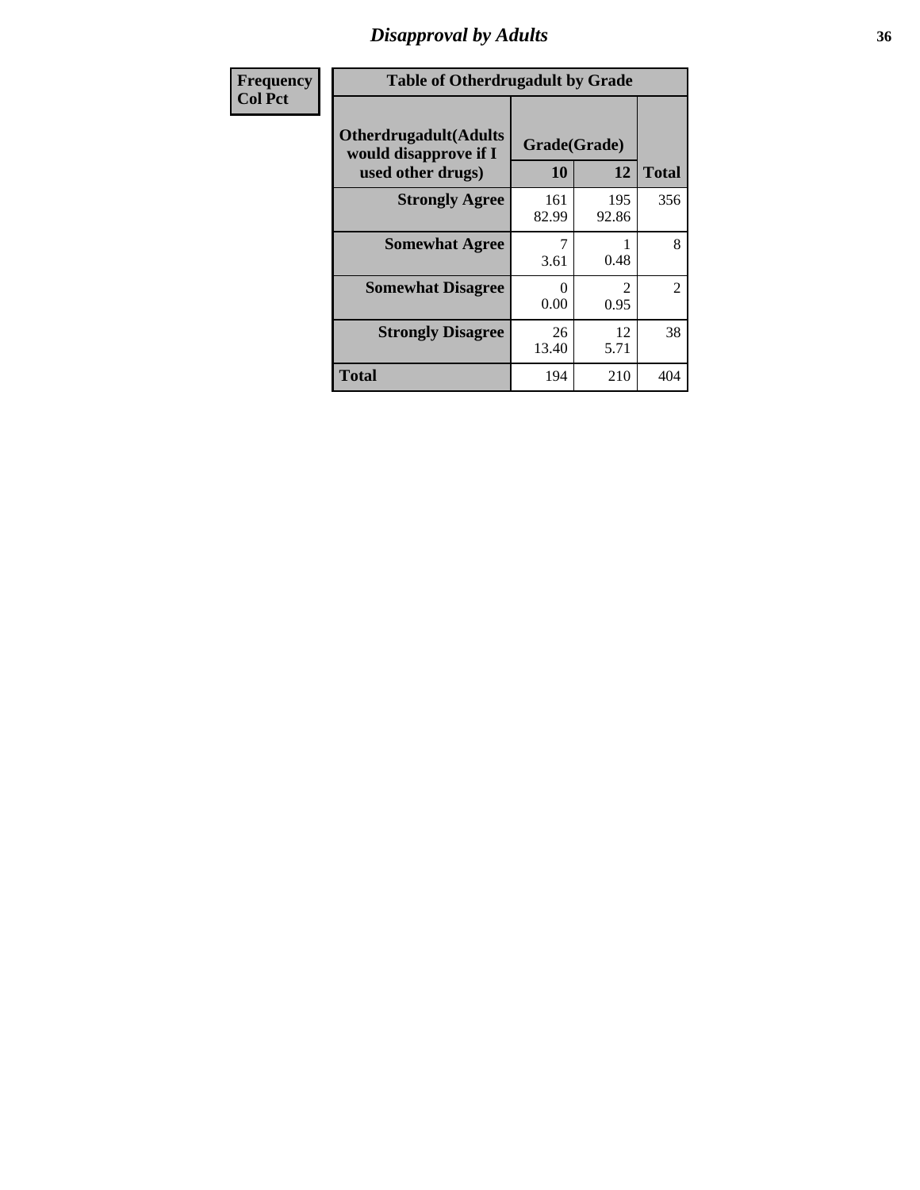| Frequency<br>Col Pct |
|---|

| Table of Otherdrugadult by Grade | | | |
|---|---|---|---|
| Otherdrugadult(Adults would disapprove if I used other drugs) | Grade(Grade) | | |
| | 10 | 12 | Total |
| Strongly Agree | 161<br>82.99 | 195<br>92.86 | 356 |
| Somewhat Agree | 7<br>3.61 | 1<br>0.48 | 8 |
| Somewhat Disagree | 0<br>0.00 | 2<br>0.95 | 2 |
| Strongly Disagree | 26<br>13.40 | 12<br>5.71 | 38 |
| Total | 194 | 210 | 404 |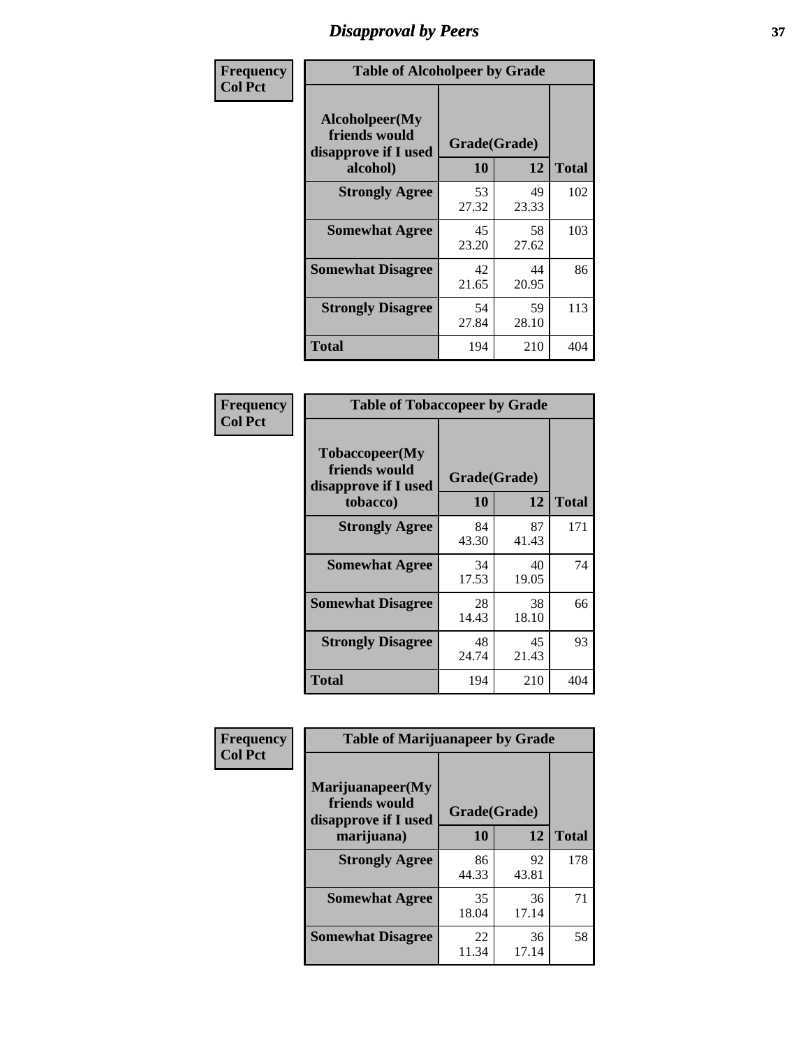# Disapproval by Peers

| Frequency Col Pct | Table of Alcoholpeer by Grade | | |
|---|---|---|---|
| Alcoholpeer(My friends would disapprove if I used alcohol) | Grade(Grade) | | |
| | 10 | 12 | Total |
| Strongly Agree | 53<br>27.32 | 49<br>23.33 | 102 |
| Somewhat Agree | 45<br>23.20 | 58<br>27.62 | 103 |
| Somewhat Disagree | 42<br>21.65 | 44<br>20.95 | 86 |
| Strongly Disagree | 54<br>27.84 | 59<br>28.10 | 113 |
| Total | 194 | 210 | 404 |

| Frequency Col Pct | Table of Tobaccopeer by Grade | | |
|---|---|---|---|
| Tobaccopeer(My friends would disapprove if I used tobacco) | Grade(Grade) | | |
| | 10 | 12 | Total |
| Strongly Agree | 84<br>43.30 | 87<br>41.43 | 171 |
| Somewhat Agree | 34<br>17.53 | 40<br>19.05 | 74 |
| Somewhat Disagree | 28<br>14.43 | 38<br>18.10 | 66 |
| Strongly Disagree | 48<br>24.74 | 45<br>21.43 | 93 |
| Total | 194 | 210 | 404 |

| Frequency Col Pct | Table of Marijuanapeer by Grade | | |
|---|---|---|---|
| Marijuanapeer(My friends would disapprove if I used marijuana) | Grade(Grade) | | |
| | 10 | 12 | Total |
| Strongly Agree | 86<br>44.33 | 92<br>43.81 | 178 |
| Somewhat Agree | 35<br>18.04 | 36<br>17.14 | 71 |
| Somewhat Disagree | 22<br>11.34 | 36<br>17.14 | 58 |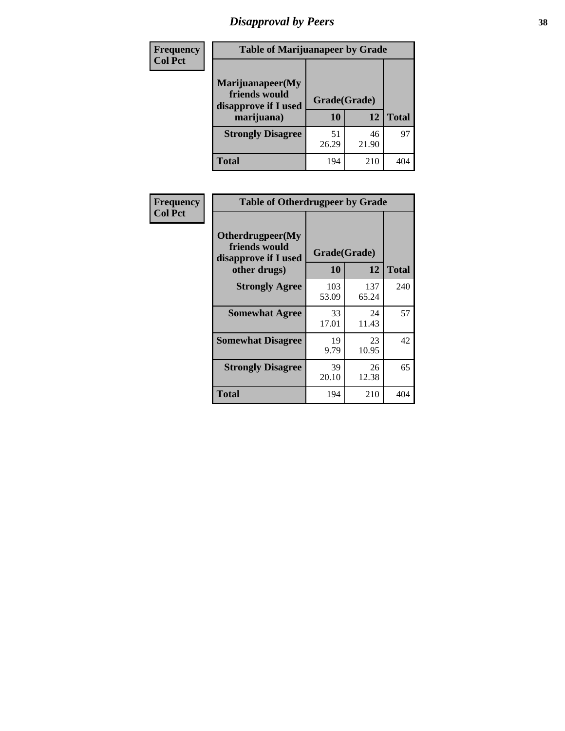# Disapproval by Peers

| Frequency<br>Col Pct | Table of Marijuanapeer by Grade | | |
|---|---|---|---|
| Marijuanapeer(My friends would disapprove if I used marijuana) | Grade(Grade) | | |
| | 10 | 12 | Total |
| Strongly Disagree | 51<br>26.29 | 46<br>21.90 | 97 |
| Total | 194 | 210 | 404 |

| Frequency<br>Col Pct | Table of Otherdrugpeer by Grade | | |
|---|---|---|---|
| Otherdrugpeer(My friends would disapprove if I used other drugs) | Grade(Grade) | | |
| | 10 | 12 | Total |
| Strongly Agree | 103<br>53.09 | 137<br>65.24 | 240 |
| Somewhat Agree | 33<br>17.01 | 24<br>11.43 | 57 |
| Somewhat Disagree | 19<br>9.79 | 23<br>10.95 | 42 |
| Strongly Disagree | 39<br>20.10 | 26<br>12.38 | 65 |
| Total | 194 | 210 | 404 |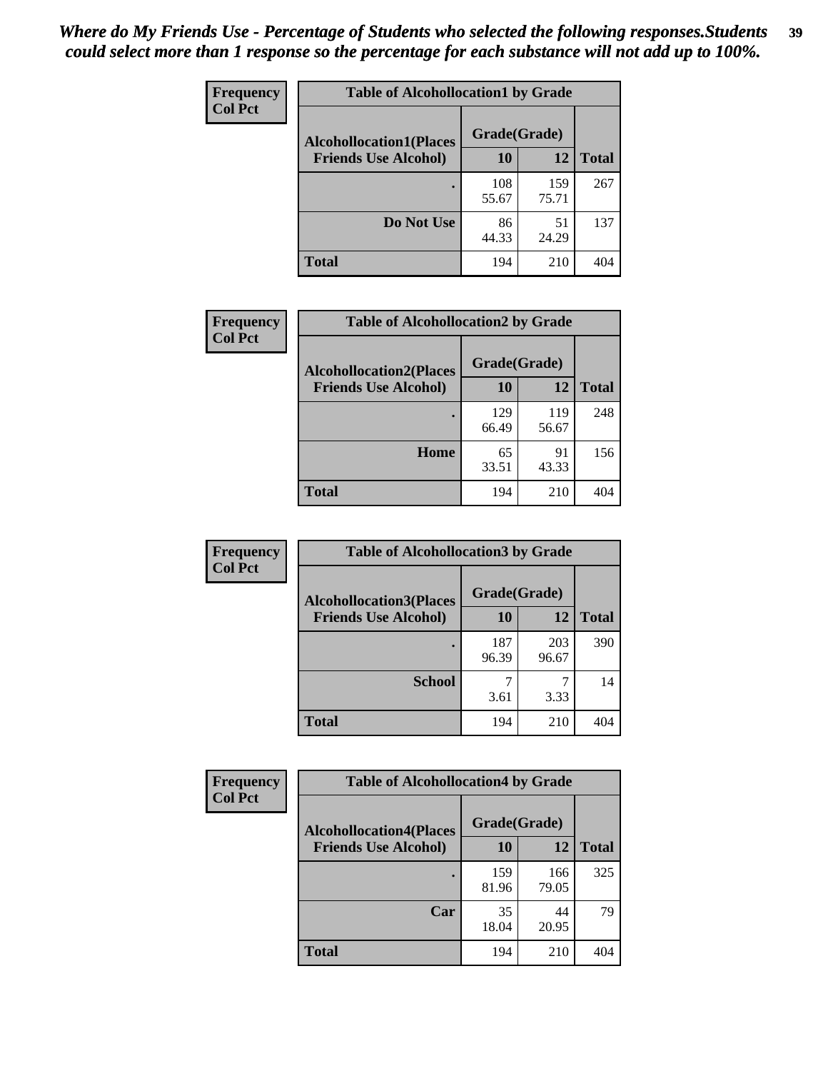*Where do My Friends Use - Percentage of Students who selected the following responses.Students could select more than 1 response so the percentage for each substance will not add up to 100%.*

**Frequency**
**Col Pct**

| Table of Alcohollocation1 by Grade | | | |
|---|---|---|---|
| **Alcohollocation1(Places Friends Use Alcohol)** | **Grade(Grade)** | | |
| | **10** | **12** | **Total** |
| **.** | 108<br>55.67 | 159<br>75.71 | 267 |
| **Do Not Use** | 86<br>44.33 | 51<br>24.29 | 137 |
| **Total** | 194 | 210 | 404 |

**Frequency**
**Col Pct**

| Table of Alcohollocation2 by Grade | | | |
|---|---|---|---|
| **Alcohollocation2(Places Friends Use Alcohol)** | **Grade(Grade)** | | |
| | **10** | **12** | **Total** |
| **.** | 129<br>66.49 | 119<br>56.67 | 248 |
| **Home** | 65<br>33.51 | 91<br>43.33 | 156 |
| **Total** | 194 | 210 | 404 |

**Frequency**
**Col Pct**

| Table of Alcohollocation3 by Grade | | | |
|---|---|---|---|
| **Alcohollocation3(Places Friends Use Alcohol)** | **Grade(Grade)** | | |
| | **10** | **12** | **Total** |
| **.** | 187<br>96.39 | 203<br>96.67 | 390 |
| **School** | 7<br>3.61 | 7<br>3.33 | 14 |
| **Total** | 194 | 210 | 404 |

**Frequency**
**Col Pct**

| Table of Alcohollocation4 by Grade | | | |
|---|---|---|---|
| **Alcohollocation4(Places Friends Use Alcohol)** | **Grade(Grade)** | | |
| | **10** | **12** | **Total** |
| **.** | 159<br>81.96 | 166<br>79.05 | 325 |
| **Car** | 35<br>18.04 | 44<br>20.95 | 79 |
| **Total** | 194 | 210 | 404 |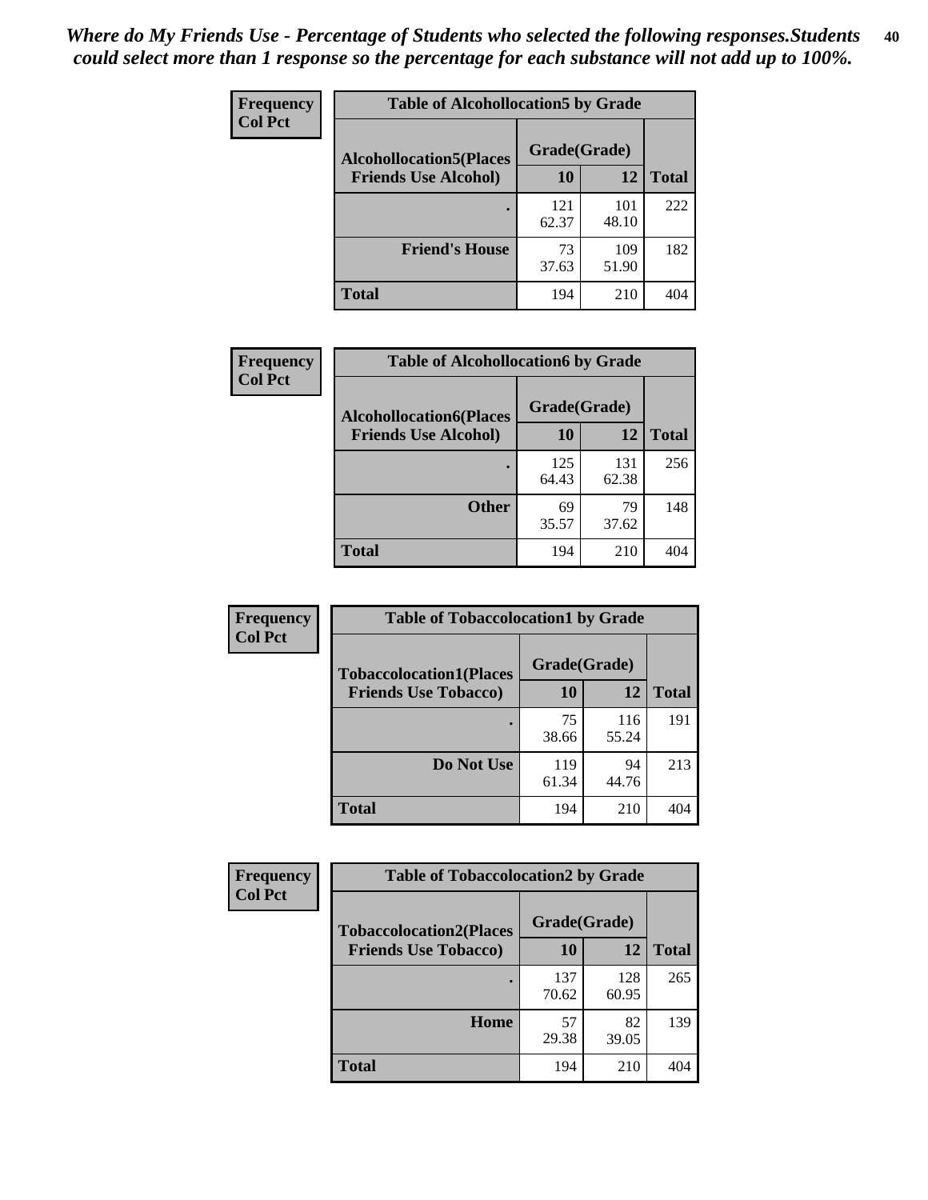*Where do My Friends Use - Percentage of Students who selected the following responses.Students could select more than 1 response so the percentage for each substance will not add up to 100%.*

**Frequency / Col Pct**

| Table of Alcohollocation5 by Grade | | | |
|---|---|---|---|
| Alcohollocation5(Places Friends Use Alcohol) | Grade(Grade) | | Total |
| | 10 | 12 | |
| . | 121<br>62.37 | 101<br>48.10 | 222 |
| Friend's House | 73<br>37.63 | 109<br>51.90 | 182 |
| Total | 194 | 210 | 404 |

**Frequency / Col Pct**

| Table of Alcohollocation6 by Grade | | | |
|---|---|---|---|
| Alcohollocation6(Places Friends Use Alcohol) | Grade(Grade) | | Total |
| | 10 | 12 | |
| . | 125<br>64.43 | 131<br>62.38 | 256 |
| Other | 69<br>35.57 | 79<br>37.62 | 148 |
| Total | 194 | 210 | 404 |

**Frequency / Col Pct**

| Table of Tobaccolocation1 by Grade | | | |
|---|---|---|---|
| Tobaccolocation1(Places Friends Use Tobacco) | Grade(Grade) | | Total |
| | 10 | 12 | |
| . | 75<br>38.66 | 116<br>55.24 | 191 |
| Do Not Use | 119<br>61.34 | 94<br>44.76 | 213 |
| Total | 194 | 210 | 404 |

**Frequency / Col Pct**

| Table of Tobaccolocation2 by Grade | | | |
|---|---|---|---|
| Tobaccolocation2(Places Friends Use Tobacco) | Grade(Grade) | | Total |
| | 10 | 12 | |
| . | 137<br>70.62 | 128<br>60.95 | 265 |
| Home | 57<br>29.38 | 82<br>39.05 | 139 |
| Total | 194 | 210 | 404 |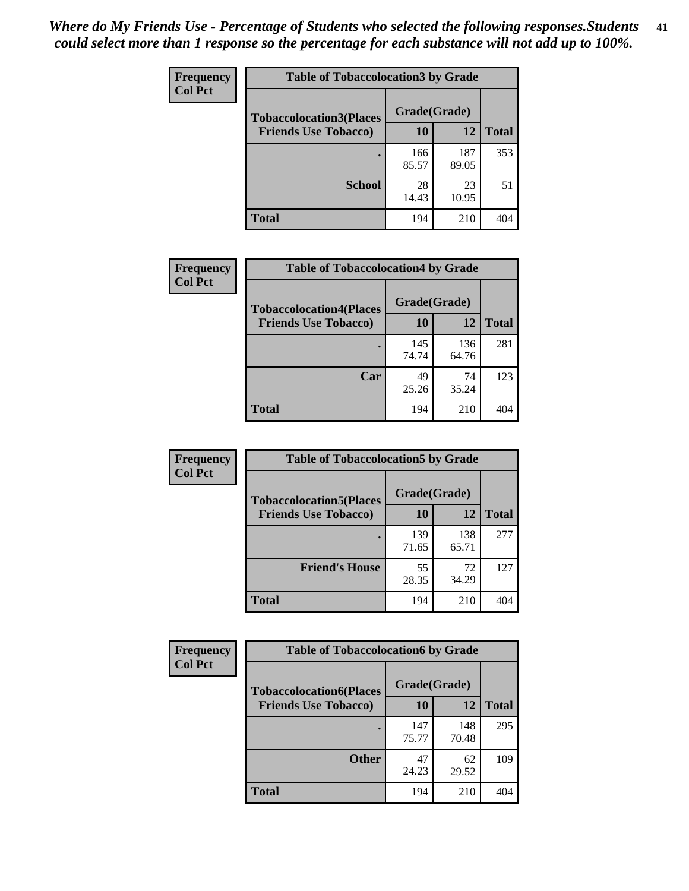*Where do My Friends Use - Percentage of Students who selected the following responses.Students could select more than 1 response so the percentage for each substance will not add up to 100%.*

**Frequency**
**Col Pct**

| Table of Tobaccolocation3 by Grade | | | |
|---|---|---|---|
| **Tobaccolocation3(Places Friends Use Tobacco)** | **Grade(Grade)** | | **Total** |
| | **10** | **12** | |
| **.** | 166<br>85.57 | 187<br>89.05 | 353 |
| **School** | 28<br>14.43 | 23<br>10.95 | 51 |
| **Total** | 194 | 210 | 404 |

**Frequency**
**Col Pct**

| Table of Tobaccolocation4 by Grade | | | |
|---|---|---|---|
| **Tobaccolocation4(Places Friends Use Tobacco)** | **Grade(Grade)** | | **Total** |
| | **10** | **12** | |
| **.** | 145<br>74.74 | 136<br>64.76 | 281 |
| **Car** | 49<br>25.26 | 74<br>35.24 | 123 |
| **Total** | 194 | 210 | 404 |

**Frequency**
**Col Pct**

| Table of Tobaccolocation5 by Grade | | | |
|---|---|---|---|
| **Tobaccolocation5(Places Friends Use Tobacco)** | **Grade(Grade)** | | **Total** |
| | **10** | **12** | |
| **.** | 139<br>71.65 | 138<br>65.71 | 277 |
| **Friend's House** | 55<br>28.35 | 72<br>34.29 | 127 |
| **Total** | 194 | 210 | 404 |

**Frequency**
**Col Pct**

| Table of Tobaccolocation6 by Grade | | | |
|---|---|---|---|
| **Tobaccolocation6(Places Friends Use Tobacco)** | **Grade(Grade)** | | **Total** |
| | **10** | **12** | |
| **.** | 147<br>75.77 | 148<br>70.48 | 295 |
| **Other** | 47<br>24.23 | 62<br>29.52 | 109 |
| **Total** | 194 | 210 | 404 |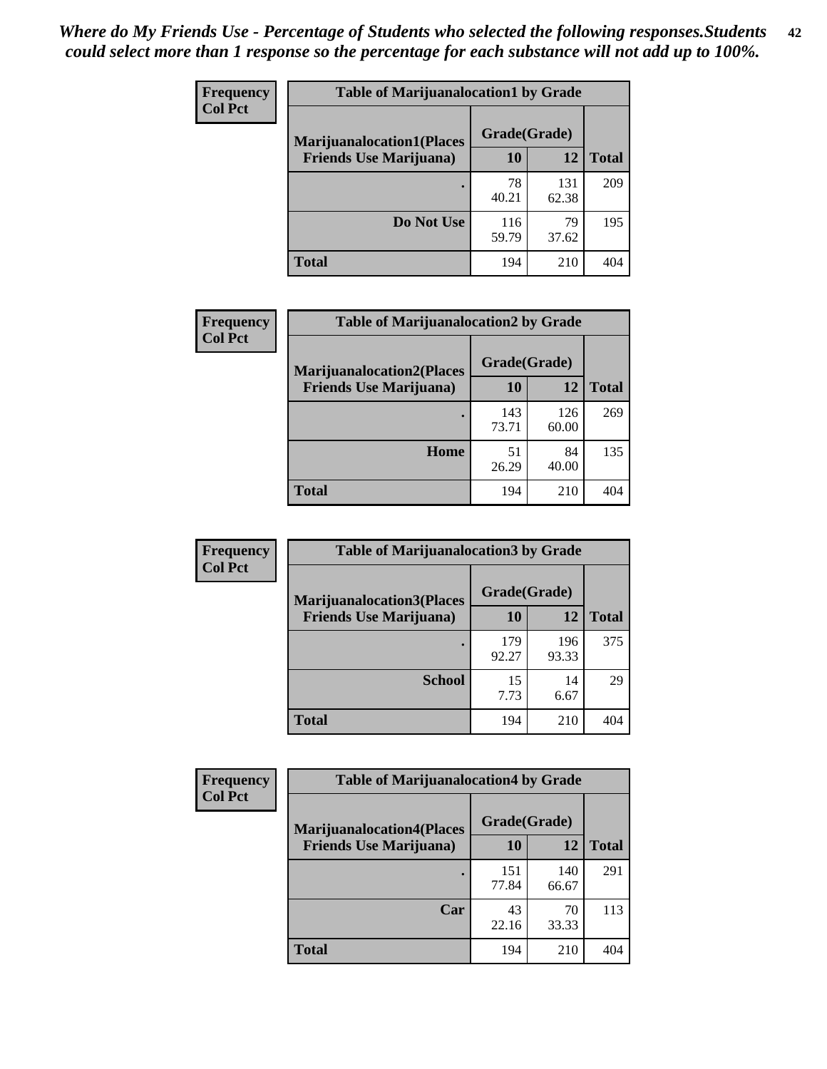*Where do My Friends Use - Percentage of Students who selected the following responses.Students could select more than 1 response so the percentage for each substance will not add up to 100%.*

**Frequency**
**Col Pct**

| Table of Marijuanalocation1 by Grade | | | |
|---|---|---|---|
| **Marijuanalocation1(Places Friends Use Marijuana)** | **Grade(Grade)** | | **Total** |
| | **10** | **12** | |
| **.** | 78<br>40.21 | 131<br>62.38 | 209 |
| **Do Not Use** | 116<br>59.79 | 79<br>37.62 | 195 |
| **Total** | 194 | 210 | 404 |

**Frequency**
**Col Pct**

| Table of Marijuanalocation2 by Grade | | | |
|---|---|---|---|
| **Marijuanalocation2(Places Friends Use Marijuana)** | **Grade(Grade)** | | **Total** |
| | **10** | **12** | |
| **.** | 143<br>73.71 | 126<br>60.00 | 269 |
| **Home** | 51<br>26.29 | 84<br>40.00 | 135 |
| **Total** | 194 | 210 | 404 |

**Frequency**
**Col Pct**

| Table of Marijuanalocation3 by Grade | | | |
|---|---|---|---|
| **Marijuanalocation3(Places Friends Use Marijuana)** | **Grade(Grade)** | | **Total** |
| | **10** | **12** | |
| **.** | 179<br>92.27 | 196<br>93.33 | 375 |
| **School** | 15<br>7.73 | 14<br>6.67 | 29 |
| **Total** | 194 | 210 | 404 |

**Frequency**
**Col Pct**

| Table of Marijuanalocation4 by Grade | | | |
|---|---|---|---|
| **Marijuanalocation4(Places Friends Use Marijuana)** | **Grade(Grade)** | | **Total** |
| | **10** | **12** | |
| **.** | 151<br>77.84 | 140<br>66.67 | 291 |
| **Car** | 43<br>22.16 | 70<br>33.33 | 113 |
| **Total** | 194 | 210 | 404 |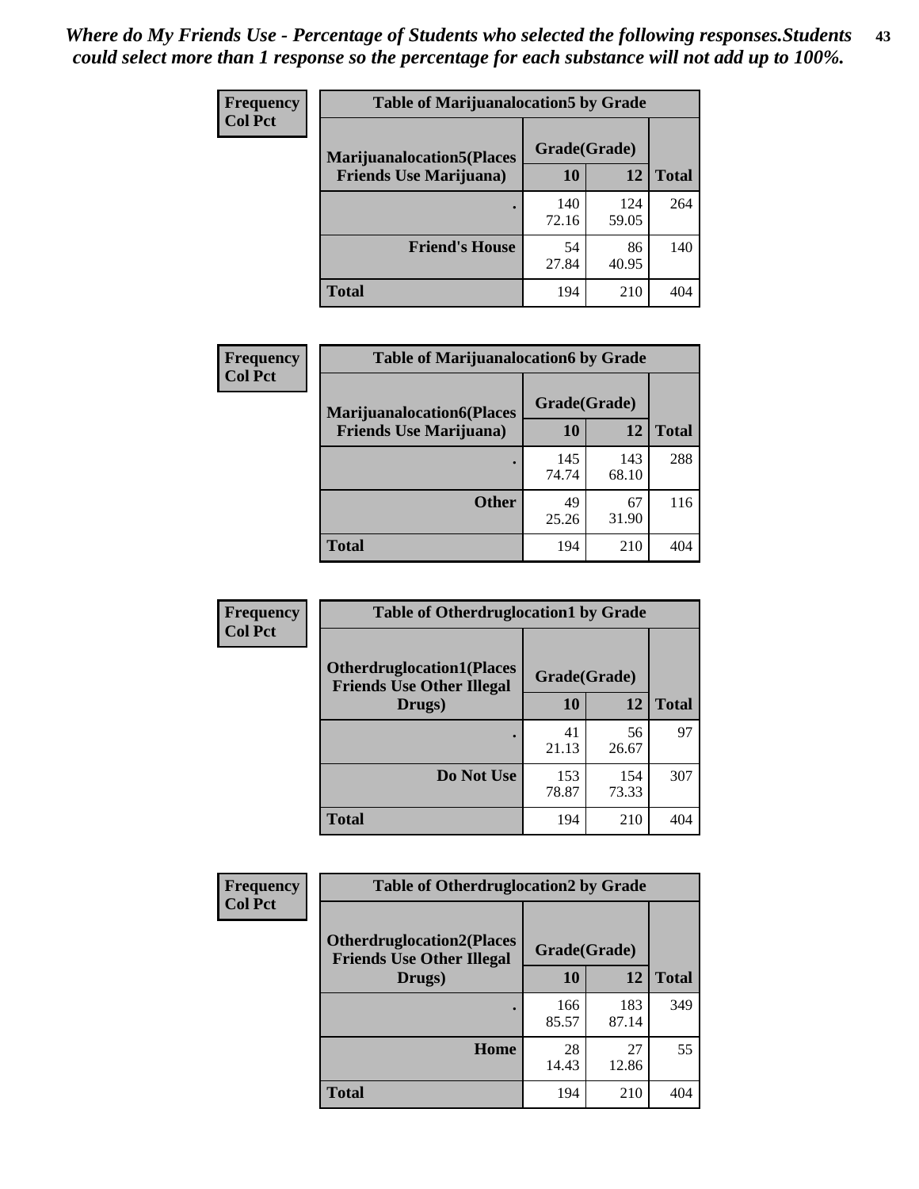*Where do My Friends Use - Percentage of Students who selected the following responses.Students could select more than 1 response so the percentage for each substance will not add up to 100%.*

**Frequency / Col Pct**

**Table of Marijuanalocation5 by Grade**

| Marijuanalocation5(Places Friends Use Marijuana) | Grade(Grade) 10 | 12 | Total |
|---|---|---|---|
| . | 140<br>72.16 | 124<br>59.05 | 264 |
| Friend's House | 54<br>27.84 | 86<br>40.95 | 140 |
| Total | 194 | 210 | 404 |

**Frequency / Col Pct**

**Table of Marijuanalocation6 by Grade**

| Marijuanalocation6(Places Friends Use Marijuana) | Grade(Grade) 10 | 12 | Total |
|---|---|---|---|
| . | 145<br>74.74 | 143<br>68.10 | 288 |
| Other | 49<br>25.26 | 67<br>31.90 | 116 |
| Total | 194 | 210 | 404 |

**Frequency / Col Pct**

**Table of Otherdruglocation1 by Grade**

| Otherdruglocation1(Places Friends Use Other Illegal Drugs) | Grade(Grade) 10 | 12 | Total |
|---|---|---|---|
| . | 41<br>21.13 | 56<br>26.67 | 97 |
| Do Not Use | 153<br>78.87 | 154<br>73.33 | 307 |
| Total | 194 | 210 | 404 |

**Frequency / Col Pct**

**Table of Otherdruglocation2 by Grade**

| Otherdruglocation2(Places Friends Use Other Illegal Drugs) | Grade(Grade) 10 | 12 | Total |
|---|---|---|---|
| . | 166<br>85.57 | 183<br>87.14 | 349 |
| Home | 28<br>14.43 | 27<br>12.86 | 55 |
| Total | 194 | 210 | 404 |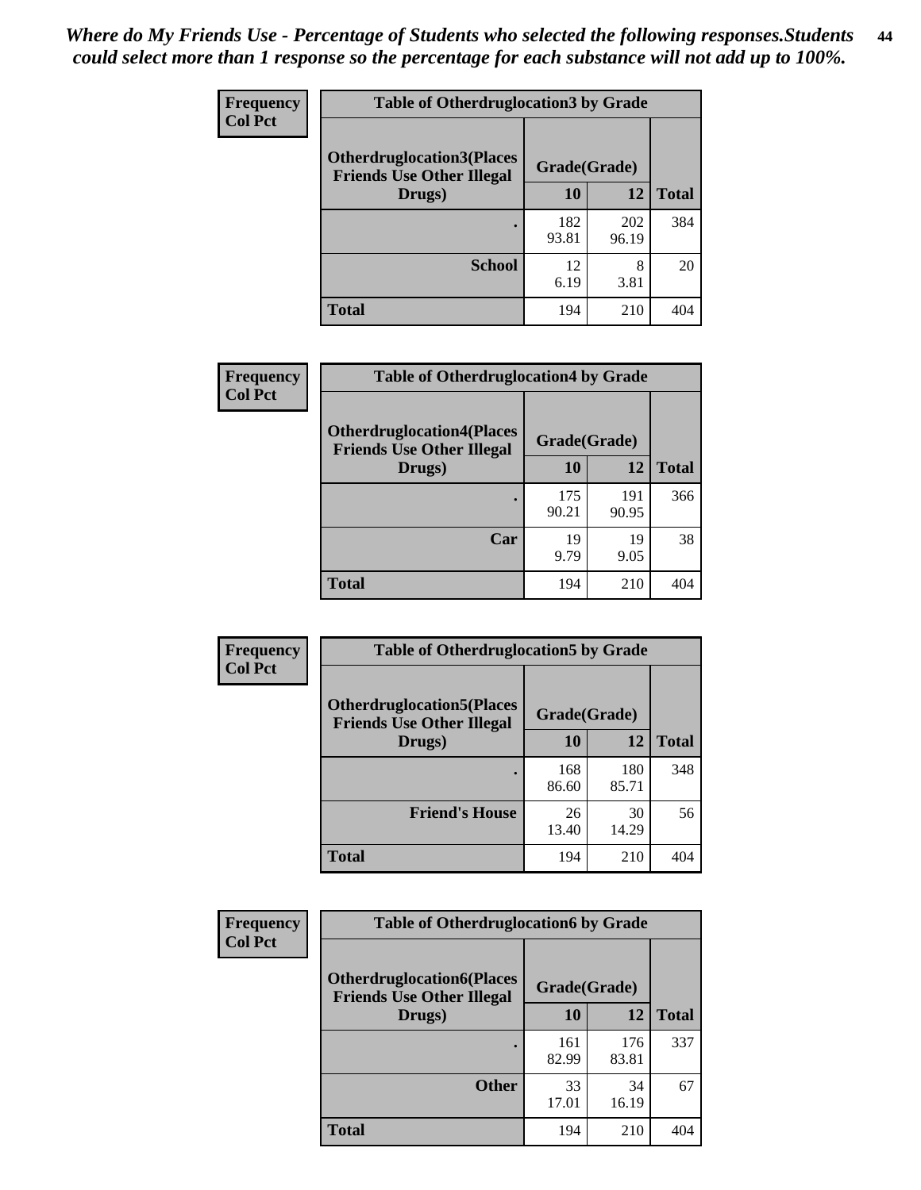*Where do My Friends Use - Percentage of Students who selected the following responses.Students could select more than 1 response so the percentage for each substance will not add up to 100%.*

| Frequency Col Pct | Table of Otherdruglocation3 by Grade | | |
|---|---|---|---|
| Otherdruglocation3(Places Friends Use Other Illegal Drugs) | Grade(Grade) | | |
| | 10 | 12 | Total |
| . | 182<br>93.81 | 202<br>96.19 | 384 |
| School | 12<br>6.19 | 8<br>3.81 | 20 |
| Total | 194 | 210 | 404 |

| Frequency Col Pct | Table of Otherdruglocation4 by Grade | | |
|---|---|---|---|
| Otherdruglocation4(Places Friends Use Other Illegal Drugs) | Grade(Grade) | | |
| | 10 | 12 | Total |
| . | 175<br>90.21 | 191<br>90.95 | 366 |
| Car | 19<br>9.79 | 19<br>9.05 | 38 |
| Total | 194 | 210 | 404 |

| Frequency Col Pct | Table of Otherdruglocation5 by Grade | | |
|---|---|---|---|
| Otherdruglocation5(Places Friends Use Other Illegal Drugs) | Grade(Grade) | | |
| | 10 | 12 | Total |
| . | 168<br>86.60 | 180<br>85.71 | 348 |
| Friend's House | 26<br>13.40 | 30<br>14.29 | 56 |
| Total | 194 | 210 | 404 |

| Frequency Col Pct | Table of Otherdruglocation6 by Grade | | |
|---|---|---|---|
| Otherdruglocation6(Places Friends Use Other Illegal Drugs) | Grade(Grade) | | |
| | 10 | 12 | Total |
| . | 161<br>82.99 | 176<br>83.81 | 337 |
| Other | 33<br>17.01 | 34<br>16.19 | 67 |
| Total | 194 | 210 | 404 |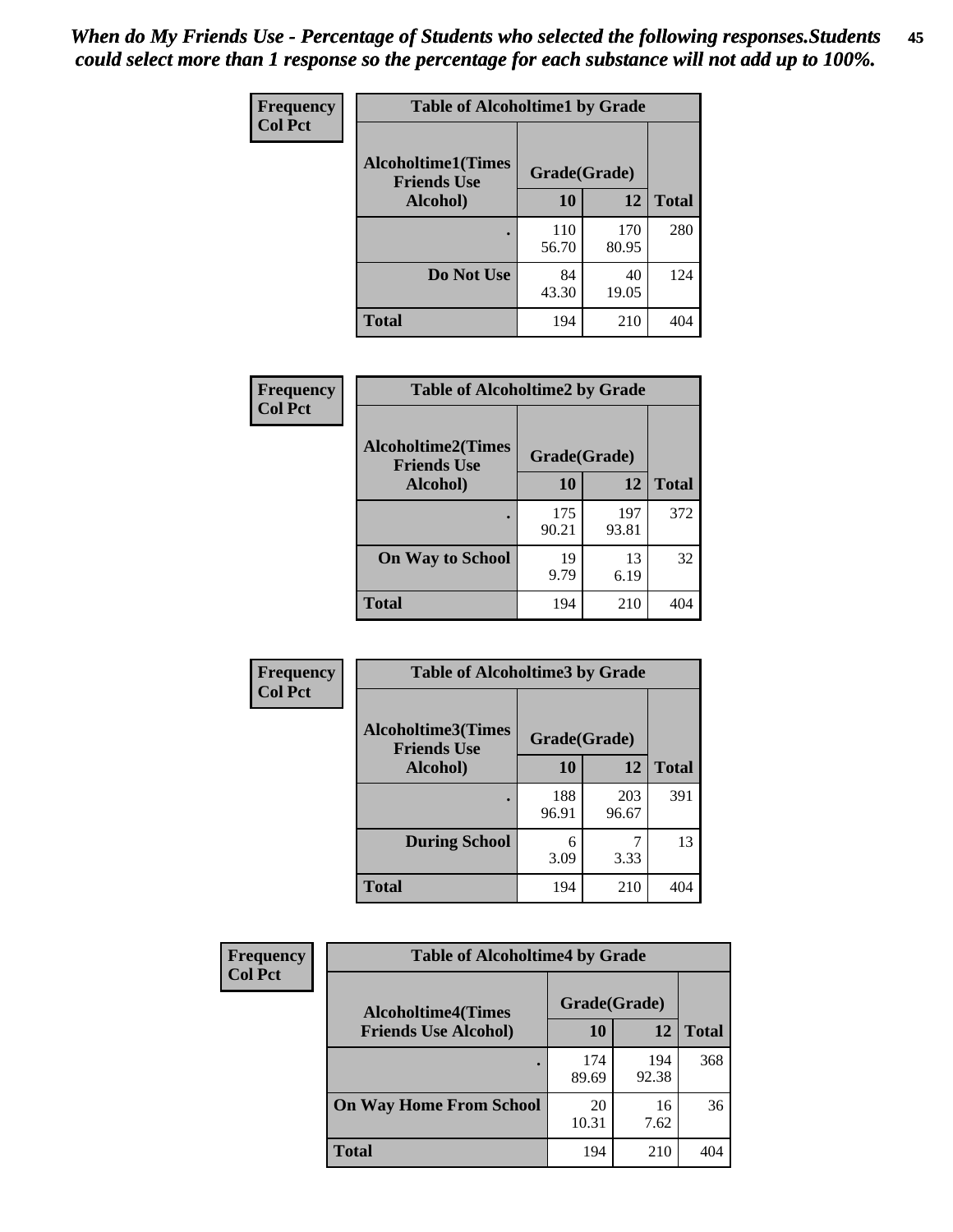*When do My Friends Use - Percentage of Students who selected the following responses.Students could select more than 1 response so the percentage for each substance will not add up to 100%.*

**Frequency**
**Col Pct**

| Table of Alcoholtime1 by Grade | | | |
|---|---|---|---|
| Alcoholtime1(Times Friends Use Alcohol) | Grade(Grade) | | |
| | 10 | 12 | Total |
| . | 110<br>56.70 | 170<br>80.95 | 280 |
| Do Not Use | 84<br>43.30 | 40<br>19.05 | 124 |
| Total | 194 | 210 | 404 |

**Frequency**
**Col Pct**

| Table of Alcoholtime2 by Grade | | | |
|---|---|---|---|
| Alcoholtime2(Times Friends Use Alcohol) | Grade(Grade) | | |
| | 10 | 12 | Total |
| . | 175<br>90.21 | 197<br>93.81 | 372 |
| On Way to School | 19<br>9.79 | 13<br>6.19 | 32 |
| Total | 194 | 210 | 404 |

**Frequency**
**Col Pct**

| Table of Alcoholtime3 by Grade | | | |
|---|---|---|---|
| Alcoholtime3(Times Friends Use Alcohol) | Grade(Grade) | | |
| | 10 | 12 | Total |
| . | 188<br>96.91 | 203<br>96.67 | 391 |
| During School | 6<br>3.09 | 7<br>3.33 | 13 |
| Total | 194 | 210 | 404 |

**Frequency**
**Col Pct**

| Table of Alcoholtime4 by Grade | | | |
|---|---|---|---|
| Alcoholtime4(Times Friends Use Alcohol) | Grade(Grade) | | |
| | 10 | 12 | Total |
| . | 174<br>89.69 | 194<br>92.38 | 368 |
| On Way Home From School | 20<br>10.31 | 16<br>7.62 | 36 |
| Total | 194 | 210 | 404 |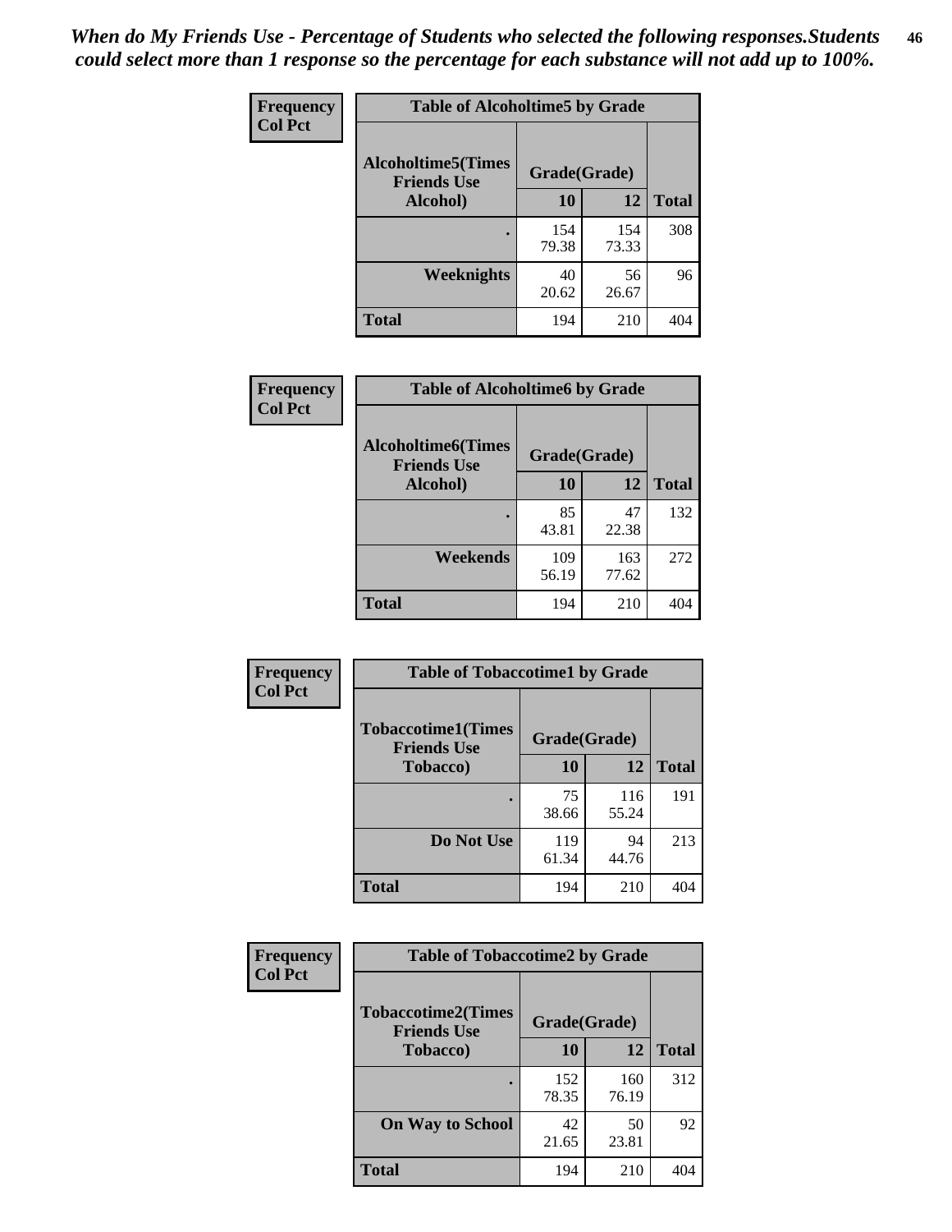*When do My Friends Use - Percentage of Students who selected the following responses.Students could select more than 1 response so the percentage for each substance will not add up to 100%.*

**Frequency**
**Col Pct**

**Table of Alcoholtime5 by Grade**

| Alcoholtime5(Times Friends Use Alcohol) | Grade(Grade) | | Total |
|---|---|---|---|
| | 10 | 12 | |
| . | 154<br>79.38 | 154<br>73.33 | 308 |
| Weeknights | 40<br>20.62 | 56<br>26.67 | 96 |
| Total | 194 | 210 | 404 |

**Frequency**
**Col Pct**

**Table of Alcoholtime6 by Grade**

| Alcoholtime6(Times Friends Use Alcohol) | Grade(Grade) | | Total |
|---|---|---|---|
| | 10 | 12 | |
| . | 85<br>43.81 | 47<br>22.38 | 132 |
| Weekends | 109<br>56.19 | 163<br>77.62 | 272 |
| Total | 194 | 210 | 404 |

**Frequency**
**Col Pct**

**Table of Tobaccotime1 by Grade**

| Tobaccotime1(Times Friends Use Tobacco) | Grade(Grade) | | Total |
|---|---|---|---|
| | 10 | 12 | |
| . | 75<br>38.66 | 116<br>55.24 | 191 |
| Do Not Use | 119<br>61.34 | 94<br>44.76 | 213 |
| Total | 194 | 210 | 404 |

**Frequency**
**Col Pct**

**Table of Tobaccotime2 by Grade**

| Tobaccotime2(Times Friends Use Tobacco) | Grade(Grade) | | Total |
|---|---|---|---|
| | 10 | 12 | |
| . | 152<br>78.35 | 160<br>76.19 | 312 |
| On Way to School | 42<br>21.65 | 50<br>23.81 | 92 |
| Total | 194 | 210 | 404 |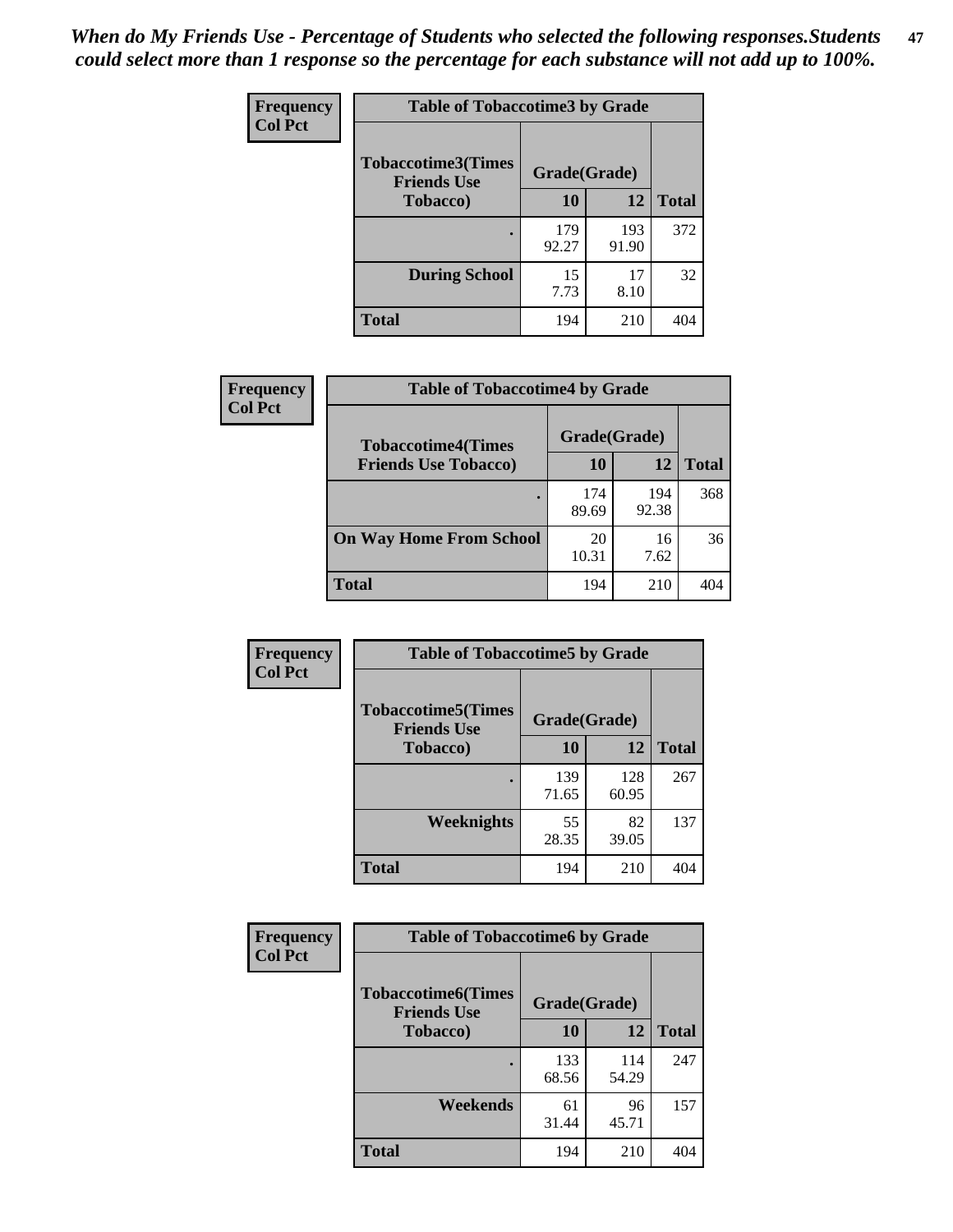*When do My Friends Use - Percentage of Students who selected the following responses.Students could select more than 1 response so the percentage for each substance will not add up to 100%.*

**Frequency**
**Col Pct**

| Table of Tobaccotime3 by Grade | | | |
|---|---|---|---|
| **Tobaccotime3(Times Friends Use Tobacco)** | **Grade(Grade)** | | |
| | **10** | **12** | **Total** |
| **.** | 179<br>92.27 | 193<br>91.90 | 372 |
| **During School** | 15<br>7.73 | 17<br>8.10 | 32 |
| **Total** | 194 | 210 | 404 |

**Frequency**
**Col Pct**

| Table of Tobaccotime4 by Grade | | | |
|---|---|---|---|
| **Tobaccotime4(Times Friends Use Tobacco)** | **Grade(Grade)** | | |
| | **10** | **12** | **Total** |
| **.** | 174<br>89.69 | 194<br>92.38 | 368 |
| **On Way Home From School** | 20<br>10.31 | 16<br>7.62 | 36 |
| **Total** | 194 | 210 | 404 |

**Frequency**
**Col Pct**

| Table of Tobaccotime5 by Grade | | | |
|---|---|---|---|
| **Tobaccotime5(Times Friends Use Tobacco)** | **Grade(Grade)** | | |
| | **10** | **12** | **Total** |
| **.** | 139<br>71.65 | 128<br>60.95 | 267 |
| **Weeknights** | 55<br>28.35 | 82<br>39.05 | 137 |
| **Total** | 194 | 210 | 404 |

**Frequency**
**Col Pct**

| Table of Tobaccotime6 by Grade | | | |
|---|---|---|---|
| **Tobaccotime6(Times Friends Use Tobacco)** | **Grade(Grade)** | | |
| | **10** | **12** | **Total** |
| **.** | 133<br>68.56 | 114<br>54.29 | 247 |
| **Weekends** | 61<br>31.44 | 96<br>45.71 | 157 |
| **Total** | 194 | 210 | 404 |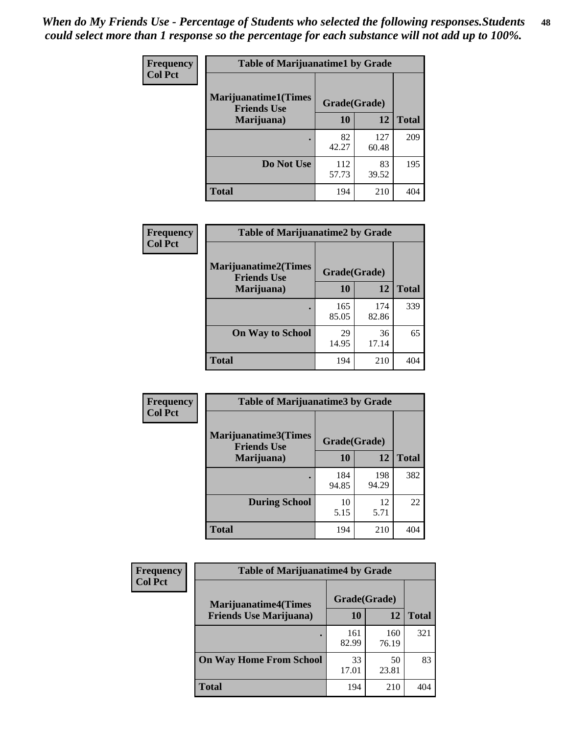*When do My Friends Use - Percentage of Students who selected the following responses.Students could select more than 1 response so the percentage for each substance will not add up to 100%.*

**Frequency**
**Col Pct**

| Table of Marijuanatime1 by Grade | | | |
|---|---|---|---|
| **Marijuanatime1(Times Friends Use Marijuana)** | **Grade(Grade)** | | |
| | **10** | **12** | **Total** |
| **.** | 82<br>42.27 | 127<br>60.48 | 209 |
| **Do Not Use** | 112<br>57.73 | 83<br>39.52 | 195 |
| **Total** | 194 | 210 | 404 |

**Frequency**
**Col Pct**

| Table of Marijuanatime2 by Grade | | | |
|---|---|---|---|
| **Marijuanatime2(Times Friends Use Marijuana)** | **Grade(Grade)** | | |
| | **10** | **12** | **Total** |
| **.** | 165<br>85.05 | 174<br>82.86 | 339 |
| **On Way to School** | 29<br>14.95 | 36<br>17.14 | 65 |
| **Total** | 194 | 210 | 404 |

**Frequency**
**Col Pct**

| Table of Marijuanatime3 by Grade | | | |
|---|---|---|---|
| **Marijuanatime3(Times Friends Use Marijuana)** | **Grade(Grade)** | | |
| | **10** | **12** | **Total** |
| **.** | 184<br>94.85 | 198<br>94.29 | 382 |
| **During School** | 10<br>5.15 | 12<br>5.71 | 22 |
| **Total** | 194 | 210 | 404 |

**Frequency**
**Col Pct**

| Table of Marijuanatime4 by Grade | | | |
|---|---|---|---|
| **Marijuanatime4(Times Friends Use Marijuana)** | **Grade(Grade)** | | |
| | **10** | **12** | **Total** |
| **.** | 161<br>82.99 | 160<br>76.19 | 321 |
| **On Way Home From School** | 33<br>17.01 | 50<br>23.81 | 83 |
| **Total** | 194 | 210 | 404 |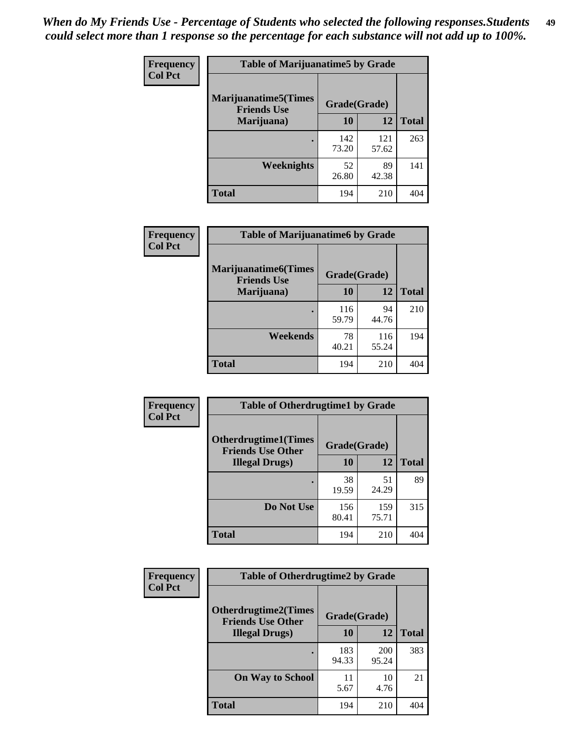*When do My Friends Use - Percentage of Students who selected the following responses.Students could select more than 1 response so the percentage for each substance will not add up to 100%.*

**Frequency**
**Col Pct**

| Table of Marijuanatime5 by Grade | | | |
|---|---|---|---|
| **Marijuanatime5(Times Friends Use Marijuana)** | **Grade(Grade)** | | **Total** |
| | **10** | **12** | |
| **.** | 142<br>73.20 | 121<br>57.62 | 263 |
| **Weeknights** | 52<br>26.80 | 89<br>42.38 | 141 |
| **Total** | 194 | 210 | 404 |

**Frequency**
**Col Pct**

| Table of Marijuanatime6 by Grade | | | |
|---|---|---|---|
| **Marijuanatime6(Times Friends Use Marijuana)** | **Grade(Grade)** | | **Total** |
| | **10** | **12** | |
| **.** | 116<br>59.79 | 94<br>44.76 | 210 |
| **Weekends** | 78<br>40.21 | 116<br>55.24 | 194 |
| **Total** | 194 | 210 | 404 |

**Frequency**
**Col Pct**

| Table of Otherdrugtime1 by Grade | | | |
|---|---|---|---|
| **Otherdrugtime1(Times Friends Use Other Illegal Drugs)** | **Grade(Grade)** | | **Total** |
| | **10** | **12** | |
| **.** | 38<br>19.59 | 51<br>24.29 | 89 |
| **Do Not Use** | 156<br>80.41 | 159<br>75.71 | 315 |
| **Total** | 194 | 210 | 404 |

**Frequency**
**Col Pct**

| Table of Otherdrugtime2 by Grade | | | |
|---|---|---|---|
| **Otherdrugtime2(Times Friends Use Other Illegal Drugs)** | **Grade(Grade)** | | **Total** |
| | **10** | **12** | |
| **.** | 183<br>94.33 | 200<br>95.24 | 383 |
| **On Way to School** | 11<br>5.67 | 10<br>4.76 | 21 |
| **Total** | 194 | 210 | 404 |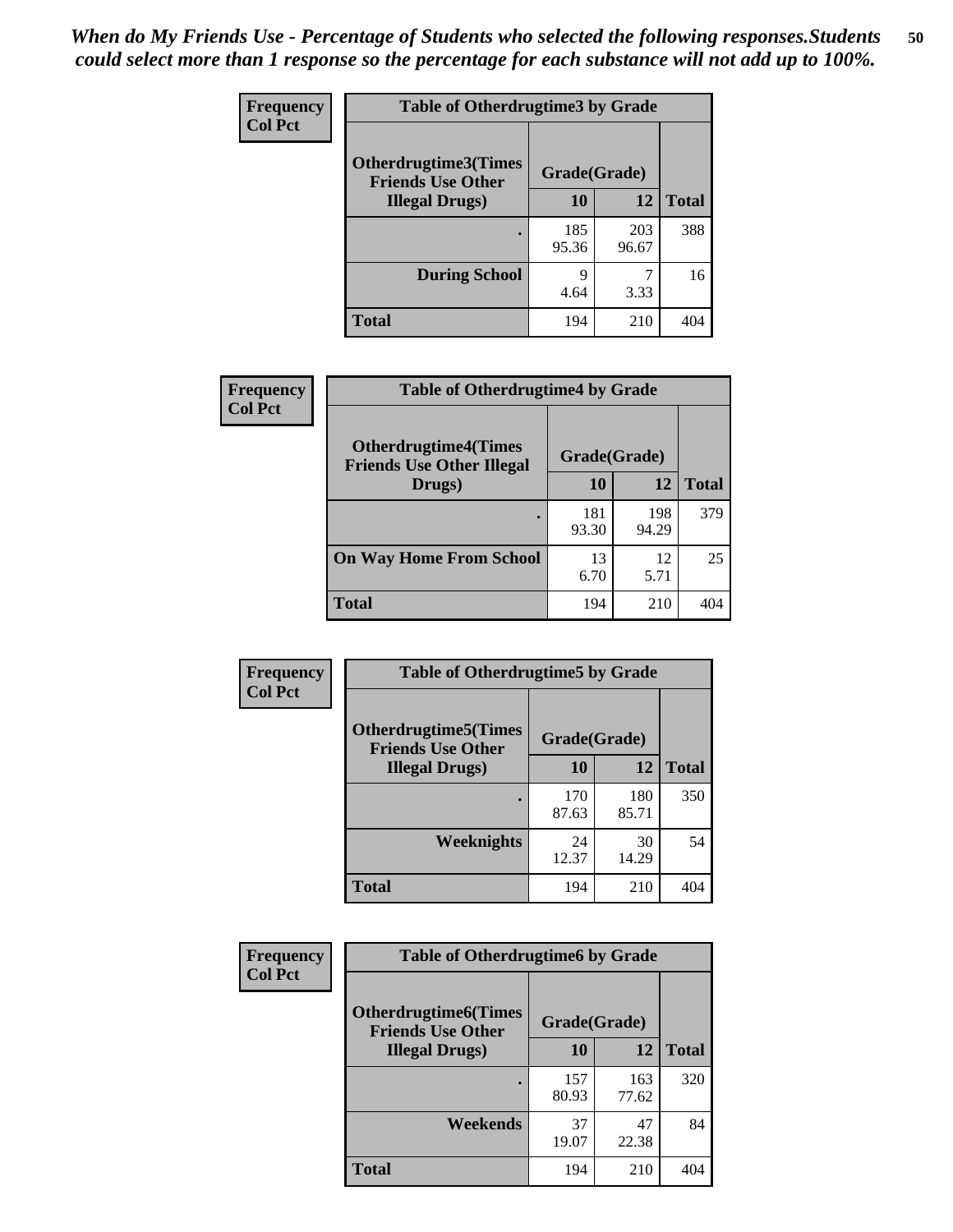*When do My Friends Use - Percentage of Students who selected the following responses.Students could select more than 1 response so the percentage for each substance will not add up to 100%.*

**Frequency**
**Col Pct**

| Table of Otherdrugtime3 by Grade | | | |
|---|---|---|---|
| **Otherdrugtime3(Times Friends Use Other Illegal Drugs)** | **Grade(Grade)** | | **Total** |
| | **10** | **12** | |
| **.** | 185<br>95.36 | 203<br>96.67 | 388 |
| **During School** | 9<br>4.64 | 7<br>3.33 | 16 |
| **Total** | 194 | 210 | 404 |

**Frequency**
**Col Pct**

| Table of Otherdrugtime4 by Grade | | | |
|---|---|---|---|
| **Otherdrugtime4(Times Friends Use Other Illegal Drugs)** | **Grade(Grade)** | | **Total** |
| | **10** | **12** | |
| **.** | 181<br>93.30 | 198<br>94.29 | 379 |
| **On Way Home From School** | 13<br>6.70 | 12<br>5.71 | 25 |
| **Total** | 194 | 210 | 404 |

**Frequency**
**Col Pct**

| Table of Otherdrugtime5 by Grade | | | |
|---|---|---|---|
| **Otherdrugtime5(Times Friends Use Other Illegal Drugs)** | **Grade(Grade)** | | **Total** |
| | **10** | **12** | |
| **.** | 170<br>87.63 | 180<br>85.71 | 350 |
| **Weeknights** | 24<br>12.37 | 30<br>14.29 | 54 |
| **Total** | 194 | 210 | 404 |

**Frequency**
**Col Pct**

| Table of Otherdrugtime6 by Grade | | | |
|---|---|---|---|
| **Otherdrugtime6(Times Friends Use Other Illegal Drugs)** | **Grade(Grade)** | | **Total** |
| | **10** | **12** | |
| **.** | 157<br>80.93 | 163<br>77.62 | 320 |
| **Weekends** | 37<br>19.07 | 47<br>22.38 | 84 |
| **Total** | 194 | 210 | 404 |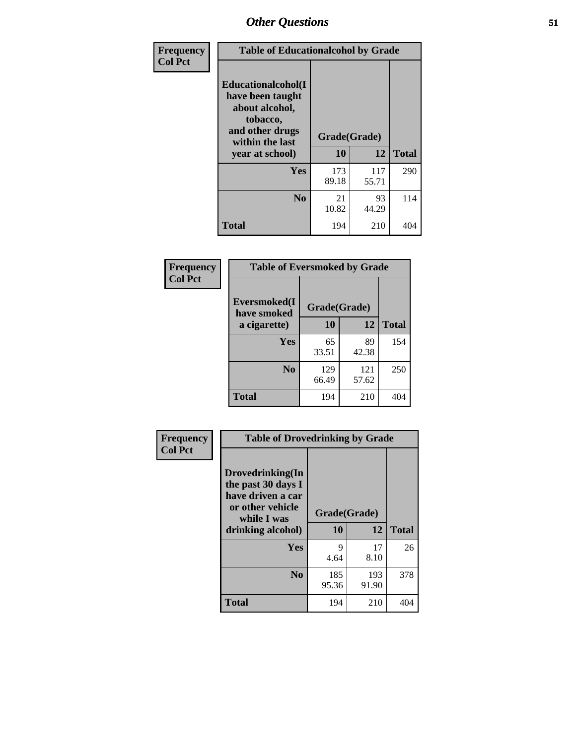*Other Questions*

**Frequency**
**Col Pct**

| Table of Educationalalcohol by Grade | | | |
|---|---|---|---|
| Educationalalcohol(I have been taught about alcohol, tobacco, and other drugs within the last year at school) | Grade(Grade) | | |
| | 10 | 12 | Total |
| Yes | 173<br>89.18 | 117<br>55.71 | 290 |
| No | 21<br>10.82 | 93<br>44.29 | 114 |
| Total | 194 | 210 | 404 |

**Frequency**
**Col Pct**

| Table of Eversmoked by Grade | | | |
|---|---|---|---|
| Eversmoked(I have smoked a cigarette) | Grade(Grade) | | |
| | 10 | 12 | Total |
| Yes | 65<br>33.51 | 89<br>42.38 | 154 |
| No | 129<br>66.49 | 121<br>57.62 | 250 |
| Total | 194 | 210 | 404 |

**Frequency**
**Col Pct**

| Table of Drovedrinking by Grade | | | |
|---|---|---|---|
| Drovedrinking(In the past 30 days I have driven a car or other vehicle while I was drinking alcohol) | Grade(Grade) | | |
| | 10 | 12 | Total |
| Yes | 9<br>4.64 | 17<br>8.10 | 26 |
| No | 185<br>95.36 | 193<br>91.90 | 378 |
| Total | 194 | 210 | 404 |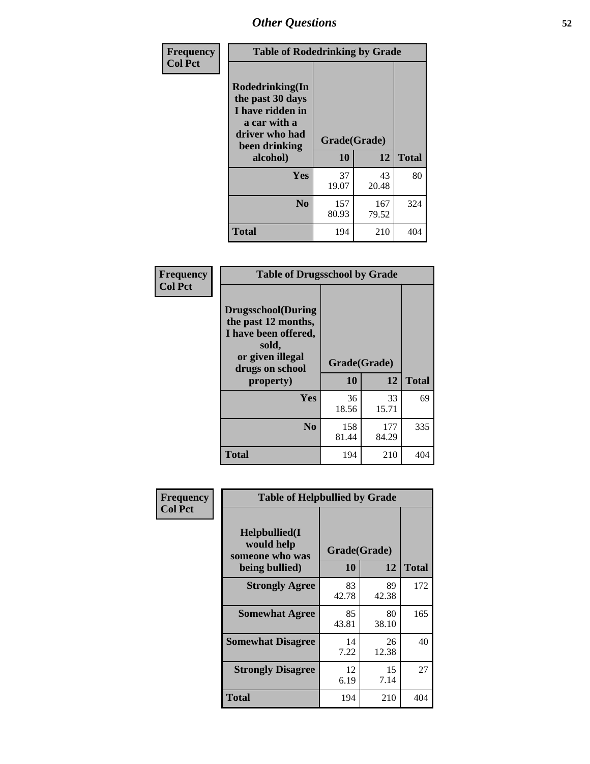# Other Questions

**Frequency**
**Col Pct**

| Table of Rodedrinking by Grade | | | |
|---|---|---|---|
| Rodedrinking(In the past 30 days I have ridden in a car with a driver who had been drinking alcohol) | Grade(Grade) | | |
| | 10 | 12 | Total |
| **Yes** | 37<br>19.07 | 43<br>20.48 | 80 |
| **No** | 157<br>80.93 | 167<br>79.52 | 324 |
| **Total** | 194 | 210 | 404 |

**Frequency**
**Col Pct**

| Table of Drugsschool by Grade | | | |
|---|---|---|---|
| Drugsschool(During the past 12 months, I have been offered, sold, or given illegal drugs on school property) | Grade(Grade) | | |
| | 10 | 12 | Total |
| **Yes** | 36<br>18.56 | 33<br>15.71 | 69 |
| **No** | 158<br>81.44 | 177<br>84.29 | 335 |
| **Total** | 194 | 210 | 404 |

**Frequency**
**Col Pct**

| Table of Helpbullied by Grade | | | |
|---|---|---|---|
| Helpbullied(I would help someone who was being bullied) | Grade(Grade) | | |
| | 10 | 12 | Total |
| **Strongly Agree** | 83<br>42.78 | 89<br>42.38 | 172 |
| **Somewhat Agree** | 85<br>43.81 | 80<br>38.10 | 165 |
| **Somewhat Disagree** | 14<br>7.22 | 26<br>12.38 | 40 |
| **Strongly Disagree** | 12<br>6.19 | 15<br>7.14 | 27 |
| **Total** | 194 | 210 | 404 |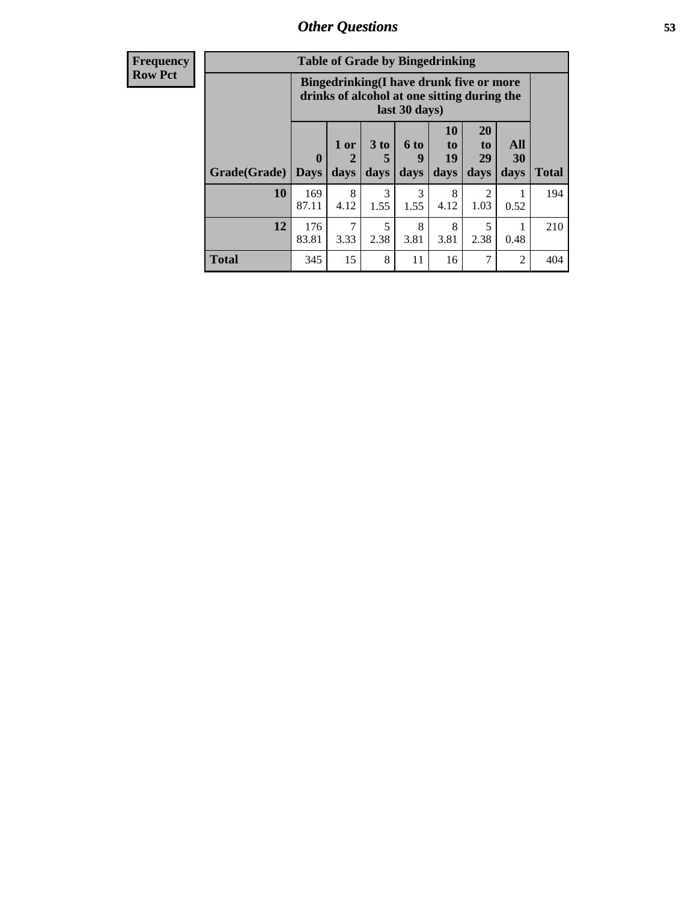## Other Questions

**Frequency**
**Row Pct**

| Table of Grade by Bingedrinking | | | | | | | | |
|---|---|---|---|---|---|---|---|---|
| | Bingedrinking(I have drunk five or more drinks of alcohol at one sitting during the last 30 days) | | | | | | | |
| Grade(Grade) | 0 Days | 1 or 2 days | 3 to 5 days | 6 to 9 days | 10 to 19 days | 20 to 29 days | All 30 days | Total |
| **10** | 169 87.11 | 8 4.12 | 3 1.55 | 3 1.55 | 8 4.12 | 2 1.03 | 1 0.52 | 194 |
| **12** | 176 83.81 | 7 3.33 | 5 2.38 | 8 3.81 | 8 3.81 | 5 2.38 | 1 0.48 | 210 |
| **Total** | 345 | 15 | 8 | 11 | 16 | 7 | 2 | 404 |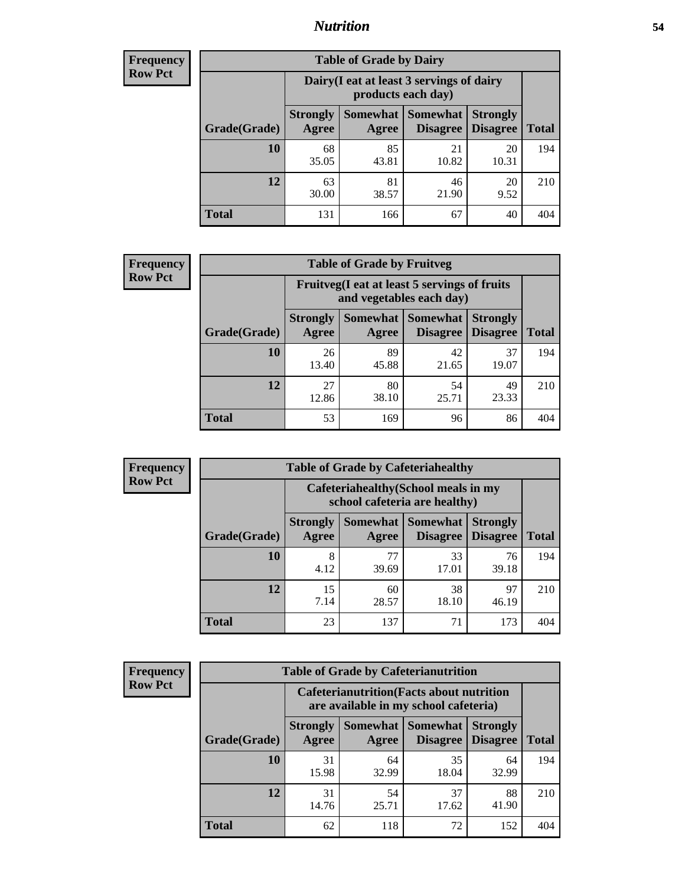# Nutrition

**Frequency Row Pct**

| Table of Grade by Dairy | | | | | |
|---|---|---|---|---|---|
| | Dairy(I eat at least 3 servings of dairy products each day) | | | | |
| Grade(Grade) | Strongly Agree | Somewhat Agree | Somewhat Disagree | Strongly Disagree | Total |
| 10 | 68<br>35.05 | 85<br>43.81 | 21<br>10.82 | 20<br>10.31 | 194 |
| 12 | 63<br>30.00 | 81<br>38.57 | 46<br>21.90 | 20<br>9.52 | 210 |
| Total | 131 | 166 | 67 | 40 | 404 |

**Frequency Row Pct**

| Table of Grade by Fruitveg | | | | | |
|---|---|---|---|---|---|
| | Fruitveg(I eat at least 5 servings of fruits and vegetables each day) | | | | |
| Grade(Grade) | Strongly Agree | Somewhat Agree | Somewhat Disagree | Strongly Disagree | Total |
| 10 | 26<br>13.40 | 89<br>45.88 | 42<br>21.65 | 37<br>19.07 | 194 |
| 12 | 27<br>12.86 | 80<br>38.10 | 54<br>25.71 | 49<br>23.33 | 210 |
| Total | 53 | 169 | 96 | 86 | 404 |

**Frequency Row Pct**

| Table of Grade by Cafeteriahealthy | | | | | |
|---|---|---|---|---|---|
| | Cafeteriahealthy(School meals in my school cafeteria are healthy) | | | | |
| Grade(Grade) | Strongly Agree | Somewhat Agree | Somewhat Disagree | Strongly Disagree | Total |
| 10 | 8<br>4.12 | 77<br>39.69 | 33<br>17.01 | 76<br>39.18 | 194 |
| 12 | 15<br>7.14 | 60<br>28.57 | 38<br>18.10 | 97<br>46.19 | 210 |
| Total | 23 | 137 | 71 | 173 | 404 |

**Frequency Row Pct**

| Table of Grade by Cafeterianutrition | | | | | |
|---|---|---|---|---|---|
| | Cafeterianutrition(Facts about nutrition are available in my school cafeteria) | | | | |
| Grade(Grade) | Strongly Agree | Somewhat Agree | Somewhat Disagree | Strongly Disagree | Total |
| 10 | 31<br>15.98 | 64<br>32.99 | 35<br>18.04 | 64<br>32.99 | 194 |
| 12 | 31<br>14.76 | 54<br>25.71 | 37<br>17.62 | 88<br>41.90 | 210 |
| Total | 62 | 118 | 72 | 152 | 404 |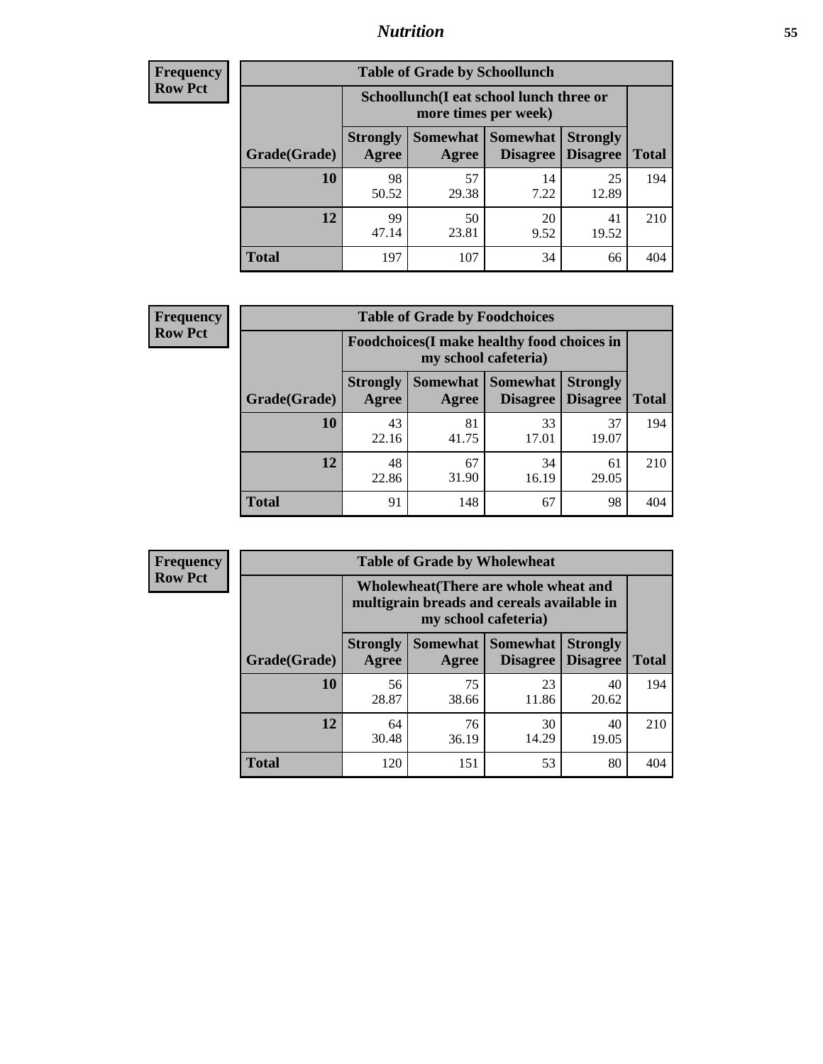| Frequency Row Pct | Table of Grade by Schoollunch | | | | |
|---|---|---|---|---|---|
| | Schoollunch(I eat school lunch three or more times per week) | | | | |
| Grade(Grade) | Strongly Agree | Somewhat Agree | Somewhat Disagree | Strongly Disagree | Total |
| 10 | 98<br>50.52 | 57<br>29.38 | 14<br>7.22 | 25<br>12.89 | 194 |
| 12 | 99<br>47.14 | 50<br>23.81 | 20<br>9.52 | 41<br>19.52 | 210 |
| Total | 197 | 107 | 34 | 66 | 404 |

| Frequency Row Pct | Table of Grade by Foodchoices | | | | |
|---|---|---|---|---|---|
| | Foodchoices(I make healthy food choices in my school cafeteria) | | | | |
| Grade(Grade) | Strongly Agree | Somewhat Agree | Somewhat Disagree | Strongly Disagree | Total |
| 10 | 43<br>22.16 | 81<br>41.75 | 33<br>17.01 | 37<br>19.07 | 194 |
| 12 | 48<br>22.86 | 67<br>31.90 | 34<br>16.19 | 61<br>29.05 | 210 |
| Total | 91 | 148 | 67 | 98 | 404 |

| Frequency Row Pct | Table of Grade by Wholewheat | | | | |
|---|---|---|---|---|---|
| | Wholewheat(There are whole wheat and multigrain breads and cereals available in my school cafeteria) | | | | |
| Grade(Grade) | Strongly Agree | Somewhat Agree | Somewhat Disagree | Strongly Disagree | Total |
| 10 | 56<br>28.87 | 75<br>38.66 | 23<br>11.86 | 40<br>20.62 | 194 |
| 12 | 64<br>30.48 | 76<br>36.19 | 30<br>14.29 | 40<br>19.05 | 210 |
| Total | 120 | 151 | 53 | 80 | 404 |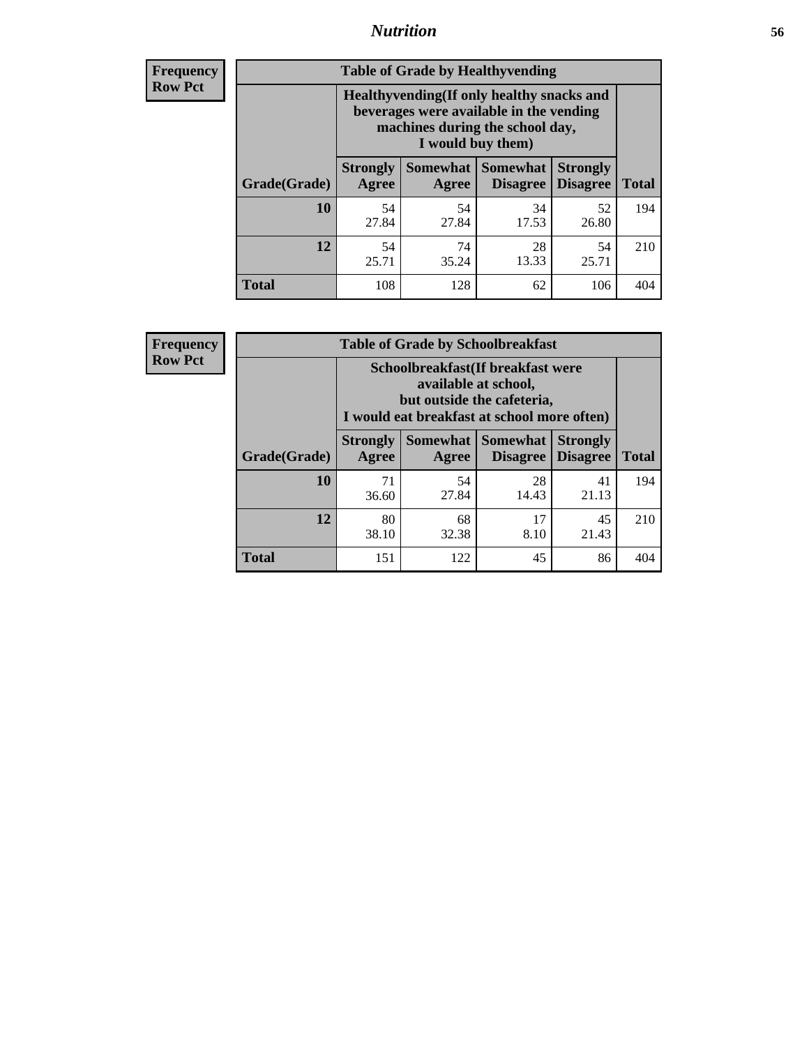| Frequency |
|---|
| Row Pct |

**Table of Grade by Healthyvending**

| Grade(Grade) | Healthyvending(If only healthy snacks and beverages were available in the vending machines during the school day, I would buy them) | | | | Total |
|---|---|---|---|---|---|
| | Strongly Agree | Somewhat Agree | Somewhat Disagree | Strongly Disagree | |
| 10 | 54<br>27.84 | 54<br>27.84 | 34<br>17.53 | 52<br>26.80 | 194 |
| 12 | 54<br>25.71 | 74<br>35.24 | 28<br>13.33 | 54<br>25.71 | 210 |
| Total | 108 | 128 | 62 | 106 | 404 |

| Frequency |
|---|
| Row Pct |

**Table of Grade by Schoolbreakfast**

| Grade(Grade) | Schoolbreakfast(If breakfast were available at school, but outside the cafeteria, I would eat breakfast at school more often) | | | | Total |
|---|---|---|---|---|---|
| | Strongly Agree | Somewhat Agree | Somewhat Disagree | Strongly Disagree | |
| 10 | 71<br>36.60 | 54<br>27.84 | 28<br>14.43 | 41<br>21.13 | 194 |
| 12 | 80<br>38.10 | 68<br>32.38 | 17<br>8.10 | 45<br>21.43 | 210 |
| Total | 151 | 122 | 45 | 86 | 404 |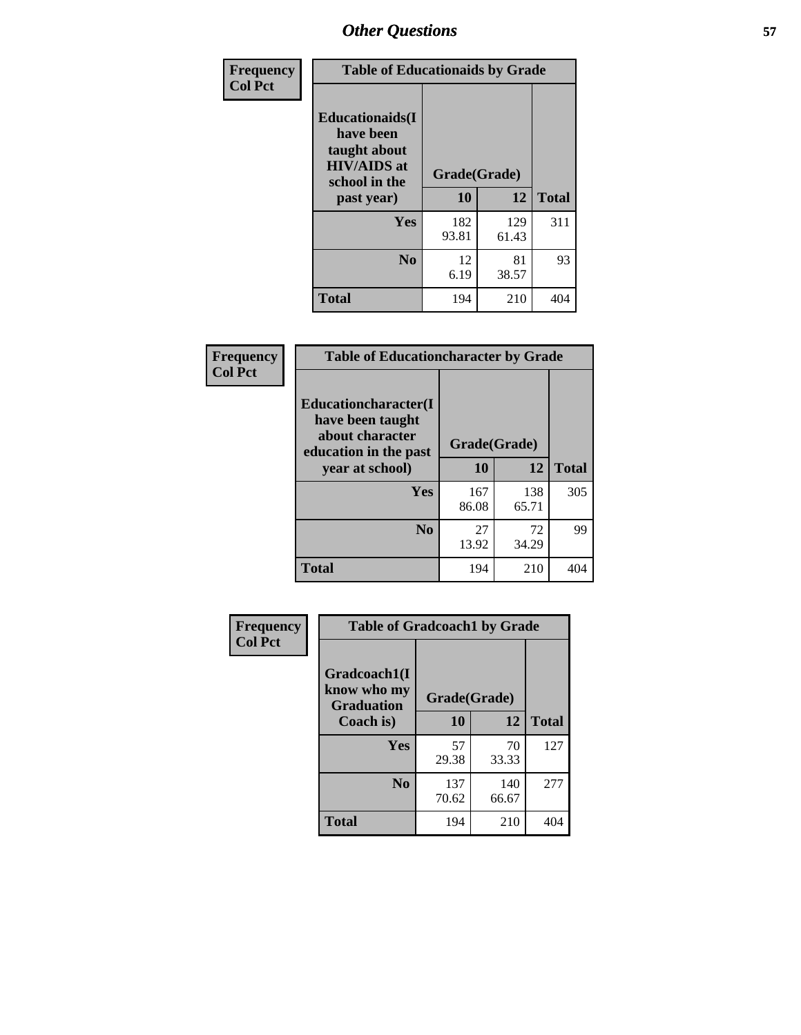## Other Questions

**Frequency / Col Pct**

| Table of Educationaids by Grade | | | |
|---|---|---|---|
| **Educationaids(I have been taught about HIV/AIDS at school in the past year)** | **Grade(Grade)** | | |
| | **10** | **12** | **Total** |
| **Yes** | 182<br>93.81 | 129<br>61.43 | 311 |
| **No** | 12<br>6.19 | 81<br>38.57 | 93 |
| **Total** | 194 | 210 | 404 |

**Frequency / Col Pct**

| Table of Educationcharacter by Grade | | | |
|---|---|---|---|
| **Educationcharacter(I have been taught about character education in the past year at school)** | **Grade(Grade)** | | |
| | **10** | **12** | **Total** |
| **Yes** | 167<br>86.08 | 138<br>65.71 | 305 |
| **No** | 27<br>13.92 | 72<br>34.29 | 99 |
| **Total** | 194 | 210 | 404 |

**Frequency / Col Pct**

| Table of Gradcoach1 by Grade | | | |
|---|---|---|---|
| **Gradcoach1(I know who my Graduation Coach is)** | **Grade(Grade)** | | |
| | **10** | **12** | **Total** |
| **Yes** | 57<br>29.38 | 70<br>33.33 | 127 |
| **No** | 137<br>70.62 | 140<br>66.67 | 277 |
| **Total** | 194 | 210 | 404 |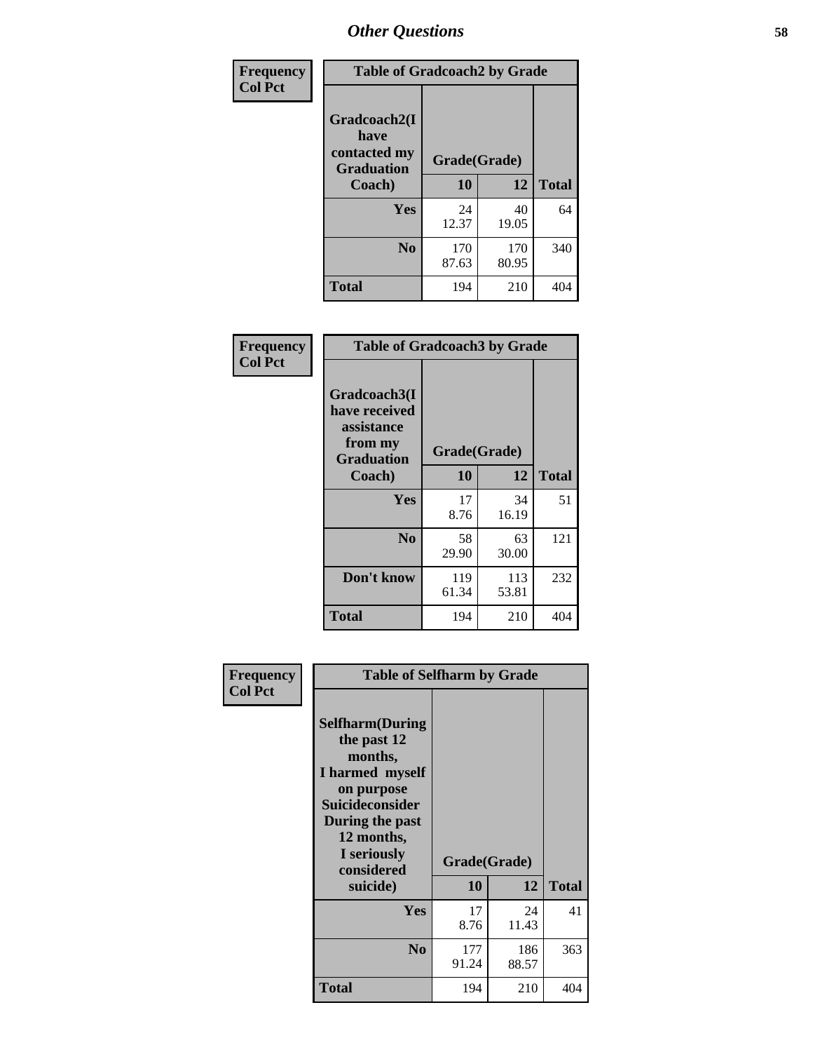| Frequency<br>Col Pct | Table of Gradcoach2 by Grade | | |
|---|---|---|---|
| Gradcoach2(I have contacted my Graduation Coach) | Grade(Grade) | | |
| | 10 | 12 | Total |
| Yes | 24<br>12.37 | 40<br>19.05 | 64 |
| No | 170<br>87.63 | 170<br>80.95 | 340 |
| Total | 194 | 210 | 404 |

| Frequency<br>Col Pct | Table of Gradcoach3 by Grade | | |
|---|---|---|---|
| Gradcoach3(I have received assistance from my Graduation Coach) | Grade(Grade) | | |
| | 10 | 12 | Total |
| Yes | 17<br>8.76 | 34<br>16.19 | 51 |
| No | 58<br>29.90 | 63<br>30.00 | 121 |
| Don't know | 119<br>61.34 | 113<br>53.81 | 232 |
| Total | 194 | 210 | 404 |

| Frequency<br>Col Pct | Table of Selfharm by Grade | | |
|---|---|---|---|
| Selfharm(During the past 12 months, I harmed myself on purpose Suicideconsider During the past 12 months, I seriously considered suicide) | Grade(Grade) | | |
| | 10 | 12 | Total |
| Yes | 17<br>8.76 | 24<br>11.43 | 41 |
| No | 177<br>91.24 | 186<br>88.57 | 363 |
| Total | 194 | 210 | 404 |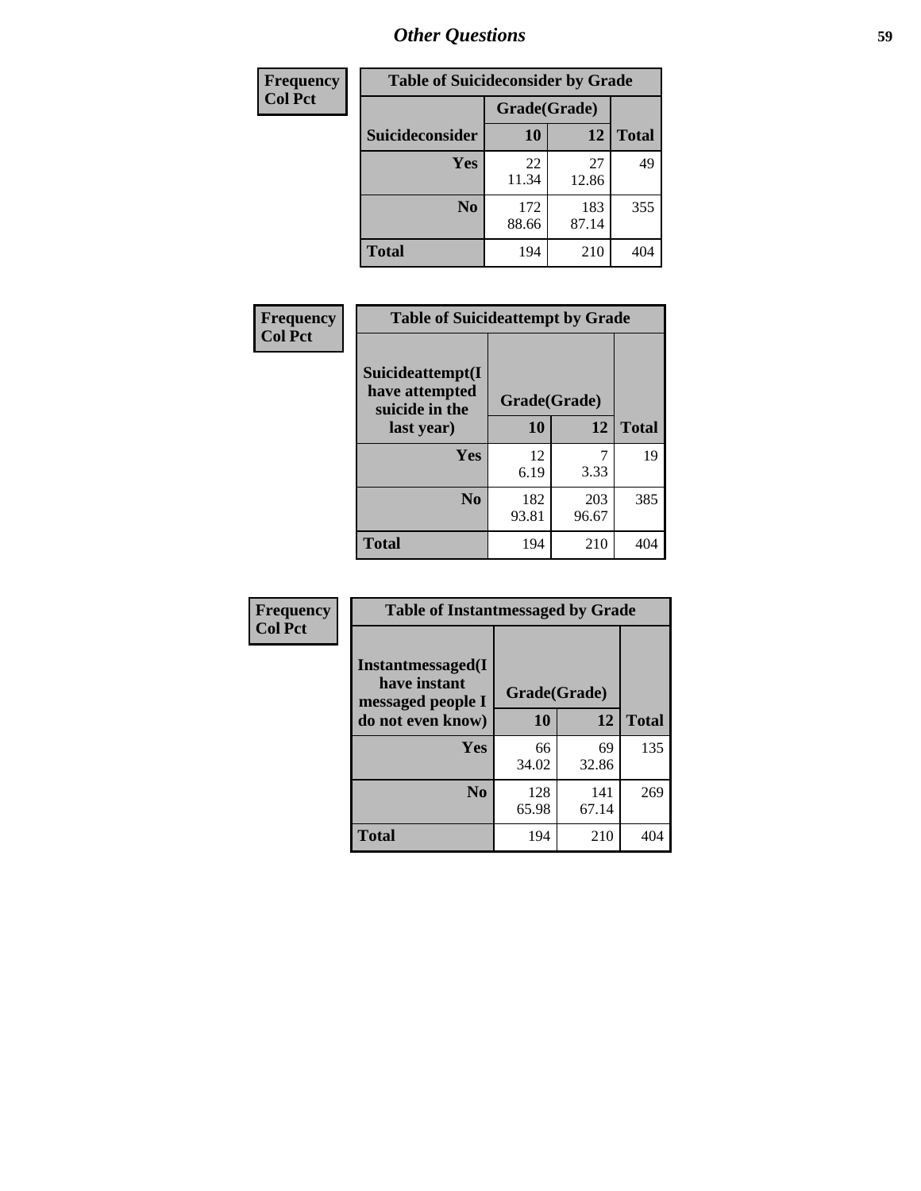| Frequency<br>Col Pct |
|---|

**Table of Suicideconsider by Grade**

| Suicideconsider | Grade(Grade) 10 | 12 | Total |
|---|---|---|---|
| Yes | 22<br>11.34 | 27<br>12.86 | 49 |
| No | 172<br>88.66 | 183<br>87.14 | 355 |
| Total | 194 | 210 | 404 |

| Frequency<br>Col Pct |
|---|

**Table of Suicideattempt by Grade**

| Suicideattempt(I have attempted suicide in the last year) | Grade(Grade) 10 | 12 | Total |
|---|---|---|---|
| Yes | 12<br>6.19 | 7<br>3.33 | 19 |
| No | 182<br>93.81 | 203<br>96.67 | 385 |
| Total | 194 | 210 | 404 |

| Frequency<br>Col Pct |
|---|

**Table of Instantmessaged by Grade**

| Instantmessaged(I have instant messaged people I do not even know) | Grade(Grade) 10 | 12 | Total |
|---|---|---|---|
| Yes | 66<br>34.02 | 69<br>32.86 | 135 |
| No | 128<br>65.98 | 141<br>67.14 | 269 |
| Total | 194 | 210 | 404 |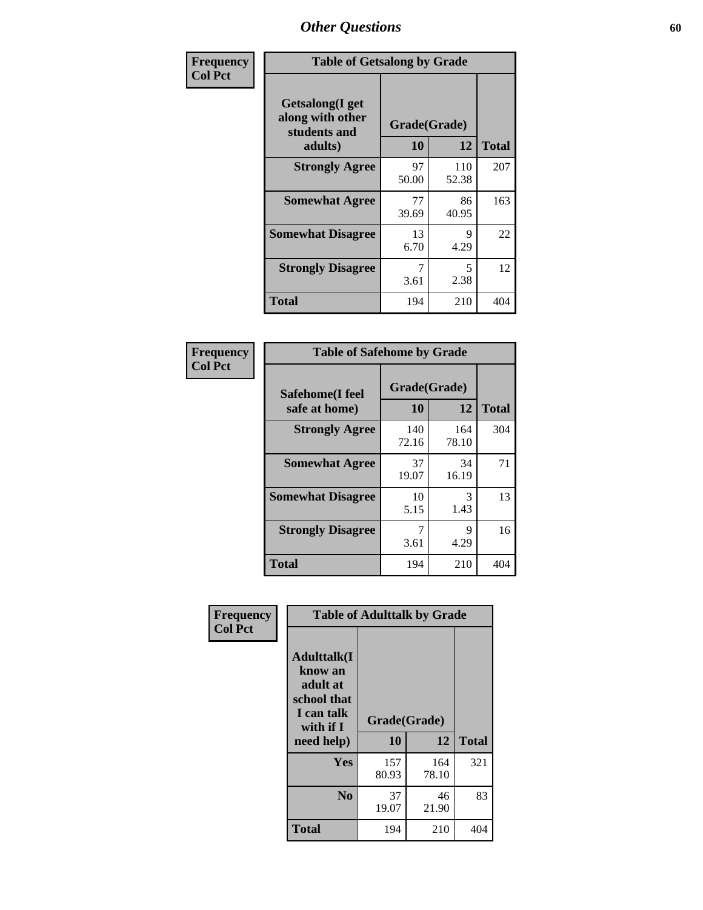# Other Questions

**Frequency**
**Col Pct**

**Table of Getsalong by Grade**

| Getsalong(I get along with other students and adults) | Grade(Grade) | | Total |
|---|---|---|---|
| | 10 | 12 | |
| **Strongly Agree** | 97<br>50.00 | 110<br>52.38 | 207 |
| **Somewhat Agree** | 77<br>39.69 | 86<br>40.95 | 163 |
| **Somewhat Disagree** | 13<br>6.70 | 9<br>4.29 | 22 |
| **Strongly Disagree** | 7<br>3.61 | 5<br>2.38 | 12 |
| **Total** | 194 | 210 | 404 |

**Frequency**
**Col Pct**

**Table of Safehome by Grade**

| Safehome(I feel safe at home) | Grade(Grade) | | Total |
|---|---|---|---|
| | 10 | 12 | |
| **Strongly Agree** | 140<br>72.16 | 164<br>78.10 | 304 |
| **Somewhat Agree** | 37<br>19.07 | 34<br>16.19 | 71 |
| **Somewhat Disagree** | 10<br>5.15 | 3<br>1.43 | 13 |
| **Strongly Disagree** | 7<br>3.61 | 9<br>4.29 | 16 |
| **Total** | 194 | 210 | 404 |

**Frequency**
**Col Pct**

**Table of Adulttalk by Grade**

| Adulttalk(I know an adult at school that I can talk with if I need help) | Grade(Grade) | | Total |
|---|---|---|---|
| | 10 | 12 | |
| **Yes** | 157<br>80.93 | 164<br>78.10 | 321 |
| **No** | 37<br>19.07 | 46<br>21.90 | 83 |
| **Total** | 194 | 210 | 404 |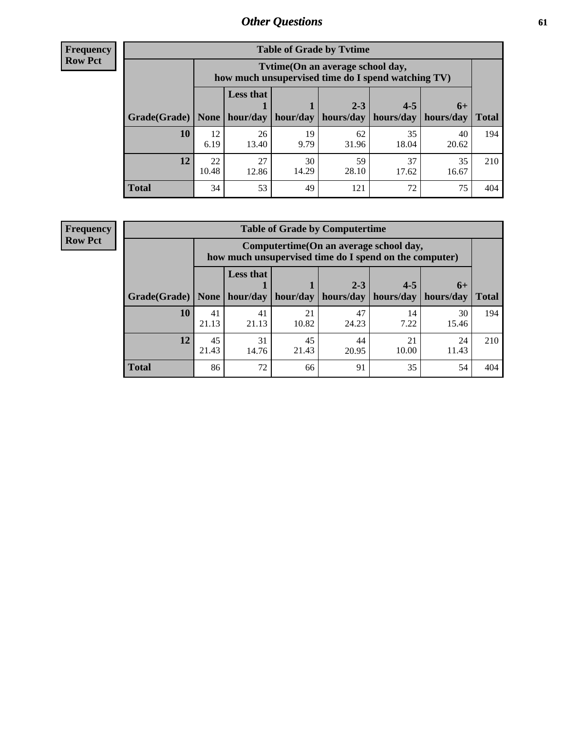**Frequency**
**Row Pct**

| Table of Grade by Tvtime | | | | | | | |
|---|---|---|---|---|---|---|---|
| | Tvtime(On an average school day, how much unsupervised time do I spend watching TV) | | | | | | |
| Grade(Grade) | None | Less that 1 hour/day | 1 hour/day | 2-3 hours/day | 4-5 hours/day | 6+ hours/day | Total |
| **10** | 12<br>6.19 | 26<br>13.40 | 19<br>9.79 | 62<br>31.96 | 35<br>18.04 | 40<br>20.62 | 194 |
| **12** | 22<br>10.48 | 27<br>12.86 | 30<br>14.29 | 59<br>28.10 | 37<br>17.62 | 35<br>16.67 | 210 |
| **Total** | 34 | 53 | 49 | 121 | 72 | 75 | 404 |

**Frequency**
**Row Pct**

| Table of Grade by Computertime | | | | | | | |
|---|---|---|---|---|---|---|---|
| | Computertime(On an average school day, how much unsupervised time do I spend on the computer) | | | | | | |
| Grade(Grade) | None | Less that 1 hour/day | 1 hour/day | 2-3 hours/day | 4-5 hours/day | 6+ hours/day | Total |
| **10** | 41<br>21.13 | 41<br>21.13 | 21<br>10.82 | 47<br>24.23 | 14<br>7.22 | 30<br>15.46 | 194 |
| **12** | 45<br>21.43 | 31<br>14.76 | 45<br>21.43 | 44<br>20.95 | 21<br>10.00 | 24<br>11.43 | 210 |
| **Total** | 86 | 72 | 66 | 91 | 35 | 54 | 404 |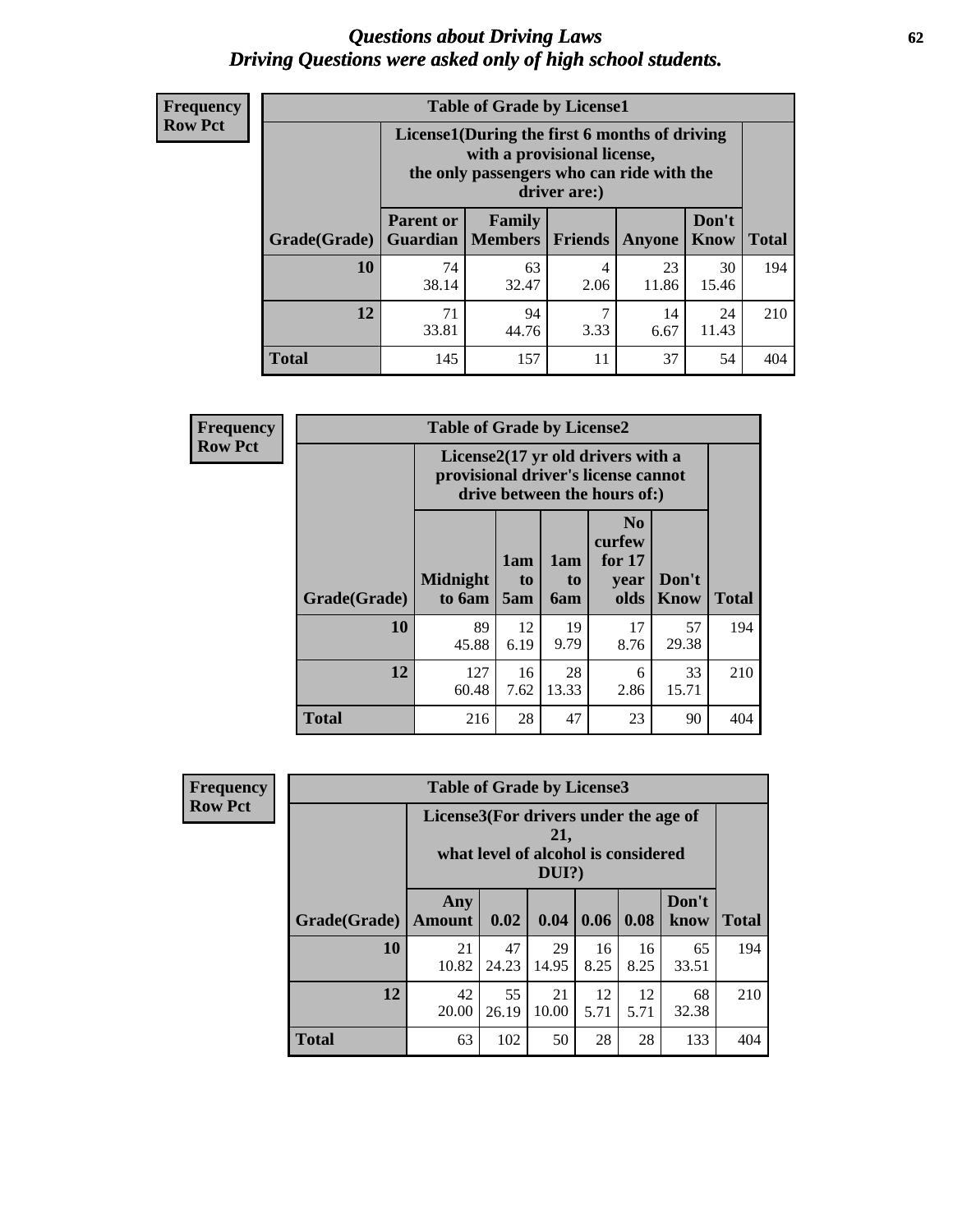# *Questions about Driving Laws*
## *Driving Questions were asked only of high school students.*

**Frequency**
**Row Pct**

| Table of Grade by License1 | | | | | | |
|---|---|---|---|---|---|---|
| | License1(During the first 6 months of driving with a provisional license, the only passengers who can ride with the driver are:) | | | | | |
| Grade(Grade) | Parent or Guardian | Family Members | Friends | Anyone | Don't Know | Total |
| 10 | 74<br>38.14 | 63<br>32.47 | 4<br>2.06 | 23<br>11.86 | 30<br>15.46 | 194 |
| 12 | 71<br>33.81 | 94<br>44.76 | 7<br>3.33 | 14<br>6.67 | 24<br>11.43 | 210 |
| Total | 145 | 157 | 11 | 37 | 54 | 404 |

**Frequency**
**Row Pct**

| Table of Grade by License2 | | | | | | |
|---|---|---|---|---|---|---|
| | License2(17 yr old drivers with a provisional driver's license cannot drive between the hours of:) | | | | | |
| Grade(Grade) | Midnight to 6am | 1am to 5am | 1am to 6am | No curfew for 17 year olds | Don't Know | Total |
| 10 | 89<br>45.88 | 12<br>6.19 | 19<br>9.79 | 17<br>8.76 | 57<br>29.38 | 194 |
| 12 | 127<br>60.48 | 16<br>7.62 | 28<br>13.33 | 6<br>2.86 | 33<br>15.71 | 210 |
| Total | 216 | 28 | 47 | 23 | 90 | 404 |

**Frequency**
**Row Pct**

| Table of Grade by License3 | | | | | | | |
|---|---|---|---|---|---|---|---|
| | License3(For drivers under the age of 21, what level of alcohol is considered DUI?) | | | | | | |
| Grade(Grade) | Any Amount | 0.02 | 0.04 | 0.06 | 0.08 | Don't know | Total |
| 10 | 21<br>10.82 | 47<br>24.23 | 29<br>14.95 | 16<br>8.25 | 16<br>8.25 | 65<br>33.51 | 194 |
| 12 | 42<br>20.00 | 55<br>26.19 | 21<br>10.00 | 12<br>5.71 | 12<br>5.71 | 68<br>32.38 | 210 |
| Total | 63 | 102 | 50 | 28 | 28 | 133 | 404 |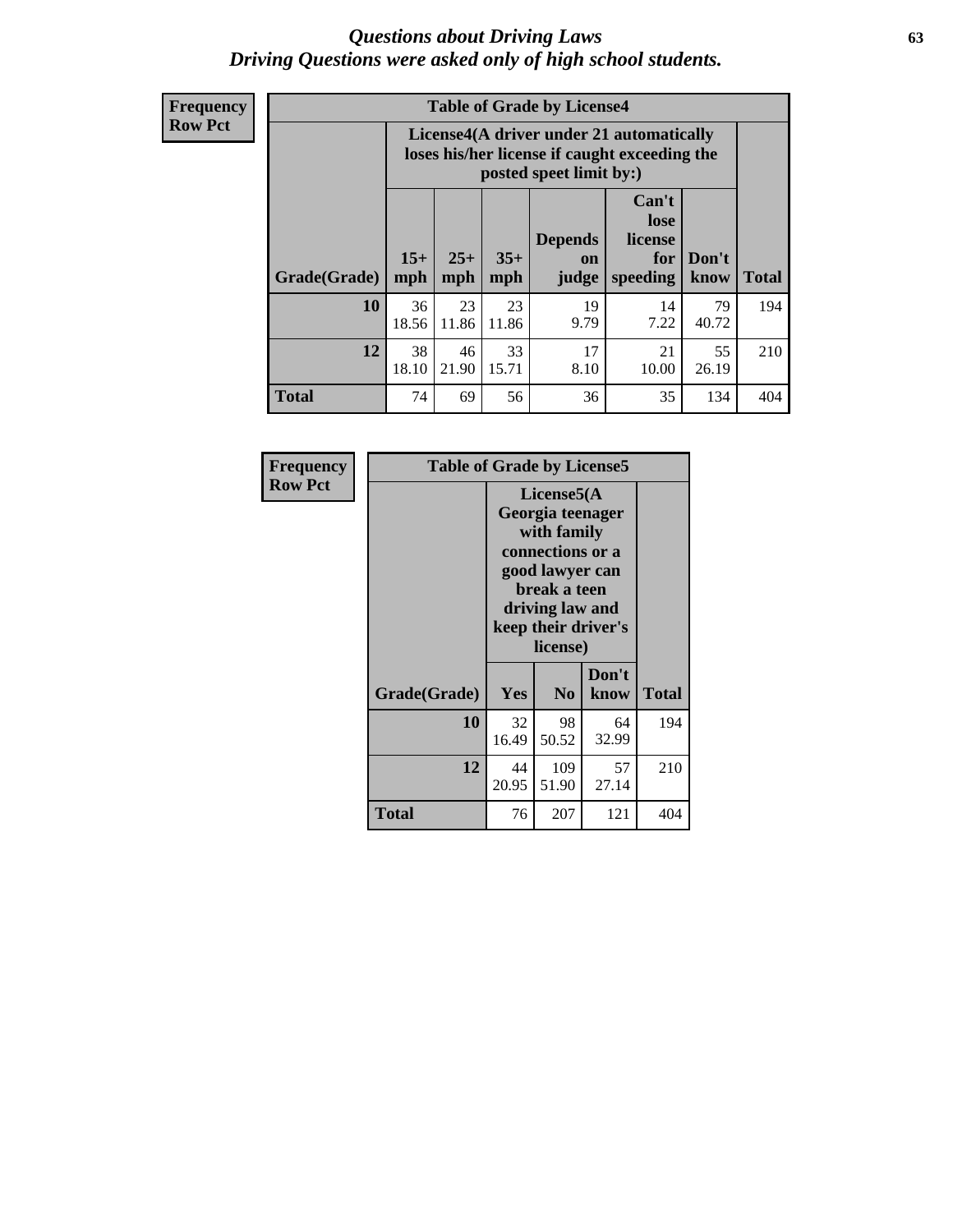# Questions about Driving Laws
## Driving Questions were asked only of high school students.

**Frequency**
**Row Pct**

**Table of Grade by License4**

| Grade(Grade) | License4(A driver under 21 automatically loses his/her license if caught exceeding the posted speet limit by:) | | | | | | Total |
|---|---|---|---|---|---|---|---|
| | 15+ mph | 25+ mph | 35+ mph | Depends on judge | Can't lose license for speeding | Don't know | |
| **10** | 36<br>18.56 | 23<br>11.86 | 23<br>11.86 | 19<br>9.79 | 14<br>7.22 | 79<br>40.72 | 194 |
| **12** | 38<br>18.10 | 46<br>21.90 | 33<br>15.71 | 17<br>8.10 | 21<br>10.00 | 55<br>26.19 | 210 |
| **Total** | 74 | 69 | 56 | 36 | 35 | 134 | 404 |

**Frequency**
**Row Pct**

**Table of Grade by License5**

| Grade(Grade) | License5(A Georgia teenager with family connections or a good lawyer can break a teen driving law and keep their driver's license) | | | Total |
|---|---|---|---|---|
| | Yes | No | Don't know | |
| **10** | 32<br>16.49 | 98<br>50.52 | 64<br>32.99 | 194 |
| **12** | 44<br>20.95 | 109<br>51.90 | 57<br>27.14 | 210 |
| **Total** | 76 | 207 | 121 | 404 |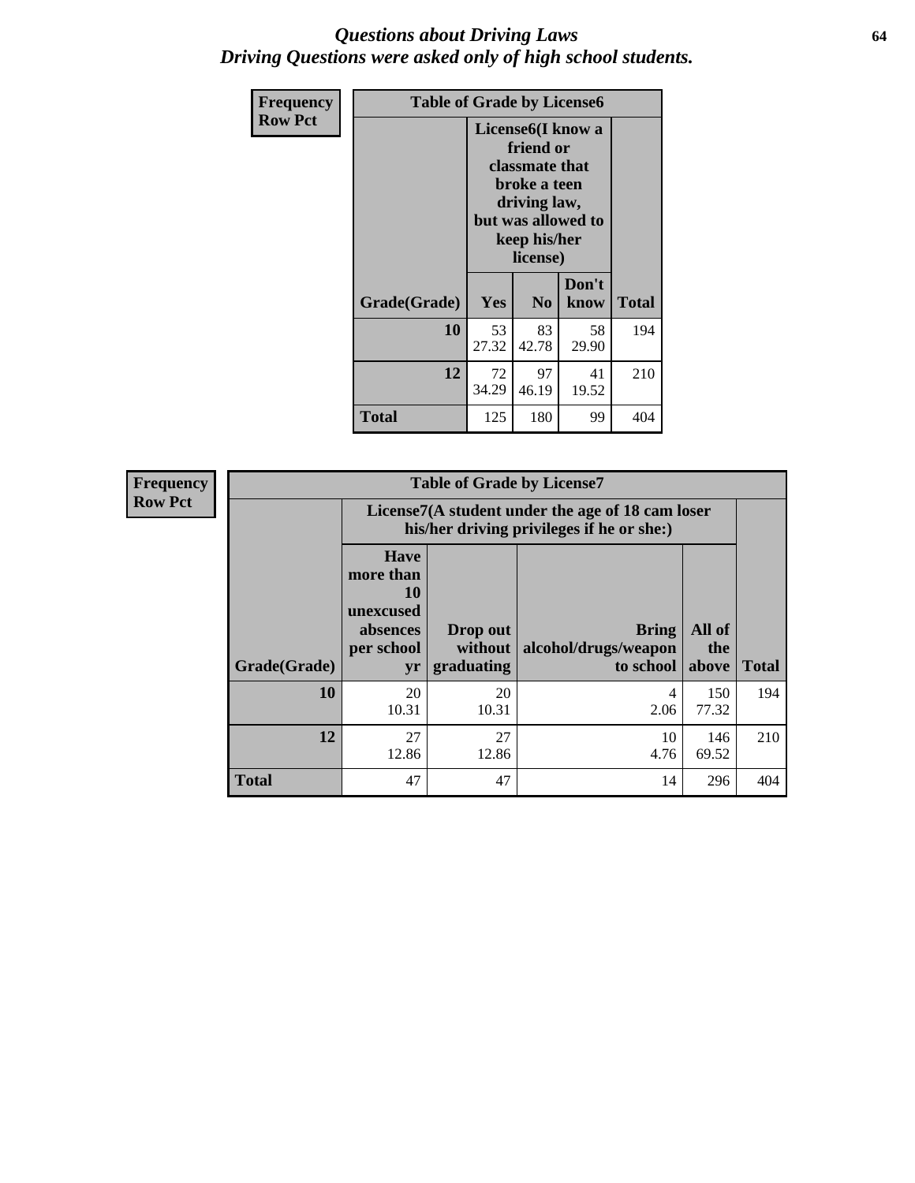# *Questions about Driving Laws*
# *Driving Questions were asked only of high school students.*

**Frequency**
**Row Pct**

| Table of Grade by License6 | | | | |
|---|---|---|---|---|
| | License6(I know a friend or classmate that broke a teen driving law, but was allowed to keep his/her license) | | | |
| Grade(Grade) | Yes | No | Don't know | Total |
| 10 | 53<br>27.32 | 83<br>42.78 | 58<br>29.90 | 194 |
| 12 | 72<br>34.29 | 97<br>46.19 | 41<br>19.52 | 210 |
| Total | 125 | 180 | 99 | 404 |

**Frequency**
**Row Pct**

| Table of Grade by License7 | | | | | |
|---|---|---|---|---|---|
| | License7(A student under the age of 18 cam loser his/her driving privileges if he or she:) | | | | |
| Grade(Grade) | Have more than 10 unexcused absences per school yr | Drop out without graduating | Bring alcohol/drugs/weapon to school | All of the above | Total |
| 10 | 20<br>10.31 | 20<br>10.31 | 4<br>2.06 | 150<br>77.32 | 194 |
| 12 | 27<br>12.86 | 27<br>12.86 | 10<br>4.76 | 146<br>69.52 | 210 |
| Total | 47 | 47 | 14 | 296 | 404 |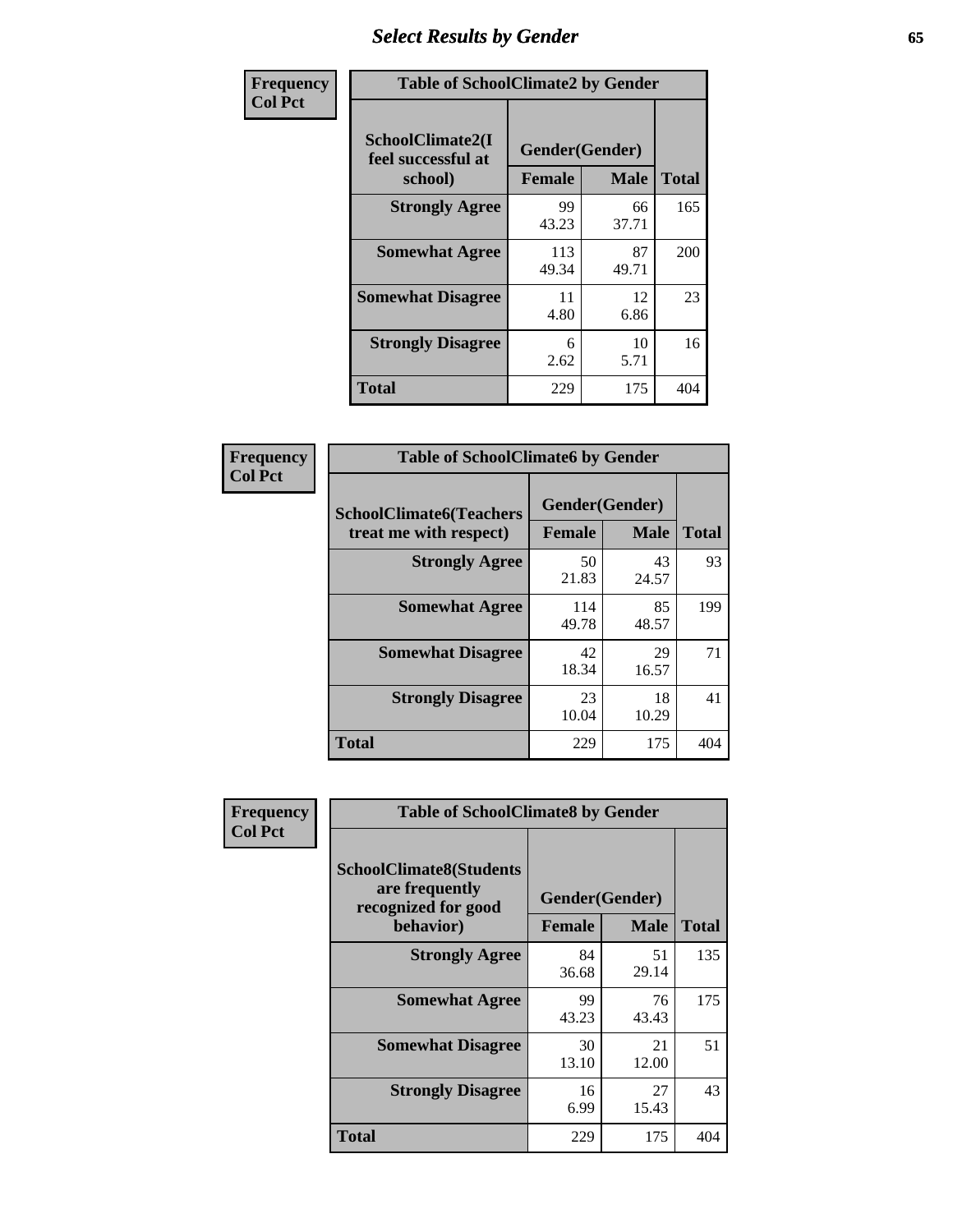# Select Results by Gender

**Frequency**
**Col Pct**

**Table of SchoolClimate2 by Gender**

| SchoolClimate2(I feel successful at school) | Gender(Gender) | | Total |
|---|---|---|---|
| | Female | Male | |
| Strongly Agree | 99<br>43.23 | 66<br>37.71 | 165 |
| Somewhat Agree | 113<br>49.34 | 87<br>49.71 | 200 |
| Somewhat Disagree | 11<br>4.80 | 12<br>6.86 | 23 |
| Strongly Disagree | 6<br>2.62 | 10<br>5.71 | 16 |
| Total | 229 | 175 | 404 |

**Frequency**
**Col Pct**

**Table of SchoolClimate6 by Gender**

| SchoolClimate6(Teachers treat me with respect) | Gender(Gender) | | Total |
|---|---|---|---|
| | Female | Male | |
| Strongly Agree | 50<br>21.83 | 43<br>24.57 | 93 |
| Somewhat Agree | 114<br>49.78 | 85<br>48.57 | 199 |
| Somewhat Disagree | 42<br>18.34 | 29<br>16.57 | 71 |
| Strongly Disagree | 23<br>10.04 | 18<br>10.29 | 41 |
| Total | 229 | 175 | 404 |

**Frequency**
**Col Pct**

**Table of SchoolClimate8 by Gender**

| SchoolClimate8(Students are frequently recognized for good behavior) | Gender(Gender) | | Total |
|---|---|---|---|
| | Female | Male | |
| Strongly Agree | 84<br>36.68 | 51<br>29.14 | 135 |
| Somewhat Agree | 99<br>43.23 | 76<br>43.43 | 175 |
| Somewhat Disagree | 30<br>13.10 | 21<br>12.00 | 51 |
| Strongly Disagree | 16<br>6.99 | 27<br>15.43 | 43 |
| Total | 229 | 175 | 404 |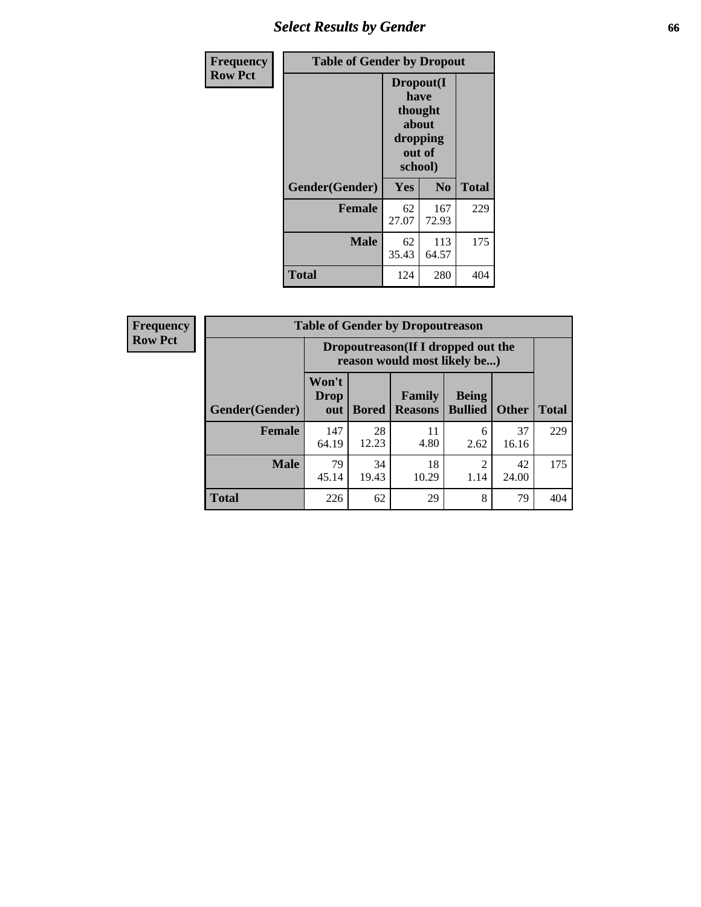## Select Results by Gender

| Frequency Row Pct | Table of Gender by Dropout | | |
|---|---|---|---|
| | Dropout(I have thought about dropping out of school) | | |
| Gender(Gender) | Yes | No | Total |
| **Female** | 62<br>27.07 | 167<br>72.93 | 229 |
| **Male** | 62<br>35.43 | 113<br>64.57 | 175 |
| **Total** | 124 | 280 | 404 |

| Frequency Row Pct | Table of Gender by Dropoutreason | | | | | |
|---|---|---|---|---|---|---|
| | Dropoutreason(If I dropped out the reason would most likely be...) | | | | | |
| Gender(Gender) | Won't Drop out | Bored | Family Reasons | Being Bullied | Other | Total |
| **Female** | 147<br>64.19 | 28<br>12.23 | 11<br>4.80 | 6<br>2.62 | 37<br>16.16 | 229 |
| **Male** | 79<br>45.14 | 34<br>19.43 | 18<br>10.29 | 2<br>1.14 | 42<br>24.00 | 175 |
| **Total** | 226 | 62 | 29 | 8 | 79 | 404 |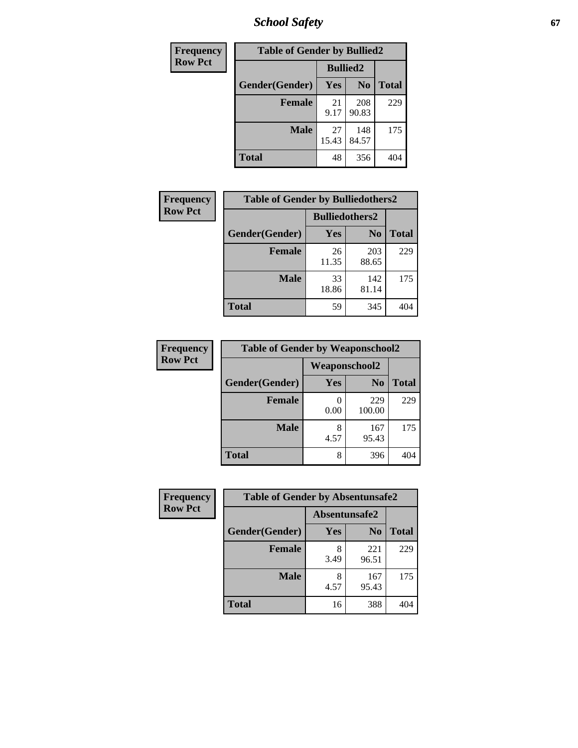| Frequency Row Pct | Table of Gender by Bullied2 | | |
|---|---|---|---|
| | Bullied2 | | |
| Gender(Gender) | Yes | No | Total |
| Female | 21<br>9.17 | 208<br>90.83 | 229 |
| Male | 27<br>15.43 | 148<br>84.57 | 175 |
| Total | 48 | 356 | 404 |

| Frequency Row Pct | Table of Gender by Bulliedothers2 | | |
|---|---|---|---|
| | Bulliedothers2 | | |
| Gender(Gender) | Yes | No | Total |
| Female | 26<br>11.35 | 203<br>88.65 | 229 |
| Male | 33<br>18.86 | 142<br>81.14 | 175 |
| Total | 59 | 345 | 404 |

| Frequency Row Pct | Table of Gender by Weaponschool2 | | |
|---|---|---|---|
| | Weaponschool2 | | |
| Gender(Gender) | Yes | No | Total |
| Female | 0<br>0.00 | 229<br>100.00 | 229 |
| Male | 8<br>4.57 | 167<br>95.43 | 175 |
| Total | 8 | 396 | 404 |

| Frequency Row Pct | Table of Gender by Absentunsafe2 | | |
|---|---|---|---|
| | Absentunsafe2 | | |
| Gender(Gender) | Yes | No | Total |
| Female | 8<br>3.49 | 221<br>96.51 | 229 |
| Male | 8<br>4.57 | 167<br>95.43 | 175 |
| Total | 16 | 388 | 404 |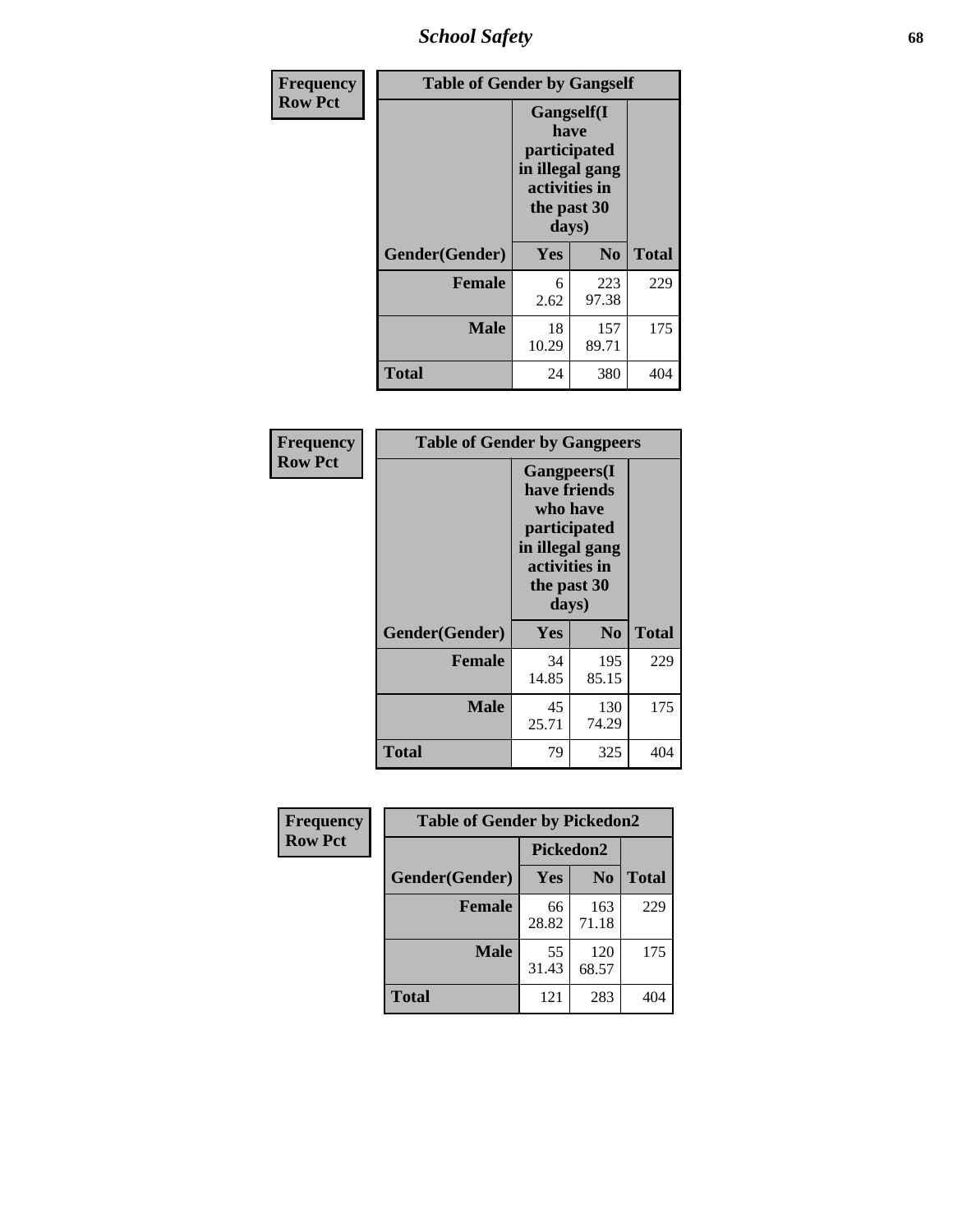**Frequency**
**Row Pct**

| **Table of Gender by Gangself** | | | |
|---|---|---|---|
| | **Gangself(I have participated in illegal gang activities in the past 30 days)** | | |
| **Gender(Gender)** | **Yes** | **No** | **Total** |
| **Female** | 6<br>2.62 | 223<br>97.38 | 229 |
| **Male** | 18<br>10.29 | 157<br>89.71 | 175 |
| **Total** | 24 | 380 | 404 |

**Frequency**
**Row Pct**

| **Table of Gender by Gangpeers** | | | |
|---|---|---|---|
| | **Gangpeers(I have friends who have participated in illegal gang activities in the past 30 days)** | | |
| **Gender(Gender)** | **Yes** | **No** | **Total** |
| **Female** | 34<br>14.85 | 195<br>85.15 | 229 |
| **Male** | 45<br>25.71 | 130<br>74.29 | 175 |
| **Total** | 79 | 325 | 404 |

**Frequency**
**Row Pct**

| **Table of Gender by Pickedon2** | | | |
|---|---|---|---|
| | **Pickedon2** | | |
| **Gender(Gender)** | **Yes** | **No** | **Total** |
| **Female** | 66<br>28.82 | 163<br>71.18 | 229 |
| **Male** | 55<br>31.43 | 120<br>68.57 | 175 |
| **Total** | 121 | 283 | 404 |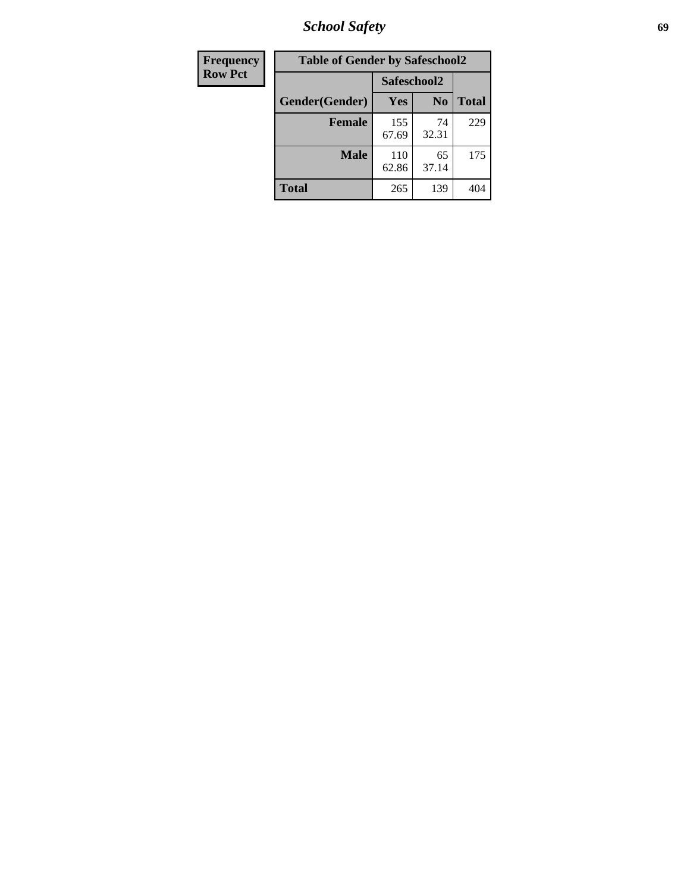| Frequency Row Pct | Table of Gender by Safeschool2 | | |
|---|---|---|---|
| | Safeschool2 | | |
| Gender(Gender) | Yes | No | Total |
| Female | 155<br>67.69 | 74<br>32.31 | 229 |
| Male | 110<br>62.86 | 65<br>37.14 | 175 |
| Total | 265 | 139 | 404 |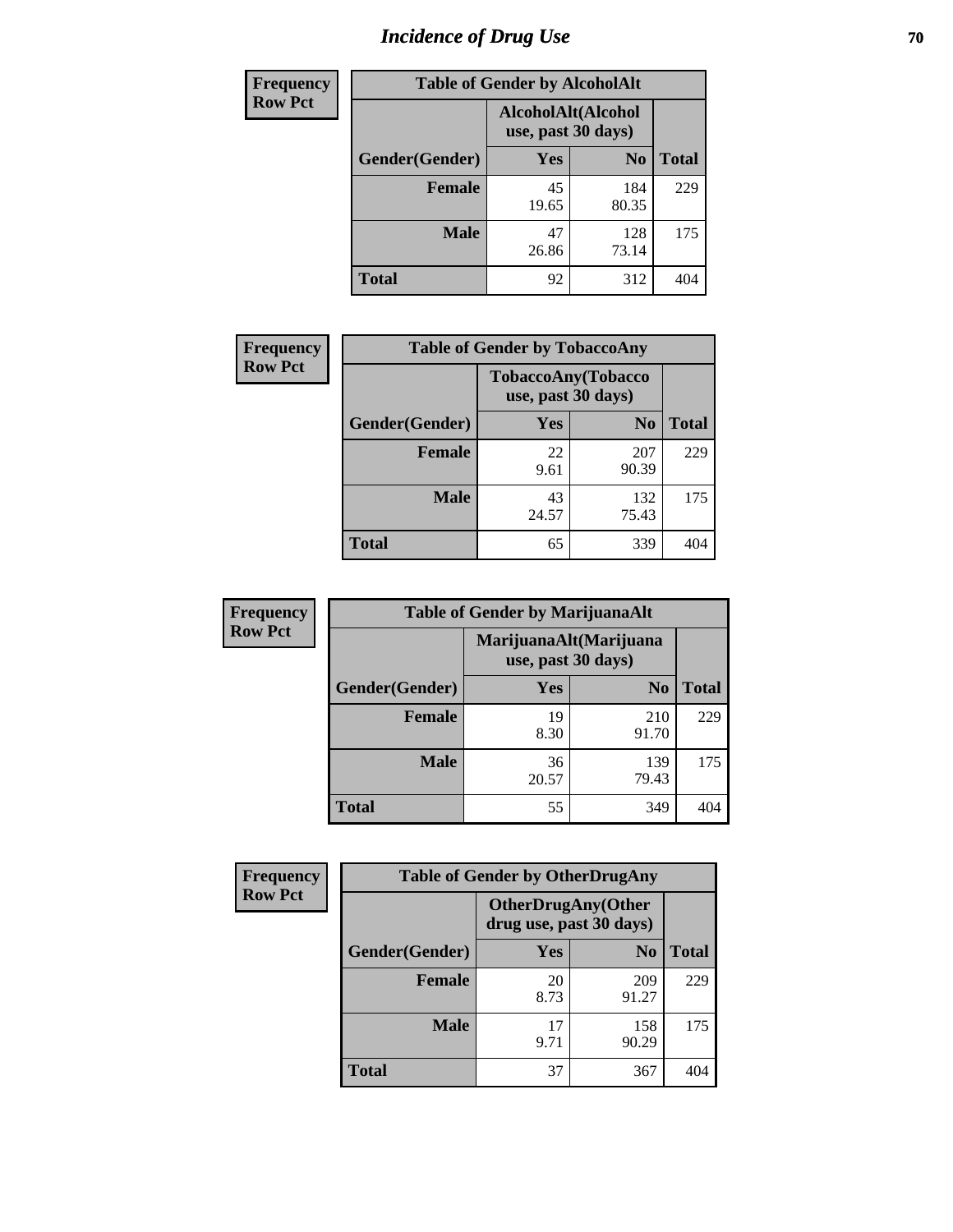# Incidence of Drug Use

| Frequency Row Pct | | | |
|---|---|---|---|
| **Table of Gender by AlcoholAlt** | | | |
| | **AlcoholAlt(Alcohol use, past 30 days)** | | |
| **Gender(Gender)** | **Yes** | **No** | **Total** |
| **Female** | 45<br>19.65 | 184<br>80.35 | 229 |
| **Male** | 47<br>26.86 | 128<br>73.14 | 175 |
| **Total** | 92 | 312 | 404 |

| Frequency Row Pct | | | |
|---|---|---|---|
| **Table of Gender by TobaccoAny** | | | |
| | **TobaccoAny(Tobacco use, past 30 days)** | | |
| **Gender(Gender)** | **Yes** | **No** | **Total** |
| **Female** | 22<br>9.61 | 207<br>90.39 | 229 |
| **Male** | 43<br>24.57 | 132<br>75.43 | 175 |
| **Total** | 65 | 339 | 404 |

| Frequency Row Pct | | | |
|---|---|---|---|
| **Table of Gender by MarijuanaAlt** | | | |
| | **MarijuanaAlt(Marijuana use, past 30 days)** | | |
| **Gender(Gender)** | **Yes** | **No** | **Total** |
| **Female** | 19<br>8.30 | 210<br>91.70 | 229 |
| **Male** | 36<br>20.57 | 139<br>79.43 | 175 |
| **Total** | 55 | 349 | 404 |

| Frequency Row Pct | | | |
|---|---|---|---|
| **Table of Gender by OtherDrugAny** | | | |
| | **OtherDrugAny(Other drug use, past 30 days)** | | |
| **Gender(Gender)** | **Yes** | **No** | **Total** |
| **Female** | 20<br>8.73 | 209<br>91.27 | 229 |
| **Male** | 17<br>9.71 | 158<br>90.29 | 175 |
| **Total** | 37 | 367 | 404 |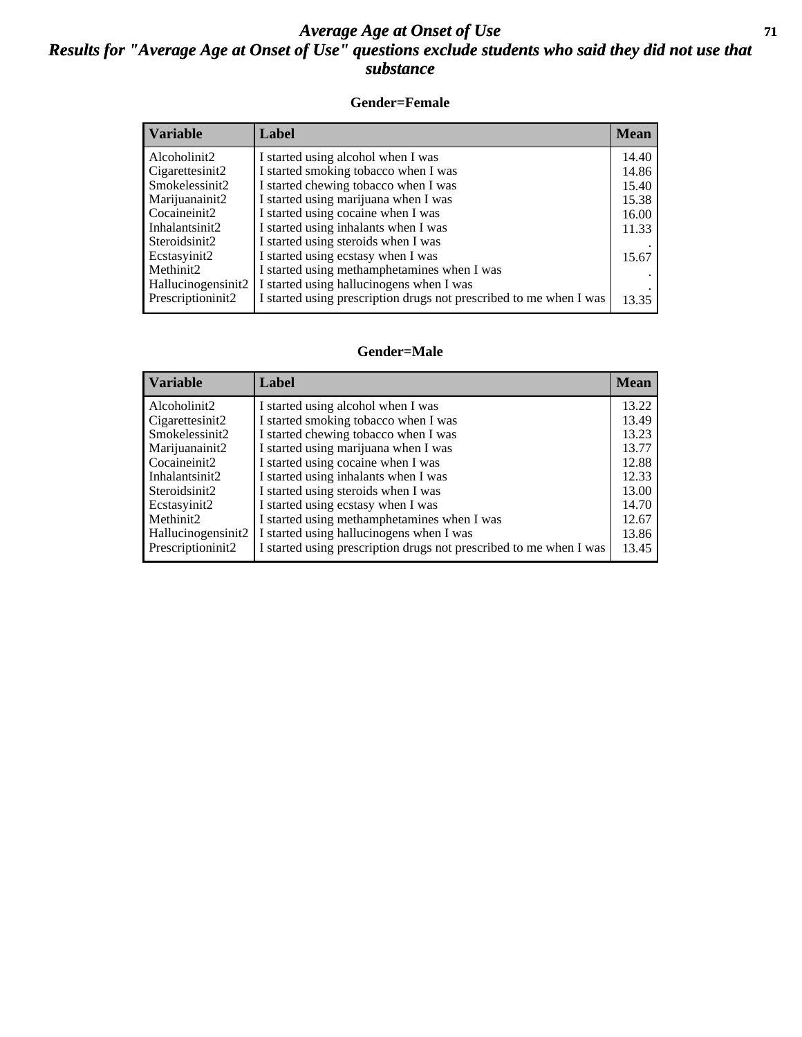# *Average Age at Onset of Use*

## *Results for "Average Age at Onset of Use" questions exclude students who said they did not use that substance*

### Gender=Female

| Variable | Label | Mean |
|---|---|---|
| Alcoholinit2 | I started using alcohol when I was | 14.40 |
| Cigarettesinit2 | I started smoking tobacco when I was | 14.86 |
| Smokelessinit2 | I started chewing tobacco when I was | 15.40 |
| Marijuanainit2 | I started using marijuana when I was | 15.38 |
| Cocaineinit2 | I started using cocaine when I was | 16.00 |
| Inhalantsinit2 | I started using inhalants when I was | 11.33 |
| Steroidsinit2 | I started using steroids when I was | . |
| Ecstasyinit2 | I started using ecstasy when I was | 15.67 |
| Methinit2 | I started using methamphetamines when I was | . |
| Hallucinogensinit2 | I started using hallucinogens when I was | . |
| Prescriptioninit2 | I started using prescription drugs not prescribed to me when I was | 13.35 |

### Gender=Male

| Variable | Label | Mean |
|---|---|---|
| Alcoholinit2 | I started using alcohol when I was | 13.22 |
| Cigarettesinit2 | I started smoking tobacco when I was | 13.49 |
| Smokelessinit2 | I started chewing tobacco when I was | 13.23 |
| Marijuanainit2 | I started using marijuana when I was | 13.77 |
| Cocaineinit2 | I started using cocaine when I was | 12.88 |
| Inhalantsinit2 | I started using inhalants when I was | 12.33 |
| Steroidsinit2 | I started using steroids when I was | 13.00 |
| Ecstasyinit2 | I started using ecstasy when I was | 14.70 |
| Methinit2 | I started using methamphetamines when I was | 12.67 |
| Hallucinogensinit2 | I started using hallucinogens when I was | 13.86 |
| Prescriptioninit2 | I started using prescription drugs not prescribed to me when I was | 13.45 |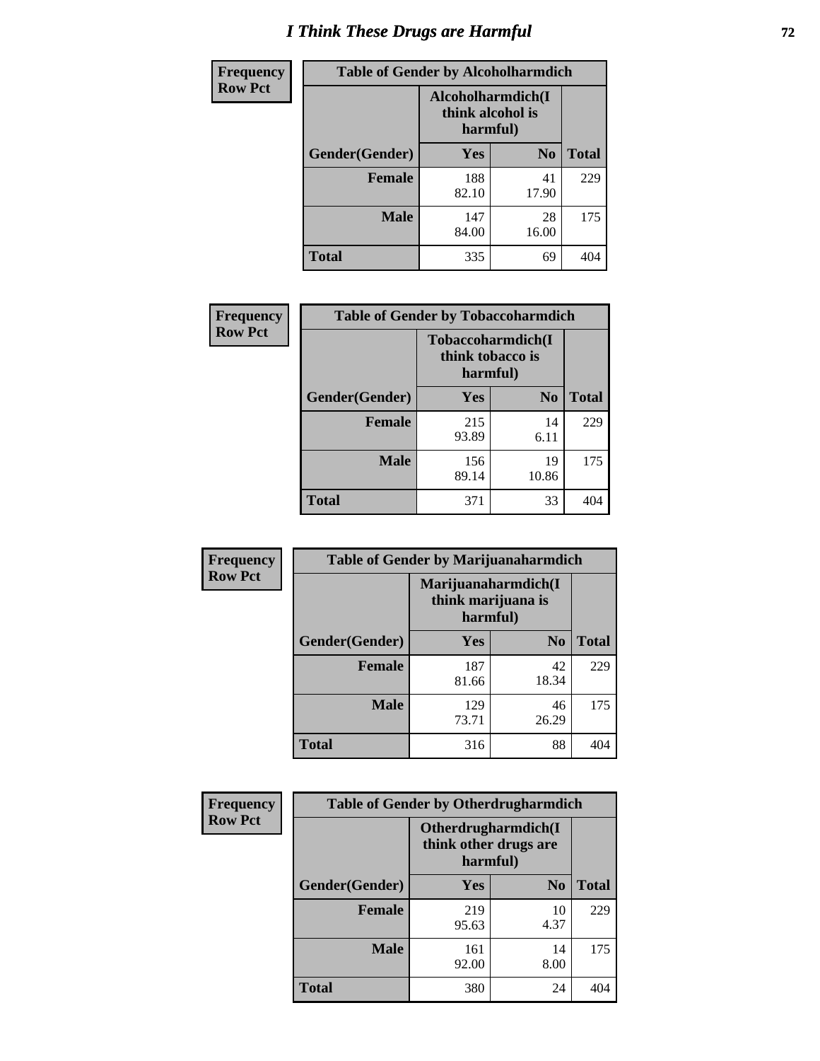# I Think These Drugs are Harmful

**Frequency**
**Row Pct**

| Table of Gender by Alcoholharmdich | | | |
|---|---|---|---|
| | Alcoholharmdich(I think alcohol is harmful) | | |
| Gender(Gender) | Yes | No | Total |
| Female | 188<br>82.10 | 41<br>17.90 | 229 |
| Male | 147<br>84.00 | 28<br>16.00 | 175 |
| Total | 335 | 69 | 404 |

**Frequency**
**Row Pct**

| Table of Gender by Tobaccoharmdich | | | |
|---|---|---|---|
| | Tobaccoharmdich(I think tobacco is harmful) | | |
| Gender(Gender) | Yes | No | Total |
| Female | 215<br>93.89 | 14<br>6.11 | 229 |
| Male | 156<br>89.14 | 19<br>10.86 | 175 |
| Total | 371 | 33 | 404 |

**Frequency**
**Row Pct**

| Table of Gender by Marijuanaharmdich | | | |
|---|---|---|---|
| | Marijuanaharmdich(I think marijuana is harmful) | | |
| Gender(Gender) | Yes | No | Total |
| Female | 187<br>81.66 | 42<br>18.34 | 229 |
| Male | 129<br>73.71 | 46<br>26.29 | 175 |
| Total | 316 | 88 | 404 |

**Frequency**
**Row Pct**

| Table of Gender by Otherdrugharmdich | | | |
|---|---|---|---|
| | Otherdrugharmdich(I think other drugs are harmful) | | |
| Gender(Gender) | Yes | No | Total |
| Female | 219<br>95.63 | 10<br>4.37 | 229 |
| Male | 161<br>92.00 | 14<br>8.00 | 175 |
| Total | 380 | 24 | 404 |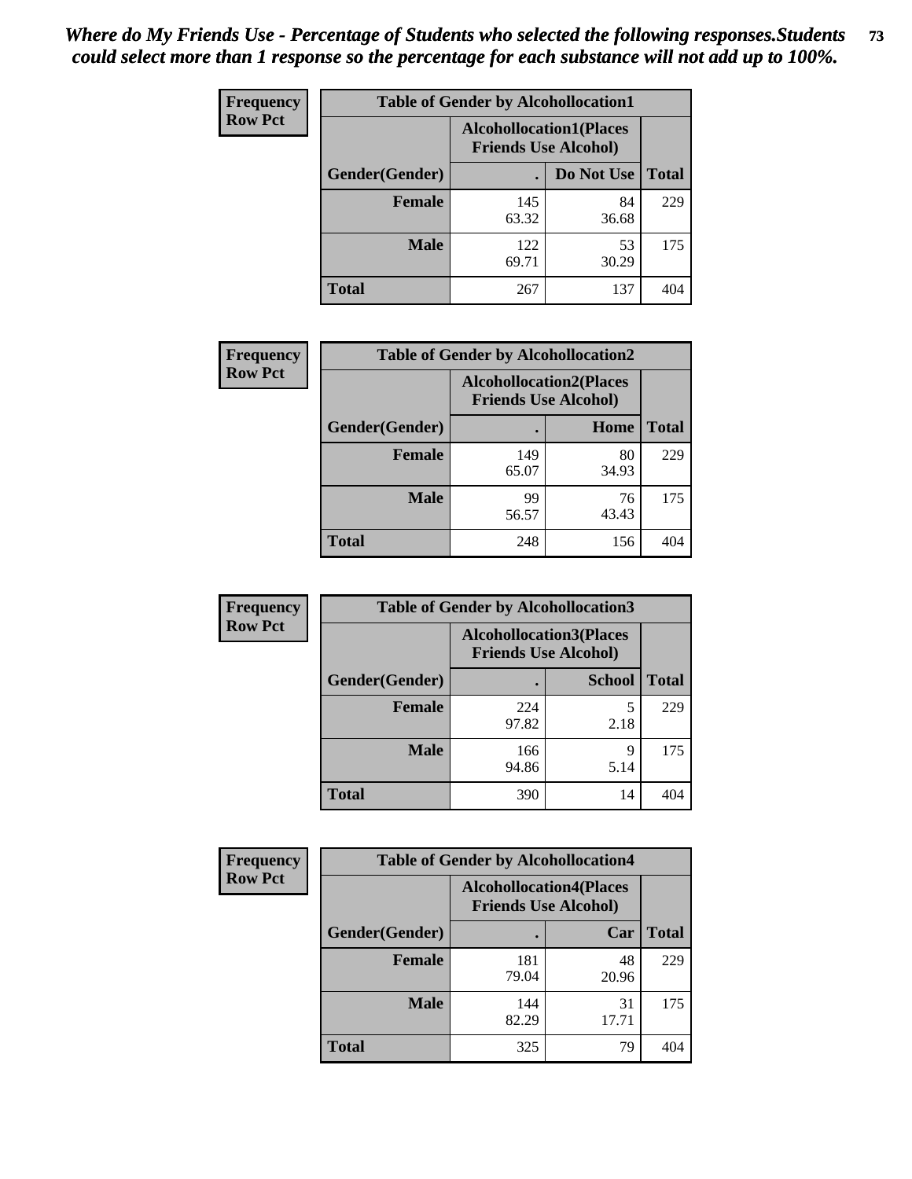*Where do My Friends Use - Percentage of Students who selected the following responses.Students could select more than 1 response so the percentage for each substance will not add up to 100%.*

**Frequency Row Pct**

| Table of Gender by Alcohollocation1 | | | |
|---|---|---|---|
| | Alcohollocation1(Places Friends Use Alcohol) | | |
| Gender(Gender) | . | Do Not Use | Total |
| Female | 145<br>63.32 | 84<br>36.68 | 229 |
| Male | 122<br>69.71 | 53<br>30.29 | 175 |
| Total | 267 | 137 | 404 |

**Frequency Row Pct**

| Table of Gender by Alcohollocation2 | | | |
|---|---|---|---|
| | Alcohollocation2(Places Friends Use Alcohol) | | |
| Gender(Gender) | . | Home | Total |
| Female | 149<br>65.07 | 80<br>34.93 | 229 |
| Male | 99<br>56.57 | 76<br>43.43 | 175 |
| Total | 248 | 156 | 404 |

**Frequency Row Pct**

| Table of Gender by Alcohollocation3 | | | |
|---|---|---|---|
| | Alcohollocation3(Places Friends Use Alcohol) | | |
| Gender(Gender) | . | School | Total |
| Female | 224<br>97.82 | 5<br>2.18 | 229 |
| Male | 166<br>94.86 | 9<br>5.14 | 175 |
| Total | 390 | 14 | 404 |

**Frequency Row Pct**

| Table of Gender by Alcohollocation4 | | | |
|---|---|---|---|
| | Alcohollocation4(Places Friends Use Alcohol) | | |
| Gender(Gender) | . | Car | Total |
| Female | 181<br>79.04 | 48<br>20.96 | 229 |
| Male | 144<br>82.29 | 31<br>17.71 | 175 |
| Total | 325 | 79 | 404 |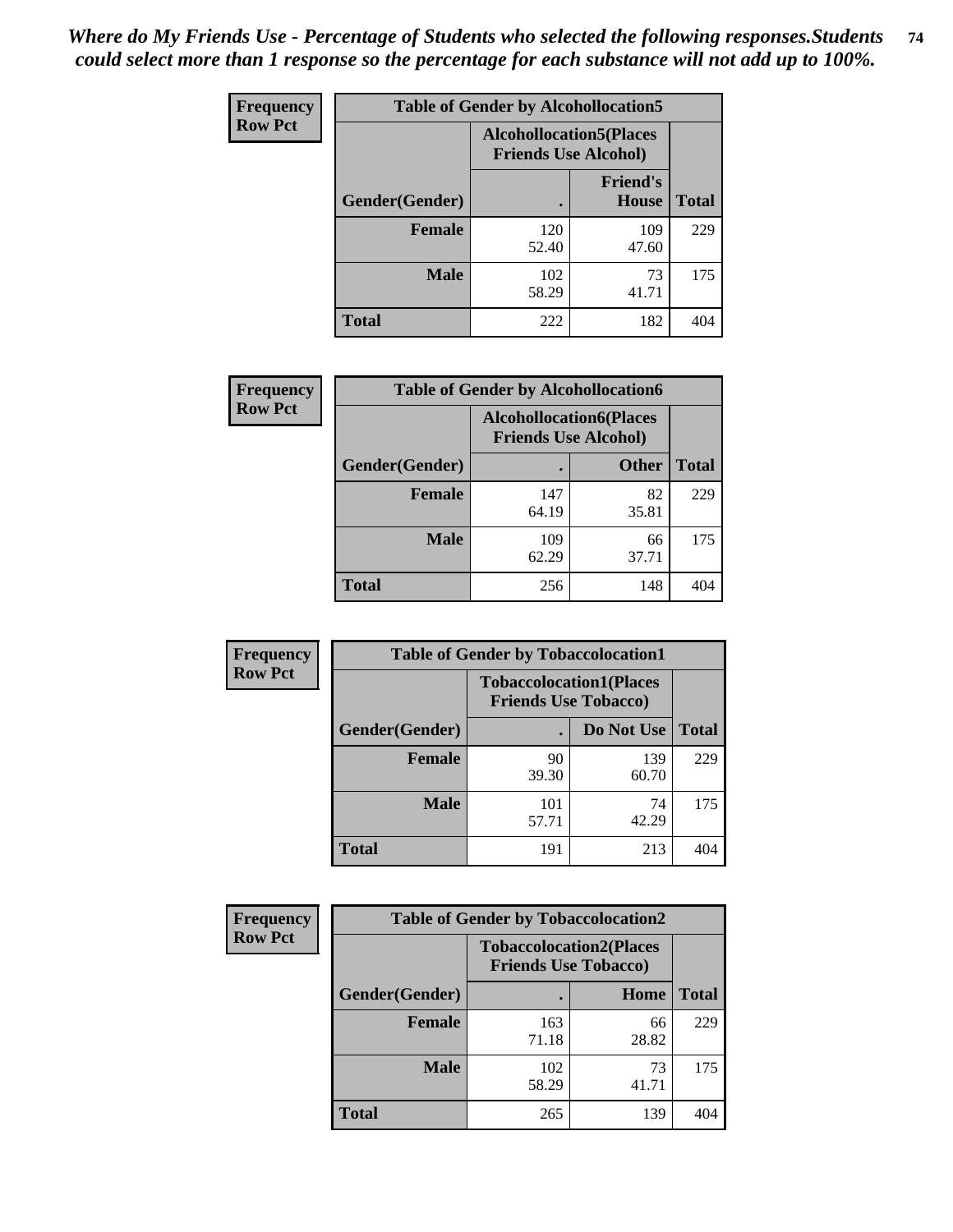*Where do My Friends Use - Percentage of Students who selected the following responses.Students could select more than 1 response so the percentage for each substance will not add up to 100%.*

**Frequency**
**Row Pct**

| Table of Gender by Alcohollocation5 | | | |
|---|---|---|---|
| | Alcohollocation5(Places Friends Use Alcohol) | | |
| Gender(Gender) | . | Friend's House | Total |
| **Female** | 120<br>52.40 | 109<br>47.60 | 229 |
| **Male** | 102<br>58.29 | 73<br>41.71 | 175 |
| **Total** | 222 | 182 | 404 |

**Frequency**
**Row Pct**

| Table of Gender by Alcohollocation6 | | | |
|---|---|---|---|
| | Alcohollocation6(Places Friends Use Alcohol) | | |
| Gender(Gender) | . | Other | Total |
| **Female** | 147<br>64.19 | 82<br>35.81 | 229 |
| **Male** | 109<br>62.29 | 66<br>37.71 | 175 |
| **Total** | 256 | 148 | 404 |

**Frequency**
**Row Pct**

| Table of Gender by Tobaccolocation1 | | | |
|---|---|---|---|
| | Tobaccolocation1(Places Friends Use Tobacco) | | |
| Gender(Gender) | . | Do Not Use | Total |
| **Female** | 90<br>39.30 | 139<br>60.70 | 229 |
| **Male** | 101<br>57.71 | 74<br>42.29 | 175 |
| **Total** | 191 | 213 | 404 |

**Frequency**
**Row Pct**

| Table of Gender by Tobaccolocation2 | | | |
|---|---|---|---|
| | Tobaccolocation2(Places Friends Use Tobacco) | | |
| Gender(Gender) | . | Home | Total |
| **Female** | 163<br>71.18 | 66<br>28.82 | 229 |
| **Male** | 102<br>58.29 | 73<br>41.71 | 175 |
| **Total** | 265 | 139 | 404 |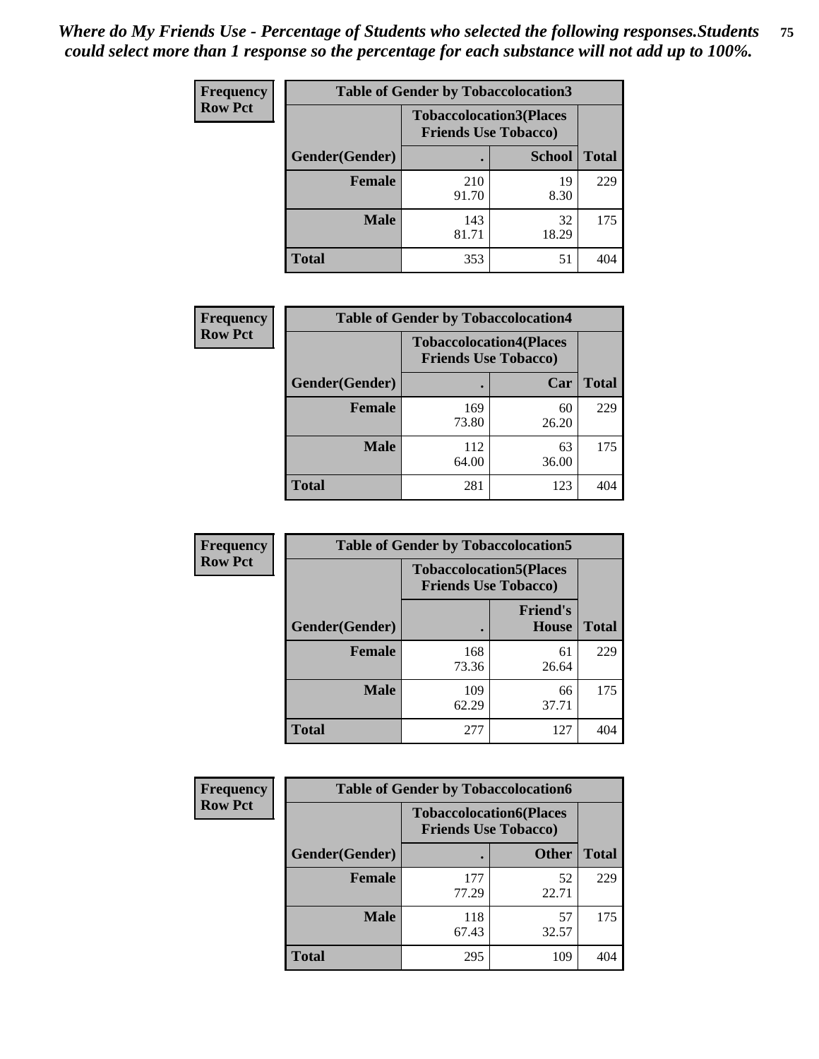*Where do My Friends Use - Percentage of Students who selected the following responses.Students could select more than 1 response so the percentage for each substance will not add up to 100%.*

**Frequency / Row Pct**

| Table of Gender by Tobaccolocation3 | | | |
|---|---|---|---|
| | Tobaccolocation3(Places Friends Use Tobacco) | | |
| Gender(Gender) | . | School | Total |
| Female | 210<br>91.70 | 19<br>8.30 | 229 |
| Male | 143<br>81.71 | 32<br>18.29 | 175 |
| Total | 353 | 51 | 404 |

**Frequency / Row Pct**

| Table of Gender by Tobaccolocation4 | | | |
|---|---|---|---|
| | Tobaccolocation4(Places Friends Use Tobacco) | | |
| Gender(Gender) | . | Car | Total |
| Female | 169<br>73.80 | 60<br>26.20 | 229 |
| Male | 112<br>64.00 | 63<br>36.00 | 175 |
| Total | 281 | 123 | 404 |

**Frequency / Row Pct**

| Table of Gender by Tobaccolocation5 | | | |
|---|---|---|---|
| | Tobaccolocation5(Places Friends Use Tobacco) | | |
| Gender(Gender) | . | Friend's House | Total |
| Female | 168<br>73.36 | 61<br>26.64 | 229 |
| Male | 109<br>62.29 | 66<br>37.71 | 175 |
| Total | 277 | 127 | 404 |

**Frequency / Row Pct**

| Table of Gender by Tobaccolocation6 | | | |
|---|---|---|---|
| | Tobaccolocation6(Places Friends Use Tobacco) | | |
| Gender(Gender) | . | Other | Total |
| Female | 177<br>77.29 | 52<br>22.71 | 229 |
| Male | 118<br>67.43 | 57<br>32.57 | 175 |
| Total | 295 | 109 | 404 |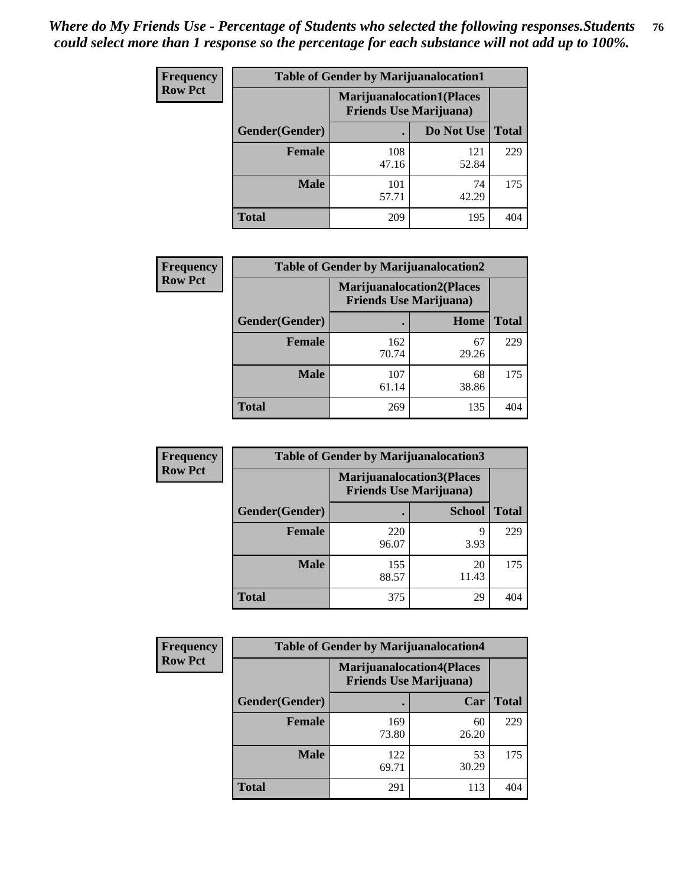*Where do My Friends Use - Percentage of Students who selected the following responses.Students could select more than 1 response so the percentage for each substance will not add up to 100%.*

**Frequency**
**Row Pct**

| Table of Gender by Marijuanalocation1 | | | |
|---|---|---|---|
| | Marijuanalocation1(Places Friends Use Marijuana) | | |
| Gender(Gender) | . | Do Not Use | Total |
| **Female** | 108<br>47.16 | 121<br>52.84 | 229 |
| **Male** | 101<br>57.71 | 74<br>42.29 | 175 |
| **Total** | 209 | 195 | 404 |

**Frequency**
**Row Pct**

| Table of Gender by Marijuanalocation2 | | | |
|---|---|---|---|
| | Marijuanalocation2(Places Friends Use Marijuana) | | |
| Gender(Gender) | . | Home | Total |
| **Female** | 162<br>70.74 | 67<br>29.26 | 229 |
| **Male** | 107<br>61.14 | 68<br>38.86 | 175 |
| **Total** | 269 | 135 | 404 |

**Frequency**
**Row Pct**

| Table of Gender by Marijuanalocation3 | | | |
|---|---|---|---|
| | Marijuanalocation3(Places Friends Use Marijuana) | | |
| Gender(Gender) | . | School | Total |
| **Female** | 220<br>96.07 | 9<br>3.93 | 229 |
| **Male** | 155<br>88.57 | 20<br>11.43 | 175 |
| **Total** | 375 | 29 | 404 |

**Frequency**
**Row Pct**

| Table of Gender by Marijuanalocation4 | | | |
|---|---|---|---|
| | Marijuanalocation4(Places Friends Use Marijuana) | | |
| Gender(Gender) | . | Car | Total |
| **Female** | 169<br>73.80 | 60<br>26.20 | 229 |
| **Male** | 122<br>69.71 | 53<br>30.29 | 175 |
| **Total** | 291 | 113 | 404 |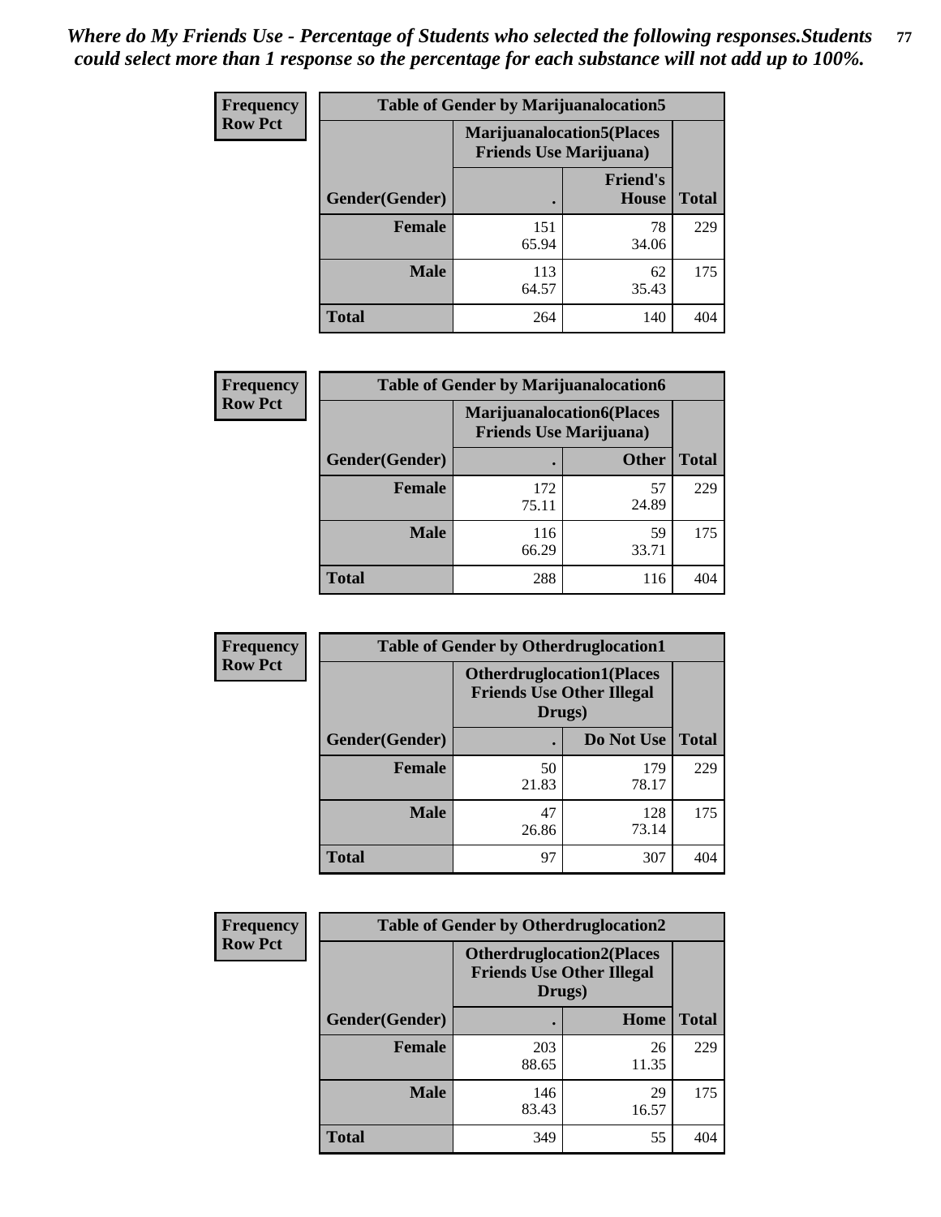*Where do My Friends Use - Percentage of Students who selected the following responses.Students could select more than 1 response so the percentage for each substance will not add up to 100%.*

**Frequency**
**Row Pct**

| Table of Gender by Marijuanalocation5 | | | |
|---|---|---|---|
| | Marijuanalocation5(Places Friends Use Marijuana) | | |
| Gender(Gender) | . | Friend's House | Total |
| **Female** | 151<br>65.94 | 78<br>34.06 | 229 |
| **Male** | 113<br>64.57 | 62<br>35.43 | 175 |
| **Total** | 264 | 140 | 404 |

**Frequency**
**Row Pct**

| Table of Gender by Marijuanalocation6 | | | |
|---|---|---|---|
| | Marijuanalocation6(Places Friends Use Marijuana) | | |
| Gender(Gender) | . | Other | Total |
| **Female** | 172<br>75.11 | 57<br>24.89 | 229 |
| **Male** | 116<br>66.29 | 59<br>33.71 | 175 |
| **Total** | 288 | 116 | 404 |

**Frequency**
**Row Pct**

| Table of Gender by Otherdruglocation1 | | | |
|---|---|---|---|
| | Otherdruglocation1(Places Friends Use Other Illegal Drugs) | | |
| Gender(Gender) | . | Do Not Use | Total |
| **Female** | 50<br>21.83 | 179<br>78.17 | 229 |
| **Male** | 47<br>26.86 | 128<br>73.14 | 175 |
| **Total** | 97 | 307 | 404 |

**Frequency**
**Row Pct**

| Table of Gender by Otherdruglocation2 | | | |
|---|---|---|---|
| | Otherdruglocation2(Places Friends Use Other Illegal Drugs) | | |
| Gender(Gender) | . | Home | Total |
| **Female** | 203<br>88.65 | 26<br>11.35 | 229 |
| **Male** | 146<br>83.43 | 29<br>16.57 | 175 |
| **Total** | 349 | 55 | 404 |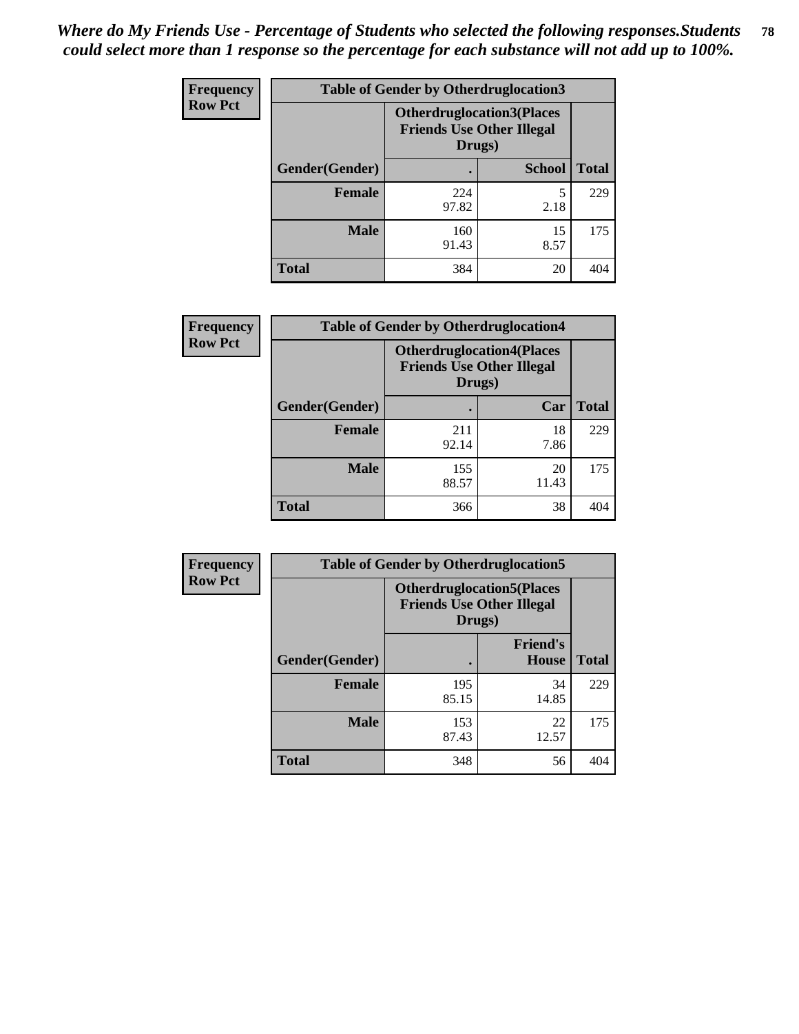*Where do My Friends Use - Percentage of Students who selected the following responses.Students could select more than 1 response so the percentage for each substance will not add up to 100%.*

**Frequency**
**Row Pct**

| Table of Gender by Otherdruglocation3 | | | |
|---|---|---|---|
| | Otherdruglocation3(Places Friends Use Other Illegal Drugs) | | |
| Gender(Gender) | . | School | Total |
| Female | 224<br>97.82 | 5<br>2.18 | 229 |
| Male | 160<br>91.43 | 15<br>8.57 | 175 |
| Total | 384 | 20 | 404 |

**Frequency**
**Row Pct**

| Table of Gender by Otherdruglocation4 | | | |
|---|---|---|---|
| | Otherdruglocation4(Places Friends Use Other Illegal Drugs) | | |
| Gender(Gender) | . | Car | Total |
| Female | 211<br>92.14 | 18<br>7.86 | 229 |
| Male | 155<br>88.57 | 20<br>11.43 | 175 |
| Total | 366 | 38 | 404 |

**Frequency**
**Row Pct**

| Table of Gender by Otherdruglocation5 | | | |
|---|---|---|---|
| | Otherdruglocation5(Places Friends Use Other Illegal Drugs) | | |
| Gender(Gender) | . | Friend's House | Total |
| Female | 195<br>85.15 | 34<br>14.85 | 229 |
| Male | 153<br>87.43 | 22<br>12.57 | 175 |
| Total | 348 | 56 | 404 |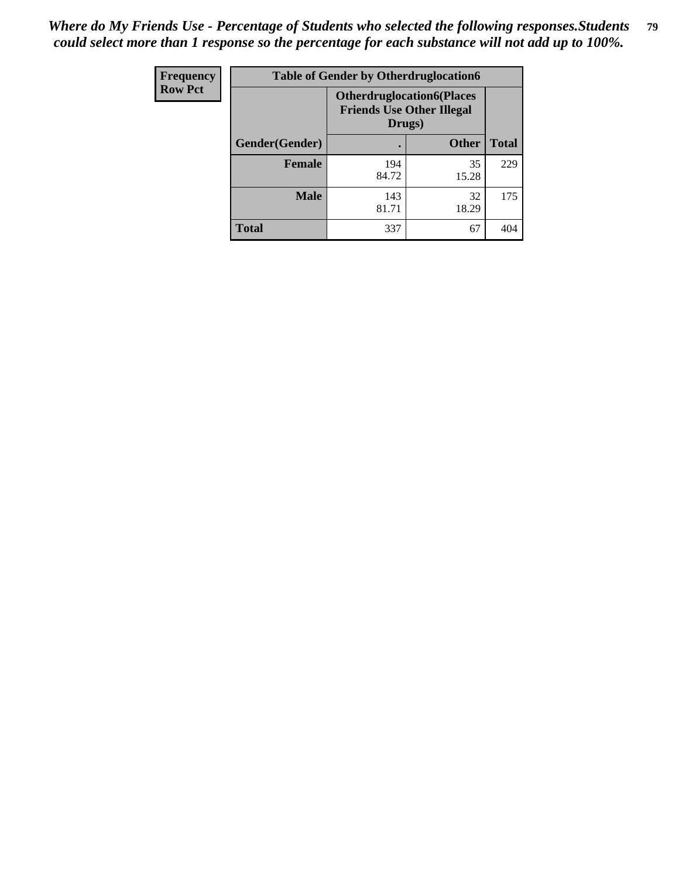*Where do My Friends Use - Percentage of Students who selected the following responses.Students could select more than 1 response so the percentage for each substance will not add up to 100%.*

| Frequency Row Pct | Table of Gender by Otherdruglocation6 | | |
|---|---|---|---|
| | Otherdruglocation6(Places Friends Use Other Illegal Drugs) | | |
| Gender(Gender) | . | Other | Total |
| Female | 194<br>84.72 | 35<br>15.28 | 229 |
| Male | 143<br>81.71 | 32<br>18.29 | 175 |
| Total | 337 | 67 | 404 |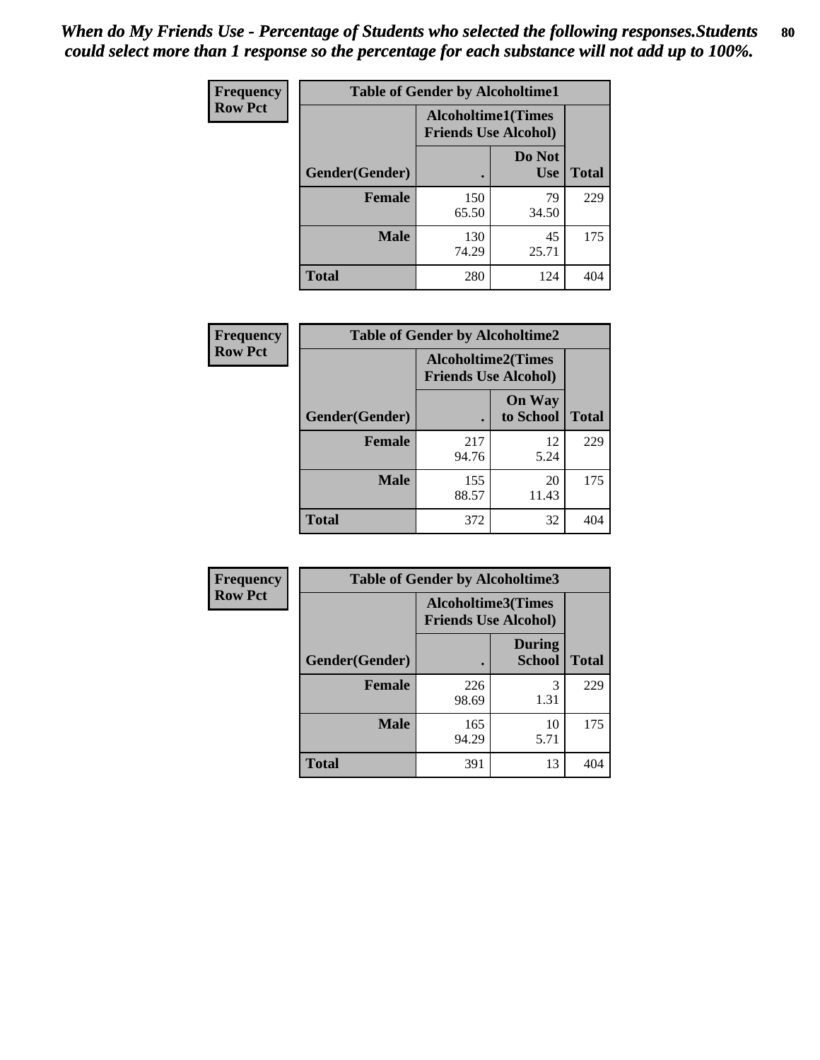*When do My Friends Use - Percentage of Students who selected the following responses.Students could select more than 1 response so the percentage for each substance will not add up to 100%.*

| Frequency Row Pct | Table of Gender by Alcoholtime1 | | |
|---|---|---|---|
| | Alcoholtime1(Times Friends Use Alcohol) | | |
| Gender(Gender) | . | Do Not Use | Total |
| **Female** | 150<br>65.50 | 79<br>34.50 | 229 |
| **Male** | 130<br>74.29 | 45<br>25.71 | 175 |
| **Total** | 280 | 124 | 404 |

| Frequency Row Pct | Table of Gender by Alcoholtime2 | | |
|---|---|---|---|
| | Alcoholtime2(Times Friends Use Alcohol) | | |
| Gender(Gender) | . | On Way to School | Total |
| **Female** | 217<br>94.76 | 12<br>5.24 | 229 |
| **Male** | 155<br>88.57 | 20<br>11.43 | 175 |
| **Total** | 372 | 32 | 404 |

| Frequency Row Pct | Table of Gender by Alcoholtime3 | | |
|---|---|---|---|
| | Alcoholtime3(Times Friends Use Alcohol) | | |
| Gender(Gender) | . | During School | Total |
| **Female** | 226<br>98.69 | 3<br>1.31 | 229 |
| **Male** | 165<br>94.29 | 10<br>5.71 | 175 |
| **Total** | 391 | 13 | 404 |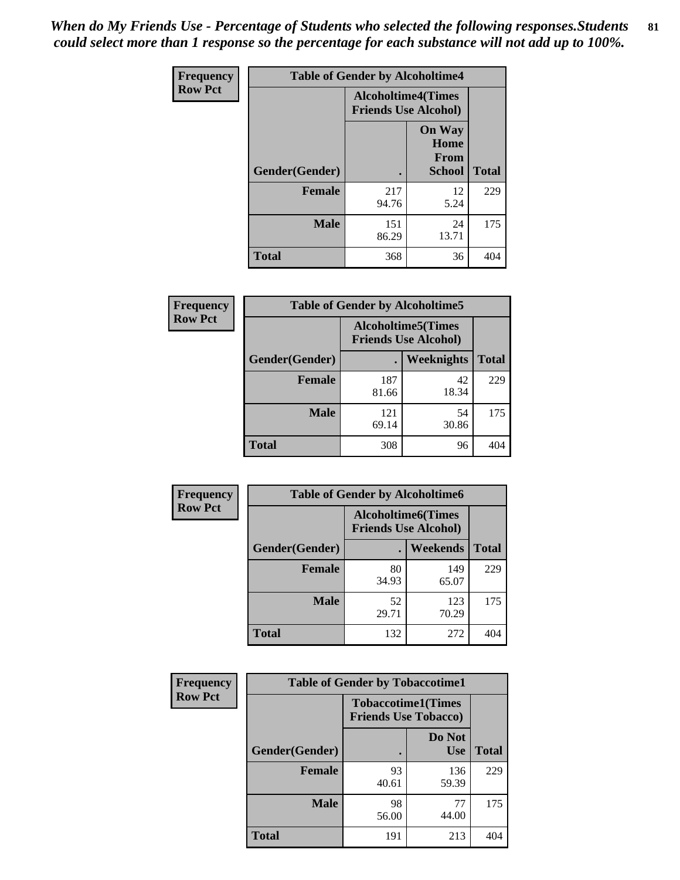*When do My Friends Use - Percentage of Students who selected the following responses.Students could select more than 1 response so the percentage for each substance will not add up to 100%.*

**Frequency**
**Row Pct**

| Table of Gender by Alcoholtime4 | | | |
|---|---|---|---|
| | Alcoholtime4(Times Friends Use Alcohol) | | |
| Gender(Gender) | . | On Way Home From School | Total |
| **Female** | 217<br>94.76 | 12<br>5.24 | 229 |
| **Male** | 151<br>86.29 | 24<br>13.71 | 175 |
| **Total** | 368 | 36 | 404 |

**Frequency**
**Row Pct**

| Table of Gender by Alcoholtime5 | | | |
|---|---|---|---|
| | Alcoholtime5(Times Friends Use Alcohol) | | |
| Gender(Gender) | . | Weeknights | Total |
| **Female** | 187<br>81.66 | 42<br>18.34 | 229 |
| **Male** | 121<br>69.14 | 54<br>30.86 | 175 |
| **Total** | 308 | 96 | 404 |

**Frequency**
**Row Pct**

| Table of Gender by Alcoholtime6 | | | |
|---|---|---|---|
| | Alcoholtime6(Times Friends Use Alcohol) | | |
| Gender(Gender) | . | Weekends | Total |
| **Female** | 80<br>34.93 | 149<br>65.07 | 229 |
| **Male** | 52<br>29.71 | 123<br>70.29 | 175 |
| **Total** | 132 | 272 | 404 |

**Frequency**
**Row Pct**

| Table of Gender by Tobaccotime1 | | | |
|---|---|---|---|
| | Tobaccotime1(Times Friends Use Tobacco) | | |
| Gender(Gender) | . | Do Not Use | Total |
| **Female** | 93<br>40.61 | 136<br>59.39 | 229 |
| **Male** | 98<br>56.00 | 77<br>44.00 | 175 |
| **Total** | 191 | 213 | 404 |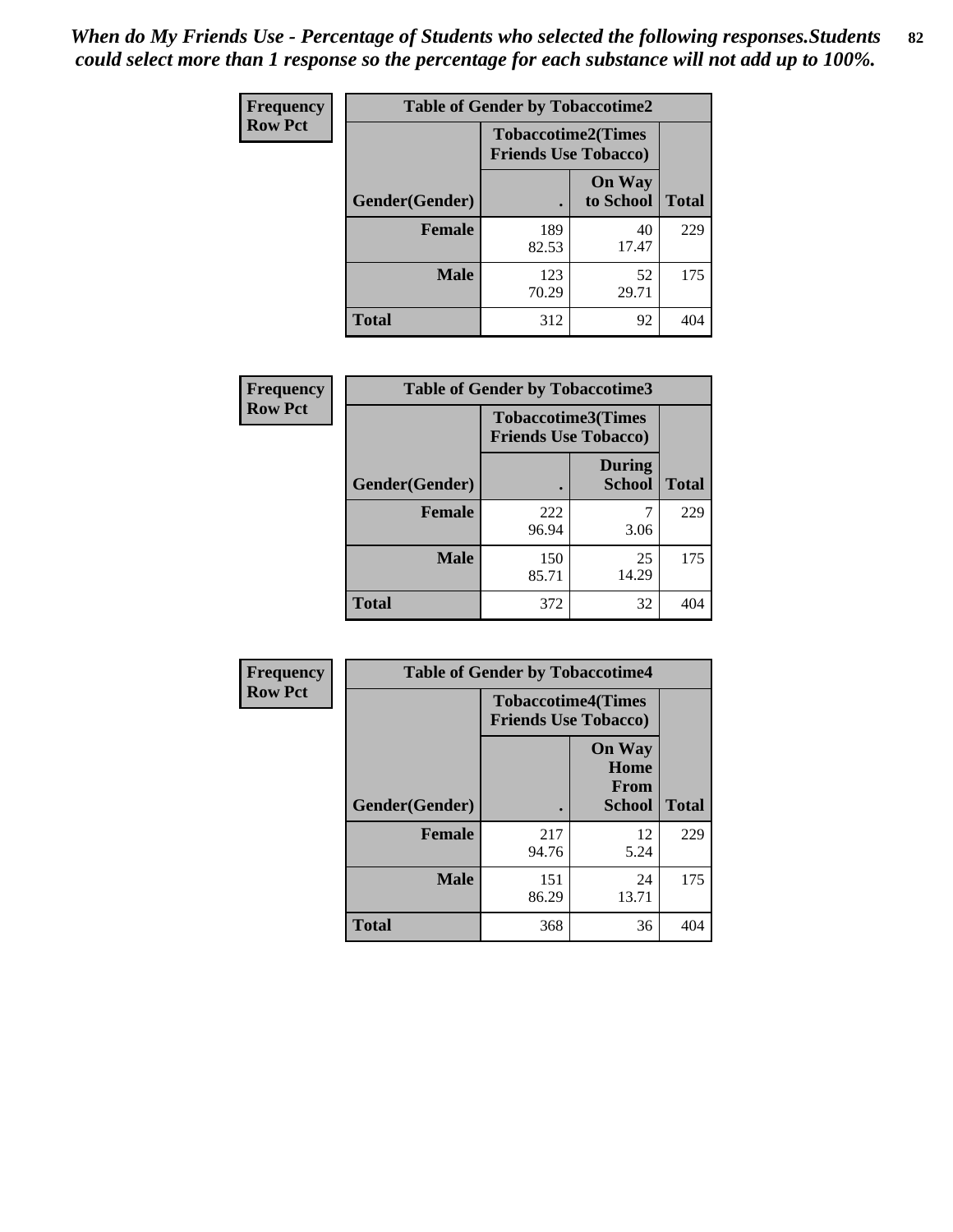*When do My Friends Use - Percentage of Students who selected the following responses.Students could select more than 1 response so the percentage for each substance will not add up to 100%.*

**Frequency**
**Row Pct**

| Table of Gender by Tobaccotime2 | | | |
|---|---|---|---|
| | Tobaccotime2(Times Friends Use Tobacco) | | |
| Gender(Gender) | . | On Way to School | Total |
| **Female** | 189<br>82.53 | 40<br>17.47 | 229 |
| **Male** | 123<br>70.29 | 52<br>29.71 | 175 |
| **Total** | 312 | 92 | 404 |

**Frequency**
**Row Pct**

| Table of Gender by Tobaccotime3 | | | |
|---|---|---|---|
| | Tobaccotime3(Times Friends Use Tobacco) | | |
| Gender(Gender) | . | During School | Total |
| **Female** | 222<br>96.94 | 7<br>3.06 | 229 |
| **Male** | 150<br>85.71 | 25<br>14.29 | 175 |
| **Total** | 372 | 32 | 404 |

**Frequency**
**Row Pct**

| Table of Gender by Tobaccotime4 | | | |
|---|---|---|---|
| | Tobaccotime4(Times Friends Use Tobacco) | | |
| Gender(Gender) | . | On Way Home From School | Total |
| **Female** | 217<br>94.76 | 12<br>5.24 | 229 |
| **Male** | 151<br>86.29 | 24<br>13.71 | 175 |
| **Total** | 368 | 36 | 404 |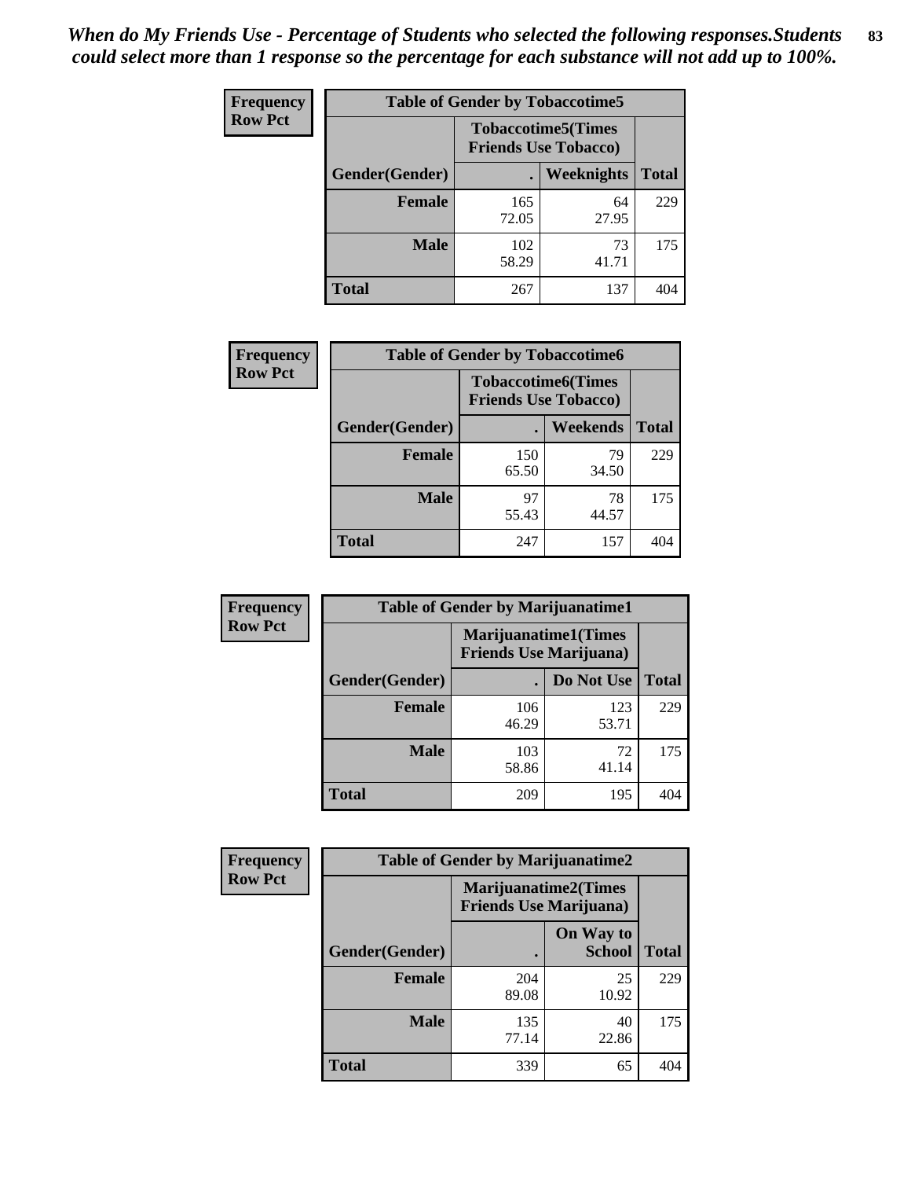*When do My Friends Use - Percentage of Students who selected the following responses.Students could select more than 1 response so the percentage for each substance will not add up to 100%.*

**Frequency**
**Row Pct**

| Table of Gender by Tobaccotime5 | | | |
|---|---|---|---|
| | Tobaccotime5(Times Friends Use Tobacco) | | |
| Gender(Gender) | . | Weeknights | Total |
| **Female** | 165<br>72.05 | 64<br>27.95 | 229 |
| **Male** | 102<br>58.29 | 73<br>41.71 | 175 |
| **Total** | 267 | 137 | 404 |

**Frequency**
**Row Pct**

| Table of Gender by Tobaccotime6 | | | |
|---|---|---|---|
| | Tobaccotime6(Times Friends Use Tobacco) | | |
| Gender(Gender) | . | Weekends | Total |
| **Female** | 150<br>65.50 | 79<br>34.50 | 229 |
| **Male** | 97<br>55.43 | 78<br>44.57 | 175 |
| **Total** | 247 | 157 | 404 |

**Frequency**
**Row Pct**

| Table of Gender by Marijuanatime1 | | | |
|---|---|---|---|
| | Marijuanatime1(Times Friends Use Marijuana) | | |
| Gender(Gender) | . | Do Not Use | Total |
| **Female** | 106<br>46.29 | 123<br>53.71 | 229 |
| **Male** | 103<br>58.86 | 72<br>41.14 | 175 |
| **Total** | 209 | 195 | 404 |

**Frequency**
**Row Pct**

| Table of Gender by Marijuanatime2 | | | |
|---|---|---|---|
| | Marijuanatime2(Times Friends Use Marijuana) | | |
| Gender(Gender) | . | On Way to School | Total |
| **Female** | 204<br>89.08 | 25<br>10.92 | 229 |
| **Male** | 135<br>77.14 | 40<br>22.86 | 175 |
| **Total** | 339 | 65 | 404 |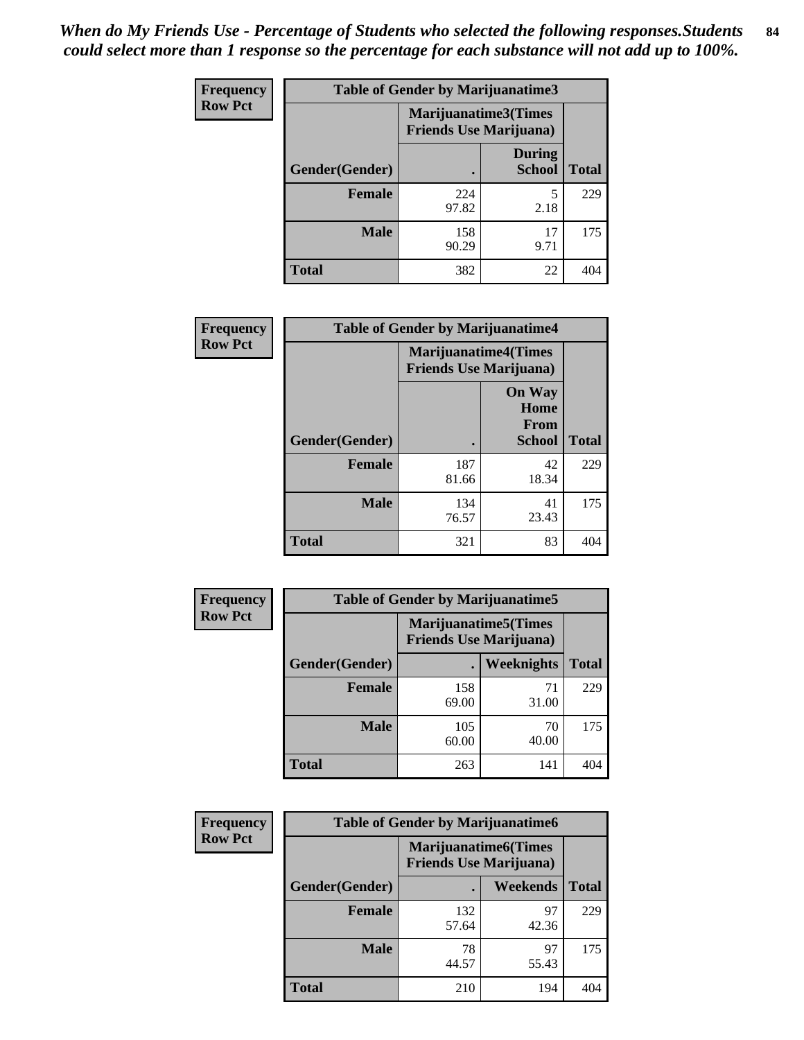*When do My Friends Use - Percentage of Students who selected the following responses.Students could select more than 1 response so the percentage for each substance will not add up to 100%.*

**Frequency**
**Row Pct**

| Table of Gender by Marijuanatime3 | | | |
|---|---|---|---|
| | Marijuanatime3(Times Friends Use Marijuana) | | |
| Gender(Gender) | . | During School | Total |
| **Female** | 224<br>97.82 | 5<br>2.18 | 229 |
| **Male** | 158<br>90.29 | 17<br>9.71 | 175 |
| **Total** | 382 | 22 | 404 |

**Frequency**
**Row Pct**

| Table of Gender by Marijuanatime4 | | | |
|---|---|---|---|
| | Marijuanatime4(Times Friends Use Marijuana) | | |
| Gender(Gender) | . | On Way Home From School | Total |
| **Female** | 187<br>81.66 | 42<br>18.34 | 229 |
| **Male** | 134<br>76.57 | 41<br>23.43 | 175 |
| **Total** | 321 | 83 | 404 |

**Frequency**
**Row Pct**

| Table of Gender by Marijuanatime5 | | | |
|---|---|---|---|
| | Marijuanatime5(Times Friends Use Marijuana) | | |
| Gender(Gender) | . | Weeknights | Total |
| **Female** | 158<br>69.00 | 71<br>31.00 | 229 |
| **Male** | 105<br>60.00 | 70<br>40.00 | 175 |
| **Total** | 263 | 141 | 404 |

**Frequency**
**Row Pct**

| Table of Gender by Marijuanatime6 | | | |
|---|---|---|---|
| | Marijuanatime6(Times Friends Use Marijuana) | | |
| Gender(Gender) | . | Weekends | Total |
| **Female** | 132<br>57.64 | 97<br>42.36 | 229 |
| **Male** | 78<br>44.57 | 97<br>55.43 | 175 |
| **Total** | 210 | 194 | 404 |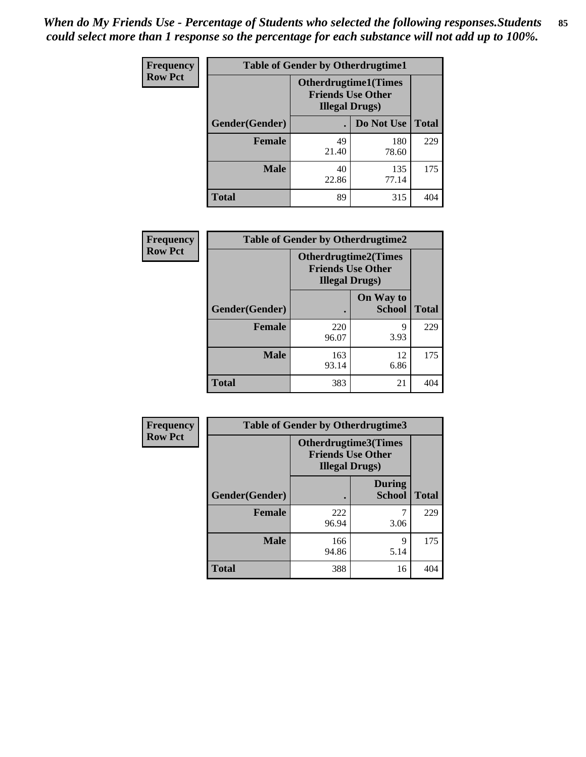*When do My Friends Use - Percentage of Students who selected the following responses.Students could select more than 1 response so the percentage for each substance will not add up to 100%.*

**Frequency**
**Row Pct**

**Table of Gender by Otherdrugtime1**

| Gender(Gender) | Otherdrugtime1(Times Friends Use Other Illegal Drugs) . | Do Not Use | Total |
|---|---|---|---|
| **Female** | 49<br>21.40 | 180<br>78.60 | 229 |
| **Male** | 40<br>22.86 | 135<br>77.14 | 175 |
| **Total** | 89 | 315 | 404 |

**Frequency**
**Row Pct**

**Table of Gender by Otherdrugtime2**

| Gender(Gender) | Otherdrugtime2(Times Friends Use Other Illegal Drugs) . | On Way to School | Total |
|---|---|---|---|
| **Female** | 220<br>96.07 | 9<br>3.93 | 229 |
| **Male** | 163<br>93.14 | 12<br>6.86 | 175 |
| **Total** | 383 | 21 | 404 |

**Frequency**
**Row Pct**

**Table of Gender by Otherdrugtime3**

| Gender(Gender) | Otherdrugtime3(Times Friends Use Other Illegal Drugs) . | During School | Total |
|---|---|---|---|
| **Female** | 222<br>96.94 | 7<br>3.06 | 229 |
| **Male** | 166<br>94.86 | 9<br>5.14 | 175 |
| **Total** | 388 | 16 | 404 |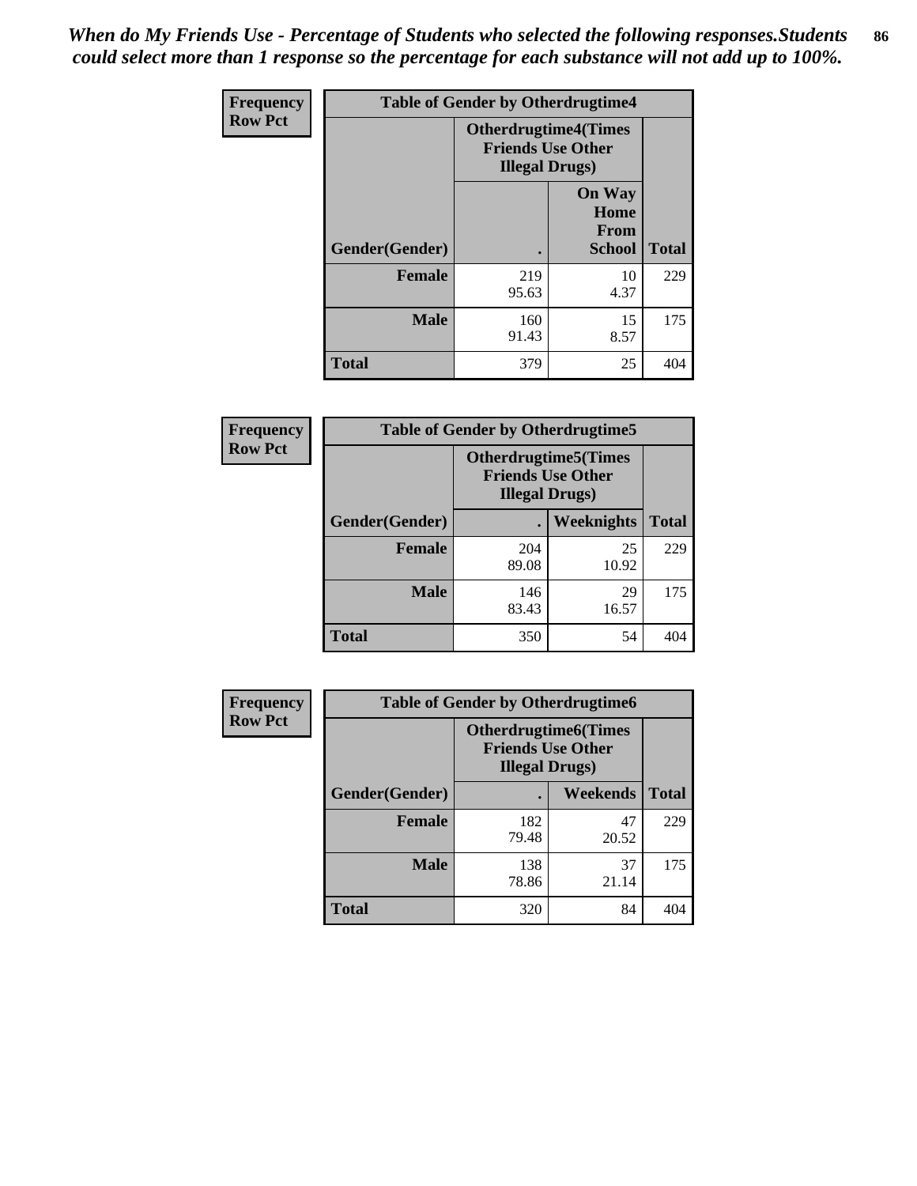*When do My Friends Use - Percentage of Students who selected the following responses.Students could select more than 1 response so the percentage for each substance will not add up to 100%.*

**Frequency**
**Row Pct**

| Table of Gender by Otherdrugtime4 | | | |
|---|---|---|---|
| | Otherdrugtime4(Times Friends Use Other Illegal Drugs) | | |
| Gender(Gender) | . | On Way Home From School | Total |
| **Female** | 219<br>95.63 | 10<br>4.37 | 229 |
| **Male** | 160<br>91.43 | 15<br>8.57 | 175 |
| **Total** | 379 | 25 | 404 |

**Frequency**
**Row Pct**

| Table of Gender by Otherdrugtime5 | | | |
|---|---|---|---|
| | Otherdrugtime5(Times Friends Use Other Illegal Drugs) | | |
| Gender(Gender) | . | Weeknights | Total |
| **Female** | 204<br>89.08 | 25<br>10.92 | 229 |
| **Male** | 146<br>83.43 | 29<br>16.57 | 175 |
| **Total** | 350 | 54 | 404 |

**Frequency**
**Row Pct**

| Table of Gender by Otherdrugtime6 | | | |
|---|---|---|---|
| | Otherdrugtime6(Times Friends Use Other Illegal Drugs) | | |
| Gender(Gender) | . | Weekends | Total |
| **Female** | 182<br>79.48 | 47<br>20.52 | 229 |
| **Male** | 138<br>78.86 | 37<br>21.14 | 175 |
| **Total** | 320 | 84 | 404 |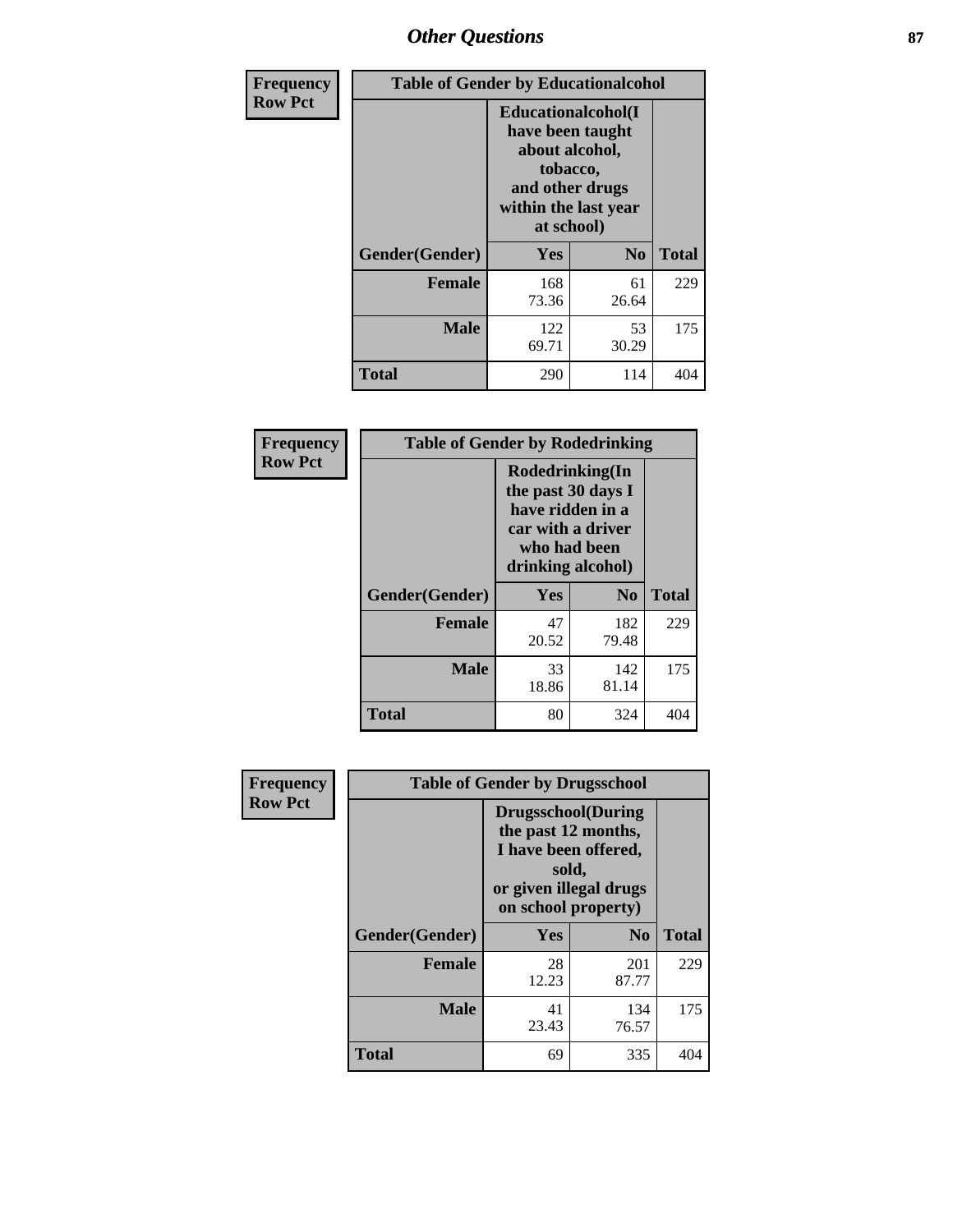# Other Questions

**Frequency**
**Row Pct**

| Table of Gender by Educationalcohol | | | |
|---|---|---|---|
| | Educationalcohol(I have been taught about alcohol, tobacco, and other drugs within the last year at school) | | |
| Gender(Gender) | Yes | No | Total |
| Female | 168<br>73.36 | 61<br>26.64 | 229 |
| Male | 122<br>69.71 | 53<br>30.29 | 175 |
| Total | 290 | 114 | 404 |

**Frequency**
**Row Pct**

| Table of Gender by Rodedrinking | | | |
|---|---|---|---|
| | Rodedrinking(In the past 30 days I have ridden in a car with a driver who had been drinking alcohol) | | |
| Gender(Gender) | Yes | No | Total |
| Female | 47<br>20.52 | 182<br>79.48 | 229 |
| Male | 33<br>18.86 | 142<br>81.14 | 175 |
| Total | 80 | 324 | 404 |

**Frequency**
**Row Pct**

| Table of Gender by Drugsschool | | | |
|---|---|---|---|
| | Drugsschool(During the past 12 months, I have been offered, sold, or given illegal drugs on school property) | | |
| Gender(Gender) | Yes | No | Total |
| Female | 28<br>12.23 | 201<br>87.77 | 229 |
| Male | 41<br>23.43 | 134<br>76.57 | 175 |
| Total | 69 | 335 | 404 |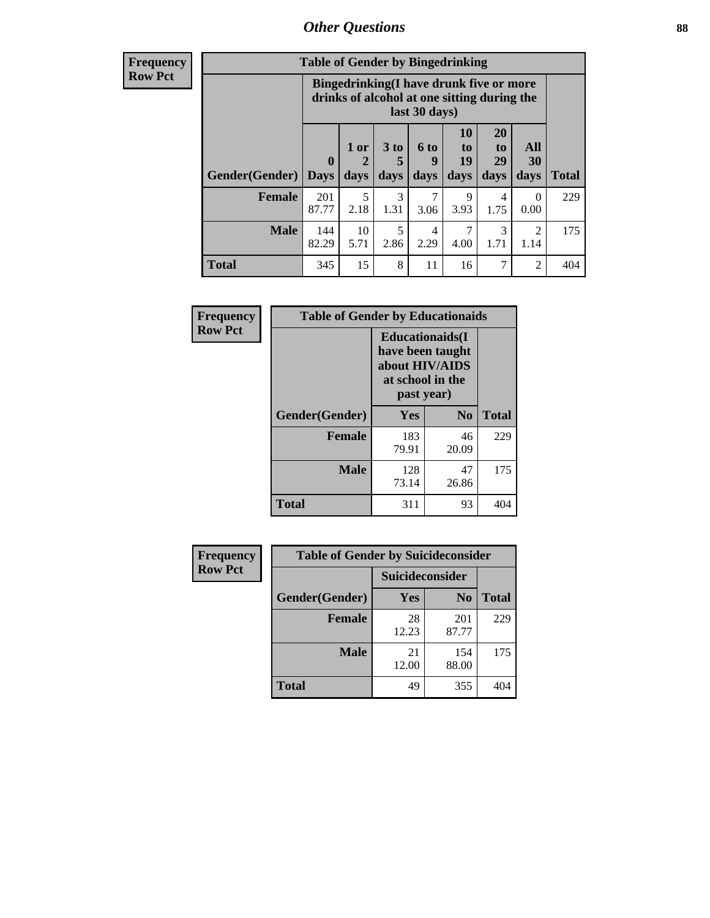## Other Questions

**Frequency**
**Row Pct**

| Table of Gender by Bingedrinking | | | | | | | | |
|---|---|---|---|---|---|---|---|---|
| | Bingedrinking(I have drunk five or more drinks of alcohol at one sitting during the last 30 days) | | | | | | | |
| Gender(Gender) | 0 Days | 1 or 2 days | 3 to 5 days | 6 to 9 days | 10 to 19 days | 20 to 29 days | All 30 days | Total |
| Female | 201<br>87.77 | 5<br>2.18 | 3<br>1.31 | 7<br>3.06 | 9<br>3.93 | 4<br>1.75 | 0<br>0.00 | 229 |
| Male | 144<br>82.29 | 10<br>5.71 | 5<br>2.86 | 4<br>2.29 | 7<br>4.00 | 3<br>1.71 | 2<br>1.14 | 175 |
| Total | 345 | 15 | 8 | 11 | 16 | 7 | 2 | 404 |

**Frequency**
**Row Pct**

| Table of Gender by Educationaids | | | |
|---|---|---|---|
| | Educationaids(I have been taught about HIV/AIDS at school in the past year) | | |
| Gender(Gender) | Yes | No | Total |
| Female | 183<br>79.91 | 46<br>20.09 | 229 |
| Male | 128<br>73.14 | 47<br>26.86 | 175 |
| Total | 311 | 93 | 404 |

**Frequency**
**Row Pct**

| Table of Gender by Suicideconsider | | | |
|---|---|---|---|
| | Suicideconsider | | |
| Gender(Gender) | Yes | No | Total |
| Female | 28<br>12.23 | 201<br>87.77 | 229 |
| Male | 21<br>12.00 | 154<br>88.00 | 175 |
| Total | 49 | 355 | 404 |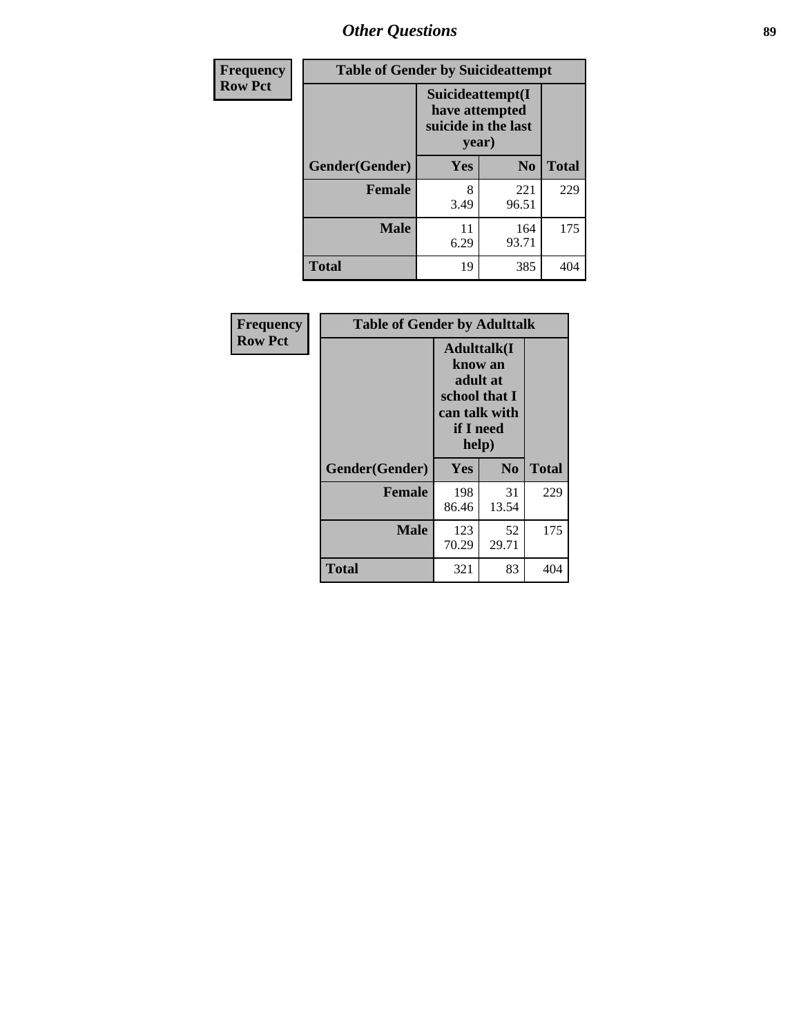## Other Questions

| Frequency Row Pct | Table of Gender by Suicideattempt | | |
|---|---|---|---|
| | Suicideattempt(I have attempted suicide in the last year) | | |
| Gender(Gender) | Yes | No | Total |
| Female | 8<br>3.49 | 221<br>96.51 | 229 |
| Male | 11<br>6.29 | 164<br>93.71 | 175 |
| Total | 19 | 385 | 404 |

| Frequency Row Pct | Table of Gender by Adulttalk | | |
|---|---|---|---|
| | Adulttalk(I know an adult at school that I can talk with if I need help) | | |
| Gender(Gender) | Yes | No | Total |
| Female | 198<br>86.46 | 31<br>13.54 | 229 |
| Male | 123<br>70.29 | 52<br>29.71 | 175 |
| Total | 321 | 83 | 404 |